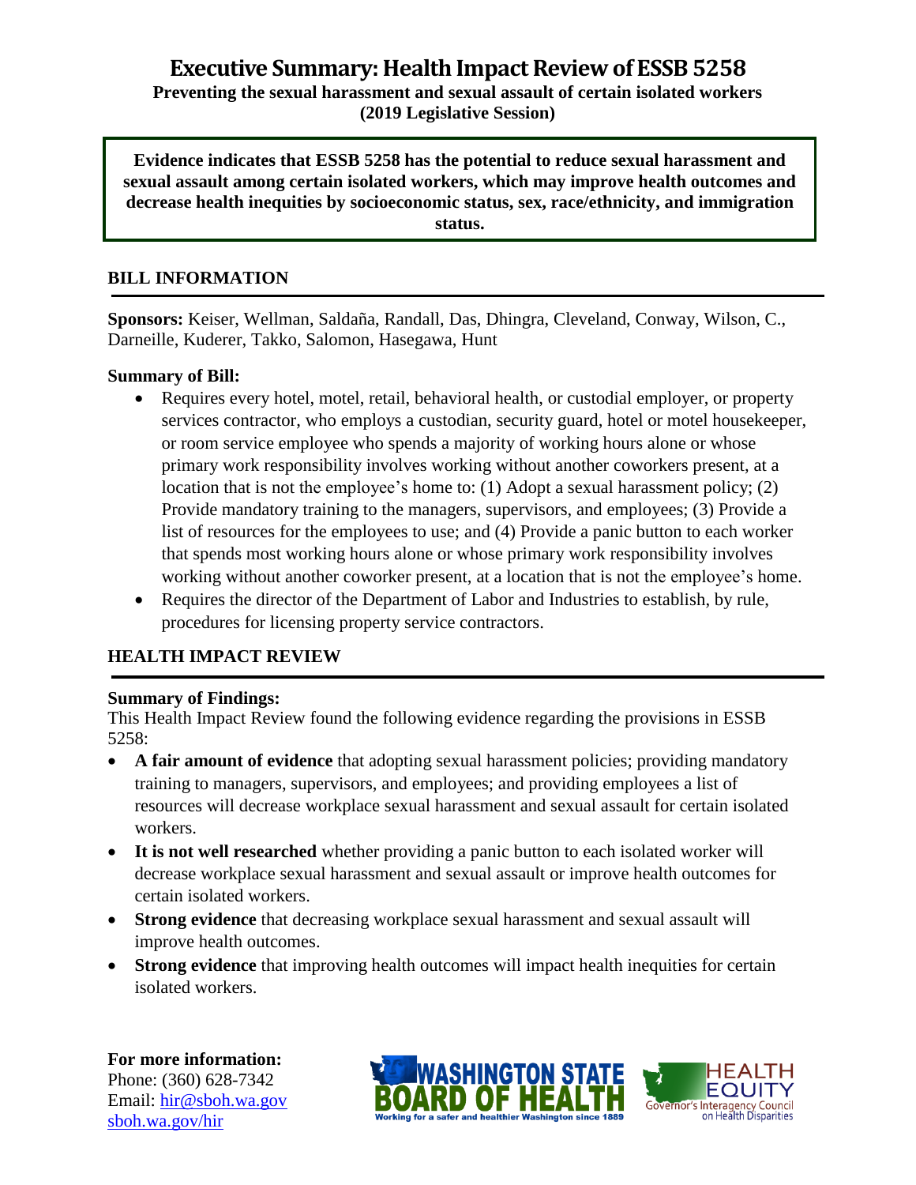# Executive Summary: Health Impact Review of ESSB 5258

**Preventing the sexual harassment and sexual assault of certain isolated workers (2019 Legislative Session)**

**Evidence indicates that ESSB 5258 has the potential to reduce sexual harassment and sexual assault among certain isolated workers, which may improve health outcomes and decrease health inequities by socioeconomic status, sex, race/ethnicity, and immigration status.**

## BILL INFORMATION

**Sponsors:** Keiser, Wellman, Saldaña, Randall, Das, Dhingra, Cleveland, Conway, Wilson, C., Darneille, Kuderer, Takko, Salomon, Hasegawa, Hunt

### Summary of Bill:

- Requires every hotel, motel, retail, behavioral health, or custodial employer, or property services contractor, who employs a custodian, security guard, hotel or motel housekeeper, or room service employee who spends a majority of working hours alone or whose primary work responsibility involves working without another coworkers present, at a location that is not the employee's home to: (1) Adopt a sexual harassment policy; (2) Provide mandatory training to the managers, supervisors, and employees; (3) Provide a list of resources for the employees to use; and (4) Provide a panic button to each worker that spends most working hours alone or whose primary work responsibility involves working without another coworker present, at a location that is not the employee's home.
- Requires the director of the Department of Labor and Industries to establish, by rule, procedures for licensing property service contractors.

## HEALTH IMPACT REVIEW

### Summary of Findings:

This Health Impact Review found the following evidence regarding the provisions in ESSB 5258:

- **A fair amount of evidence** that adopting sexual harassment policies; providing mandatory training to managers, supervisors, and employees; and providing employees a list of resources will decrease workplace sexual harassment and sexual assault for certain isolated workers.
- **It is not well researched** whether providing a panic button to each isolated worker will decrease workplace sexual harassment and sexual assault or improve health outcomes for certain isolated workers.
- **Strong evidence** that decreasing workplace sexual harassment and sexual assault will improve health outcomes.
- **Strong evidence** that improving health outcomes will impact health inequities for certain isolated workers.

**For more information:**
Phone: (360) 628-7342
Email: hir@sboh.wa.gov
sboh.wa.gov/hir

WASHINGTON STATE BOARD OF HEALTH — Working for a safer and healthier Washington since 1889

HEALTH EQUITY — Governor's Interagency Council on Health Disparities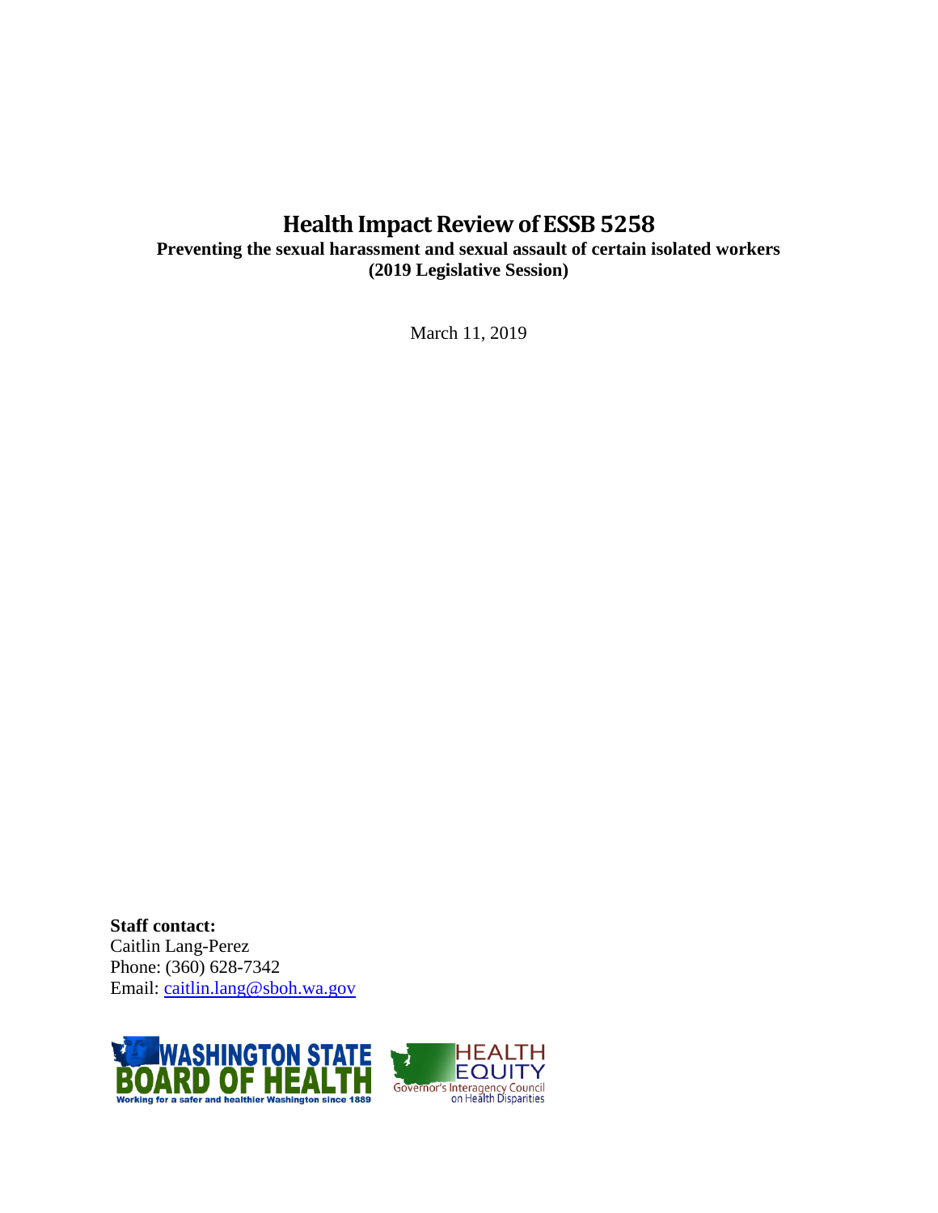# Health Impact Review of ESSB 5258

**Preventing the sexual harassment and sexual assault of certain isolated workers**
**(2019 Legislative Session)**

March 11, 2019

**Staff contact:**
Caitlin Lang-Perez
Phone: (360) 628-7342
Email: [caitlin.lang@sboh.wa.gov](mailto:caitlin.lang@sboh.wa.gov)

WASHINGTON STATE BOARD OF HEALTH
Working for a safer and healthier Washington since 1889

HEALTH EQUITY
Governor's Interagency Council on Health Disparities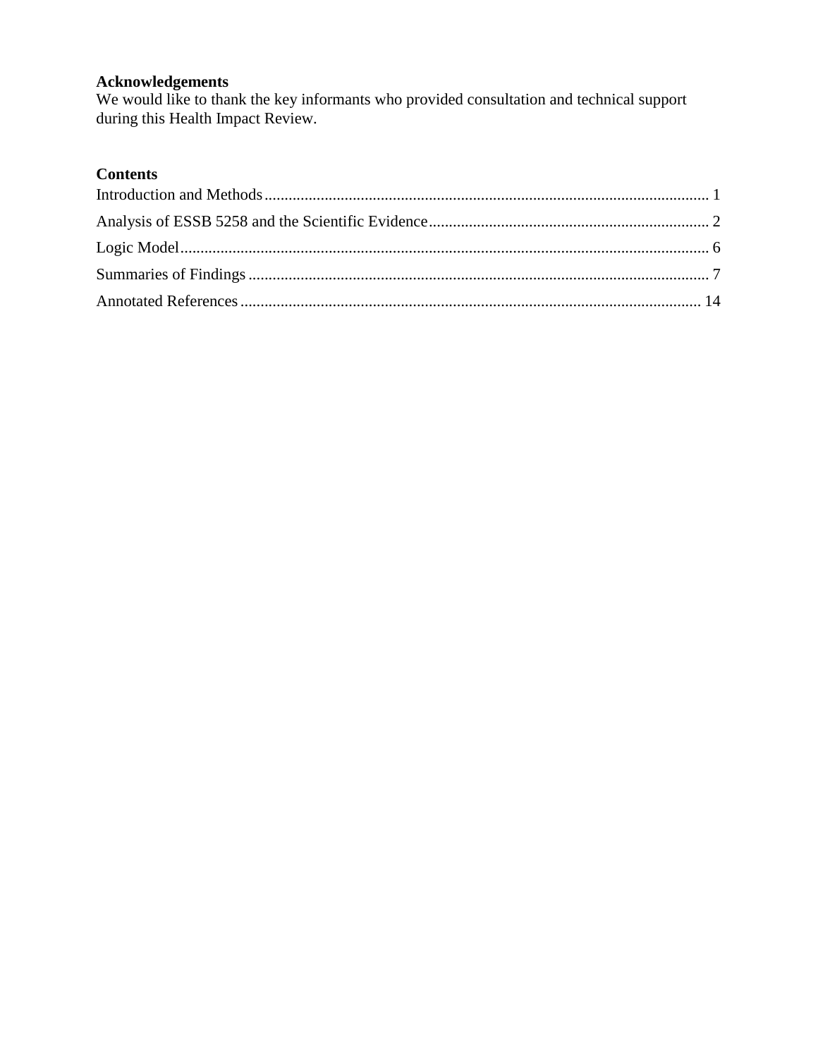## Acknowledgements

We would like to thank the key informants who provided consultation and technical support during this Health Impact Review.

## Contents

Introduction and Methods .............................................................................................................. 1

Analysis of ESSB 5258 and the Scientific Evidence ..................................................................... 2

Logic Model .................................................................................................................................. 6

Summaries of Findings .................................................................................................................. 7

Annotated References .................................................................................................................. 14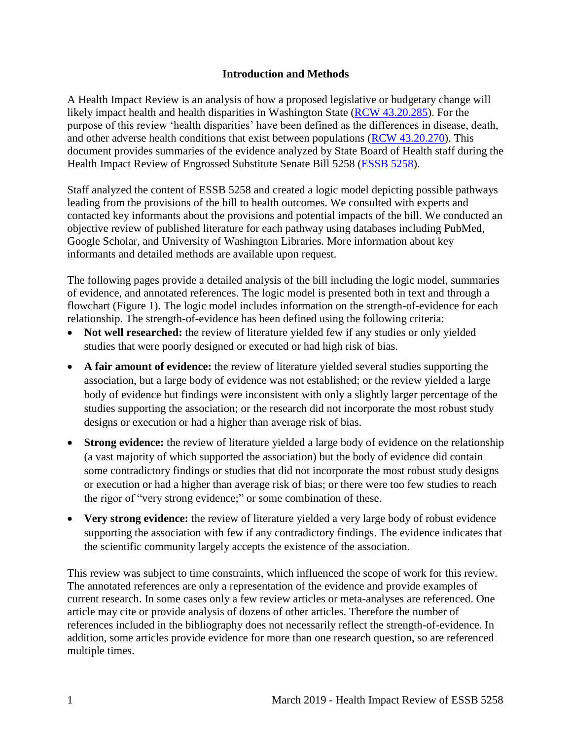## Introduction and Methods

A Health Impact Review is an analysis of how a proposed legislative or budgetary change will likely impact health and health disparities in Washington State ([RCW 43.20.285](RCW 43.20.285)). For the purpose of this review 'health disparities' have been defined as the differences in disease, death, and other adverse health conditions that exist between populations ([RCW 43.20.270](RCW 43.20.270)). This document provides summaries of the evidence analyzed by State Board of Health staff during the Health Impact Review of Engrossed Substitute Senate Bill 5258 ([ESSB 5258](ESSB 5258)).

Staff analyzed the content of ESSB 5258 and created a logic model depicting possible pathways leading from the provisions of the bill to health outcomes. We consulted with experts and contacted key informants about the provisions and potential impacts of the bill. We conducted an objective review of published literature for each pathway using databases including PubMed, Google Scholar, and University of Washington Libraries. More information about key informants and detailed methods are available upon request.

The following pages provide a detailed analysis of the bill including the logic model, summaries of evidence, and annotated references. The logic model is presented both in text and through a flowchart (Figure 1). The logic model includes information on the strength-of-evidence for each relationship. The strength-of-evidence has been defined using the following criteria:

- **Not well researched:** the review of literature yielded few if any studies or only yielded studies that were poorly designed or executed or had high risk of bias.
- **A fair amount of evidence:** the review of literature yielded several studies supporting the association, but a large body of evidence was not established; or the review yielded a large body of evidence but findings were inconsistent with only a slightly larger percentage of the studies supporting the association; or the research did not incorporate the most robust study designs or execution or had a higher than average risk of bias.
- **Strong evidence:** the review of literature yielded a large body of evidence on the relationship (a vast majority of which supported the association) but the body of evidence did contain some contradictory findings or studies that did not incorporate the most robust study designs or execution or had a higher than average risk of bias; or there were too few studies to reach the rigor of "very strong evidence;" or some combination of these.
- **Very strong evidence:** the review of literature yielded a very large body of robust evidence supporting the association with few if any contradictory findings. The evidence indicates that the scientific community largely accepts the existence of the association.

This review was subject to time constraints, which influenced the scope of work for this review. The annotated references are only a representation of the evidence and provide examples of current research. In some cases only a few review articles or meta-analyses are referenced. One article may cite or provide analysis of dozens of other articles. Therefore the number of references included in the bibliography does not necessarily reflect the strength-of-evidence. In addition, some articles provide evidence for more than one research question, so are referenced multiple times.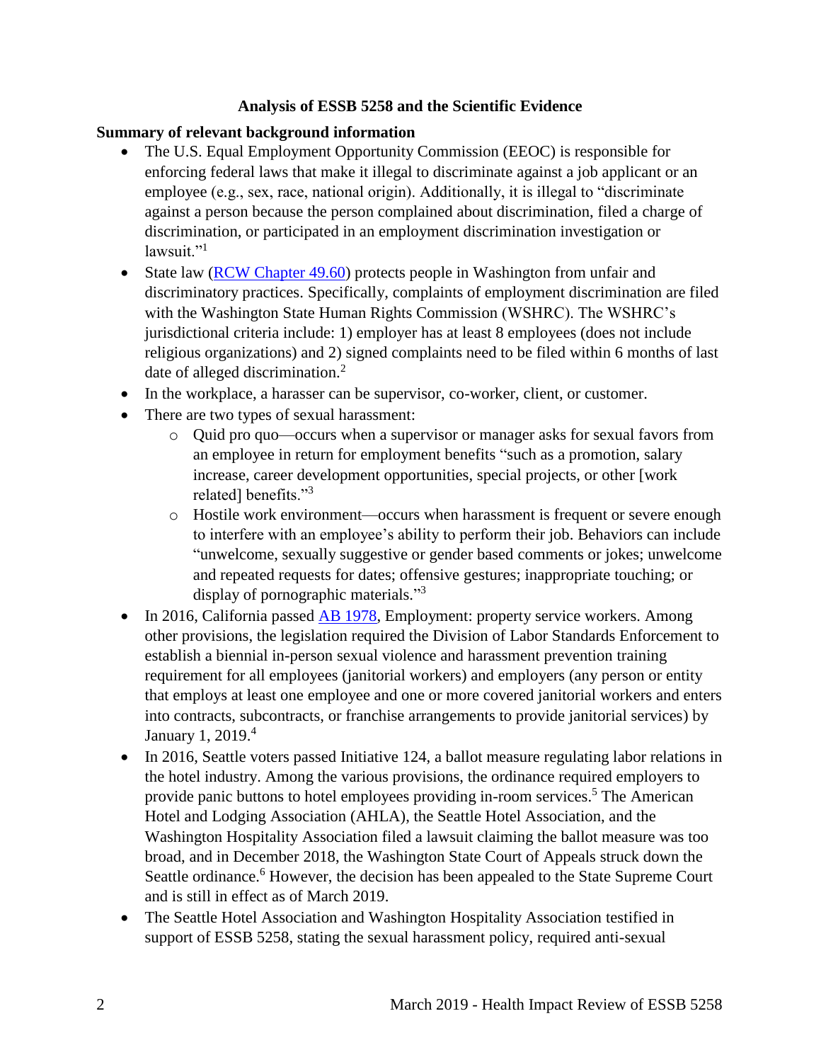**Analysis of ESSB 5258 and the Scientific Evidence**

**Summary of relevant background information**

- The U.S. Equal Employment Opportunity Commission (EEOC) is responsible for enforcing federal laws that make it illegal to discriminate against a job applicant or an employee (e.g., sex, race, national origin). Additionally, it is illegal to "discriminate against a person because the person complained about discrimination, filed a charge of discrimination, or participated in an employment discrimination investigation or lawsuit."[1]
- State law (RCW Chapter 49.60) protects people in Washington from unfair and discriminatory practices. Specifically, complaints of employment discrimination are filed with the Washington State Human Rights Commission (WSHRC). The WSHRC's jurisdictional criteria include: 1) employer has at least 8 employees (does not include religious organizations) and 2) signed complaints need to be filed within 6 months of last date of alleged discrimination.[2]
- In the workplace, a harasser can be supervisor, co-worker, client, or customer.
- There are two types of sexual harassment:
  - Quid pro quo—occurs when a supervisor or manager asks for sexual favors from an employee in return for employment benefits "such as a promotion, salary increase, career development opportunities, special projects, or other [work related] benefits."[3]
  - Hostile work environment—occurs when harassment is frequent or severe enough to interfere with an employee's ability to perform their job. Behaviors can include "unwelcome, sexually suggestive or gender based comments or jokes; unwelcome and repeated requests for dates; offensive gestures; inappropriate touching; or display of pornographic materials."[3]
- In 2016, California passed AB 1978, Employment: property service workers. Among other provisions, the legislation required the Division of Labor Standards Enforcement to establish a biennial in-person sexual violence and harassment prevention training requirement for all employees (janitorial workers) and employers (any person or entity that employs at least one employee and one or more covered janitorial workers and enters into contracts, subcontracts, or franchise arrangements to provide janitorial services) by January 1, 2019.[4]
- In 2016, Seattle voters passed Initiative 124, a ballot measure regulating labor relations in the hotel industry. Among the various provisions, the ordinance required employers to provide panic buttons to hotel employees providing in-room services.[5] The American Hotel and Lodging Association (AHLA), the Seattle Hotel Association, and the Washington Hospitality Association filed a lawsuit claiming the ballot measure was too broad, and in December 2018, the Washington State Court of Appeals struck down the Seattle ordinance.[6] However, the decision has been appealed to the State Supreme Court and is still in effect as of March 2019.
- The Seattle Hotel Association and Washington Hospitality Association testified in support of ESSB 5258, stating the sexual harassment policy, required anti-sexual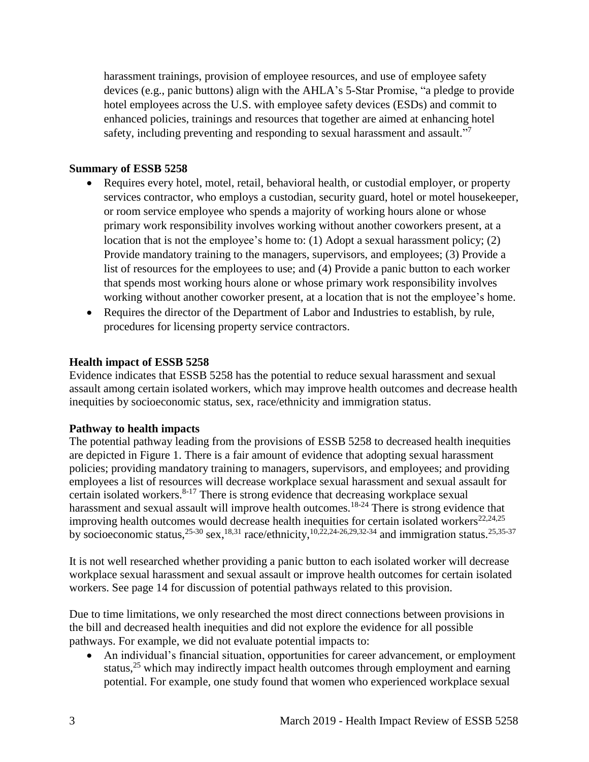harassment trainings, provision of employee resources, and use of employee safety devices (e.g., panic buttons) align with the AHLA's 5-Star Promise, "a pledge to provide hotel employees across the U.S. with employee safety devices (ESDs) and commit to enhanced policies, trainings and resources that together are aimed at enhancing hotel safety, including preventing and responding to sexual harassment and assault."[7]

**Summary of ESSB 5258**

- Requires every hotel, motel, retail, behavioral health, or custodial employer, or property services contractor, who employs a custodian, security guard, hotel or motel housekeeper, or room service employee who spends a majority of working hours alone or whose primary work responsibility involves working without another coworkers present, at a location that is not the employee's home to: (1) Adopt a sexual harassment policy; (2) Provide mandatory training to the managers, supervisors, and employees; (3) Provide a list of resources for the employees to use; and (4) Provide a panic button to each worker that spends most working hours alone or whose primary work responsibility involves working without another coworker present, at a location that is not the employee's home.
- Requires the director of the Department of Labor and Industries to establish, by rule, procedures for licensing property service contractors.

**Health impact of ESSB 5258**

Evidence indicates that ESSB 5258 has the potential to reduce sexual harassment and sexual assault among certain isolated workers, which may improve health outcomes and decrease health inequities by socioeconomic status, sex, race/ethnicity and immigration status.

**Pathway to health impacts**

The potential pathway leading from the provisions of ESSB 5258 to decreased health inequities are depicted in Figure 1. There is a fair amount of evidence that adopting sexual harassment policies; providing mandatory training to managers, supervisors, and employees; and providing employees a list of resources will decrease workplace sexual harassment and sexual assault for certain isolated workers.[8-17] There is strong evidence that decreasing workplace sexual harassment and sexual assault will improve health outcomes.[18-24] There is strong evidence that improving health outcomes would decrease health inequities for certain isolated workers[22,24,25] by socioeconomic status,[25-30] sex,[18,31] race/ethnicity,[10,22,24-26,29,32-34] and immigration status.[25,35-37]

It is not well researched whether providing a panic button to each isolated worker will decrease workplace sexual harassment and sexual assault or improve health outcomes for certain isolated workers. See page 14 for discussion of potential pathways related to this provision.

Due to time limitations, we only researched the most direct connections between provisions in the bill and decreased health inequities and did not explore the evidence for all possible pathways. For example, we did not evaluate potential impacts to:

- An individual's financial situation, opportunities for career advancement, or employment status,[25] which may indirectly impact health outcomes through employment and earning potential. For example, one study found that women who experienced workplace sexual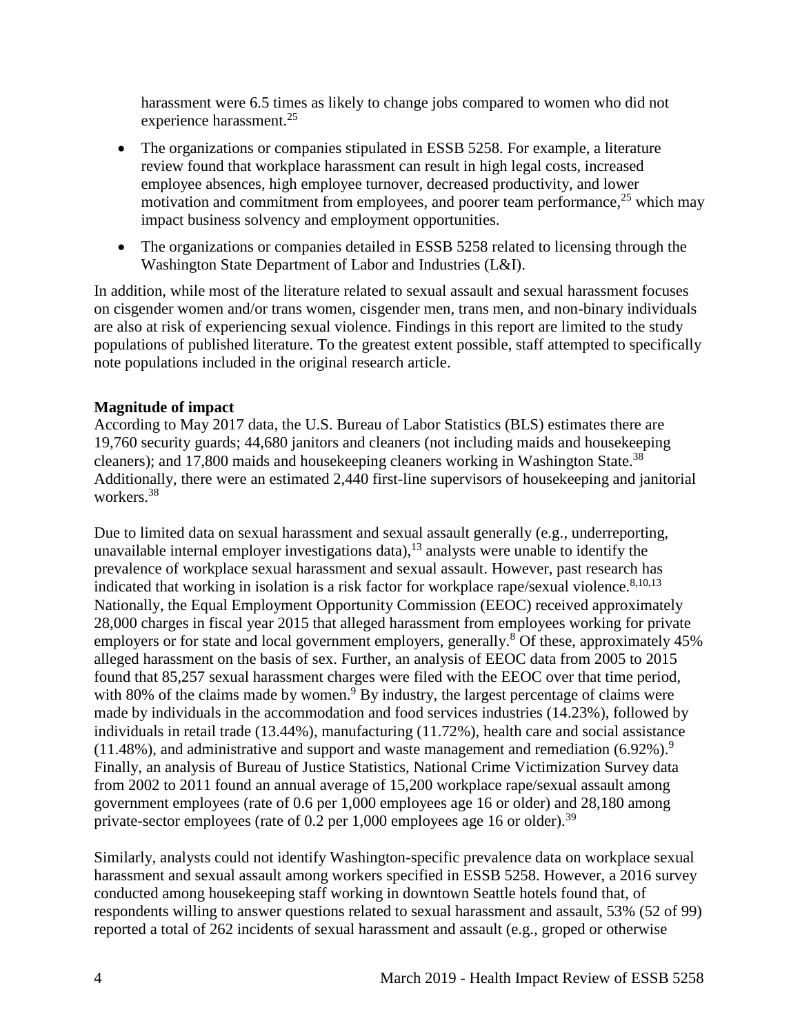harassment were 6.5 times as likely to change jobs compared to women who did not experience harassment.[25]

- The organizations or companies stipulated in ESSB 5258. For example, a literature review found that workplace harassment can result in high legal costs, increased employee absences, high employee turnover, decreased productivity, and lower motivation and commitment from employees, and poorer team performance,[25] which may impact business solvency and employment opportunities.
- The organizations or companies detailed in ESSB 5258 related to licensing through the Washington State Department of Labor and Industries (L&I).

In addition, while most of the literature related to sexual assault and sexual harassment focuses on cisgender women and/or trans women, cisgender men, trans men, and non-binary individuals are also at risk of experiencing sexual violence. Findings in this report are limited to the study populations of published literature. To the greatest extent possible, staff attempted to specifically note populations included in the original research article.

**Magnitude of impact**

According to May 2017 data, the U.S. Bureau of Labor Statistics (BLS) estimates there are 19,760 security guards; 44,680 janitors and cleaners (not including maids and housekeeping cleaners); and 17,800 maids and housekeeping cleaners working in Washington State.[38] Additionally, there were an estimated 2,440 first-line supervisors of housekeeping and janitorial workers.[38]

Due to limited data on sexual harassment and sexual assault generally (e.g., underreporting, unavailable internal employer investigations data),[13] analysts were unable to identify the prevalence of workplace sexual harassment and sexual assault. However, past research has indicated that working in isolation is a risk factor for workplace rape/sexual violence.[8,10,13] Nationally, the Equal Employment Opportunity Commission (EEOC) received approximately 28,000 charges in fiscal year 2015 that alleged harassment from employees working for private employers or for state and local government employers, generally.[8] Of these, approximately 45% alleged harassment on the basis of sex. Further, an analysis of EEOC data from 2005 to 2015 found that 85,257 sexual harassment charges were filed with the EEOC over that time period, with 80% of the claims made by women.[9] By industry, the largest percentage of claims were made by individuals in the accommodation and food services industries (14.23%), followed by individuals in retail trade (13.44%), manufacturing (11.72%), health care and social assistance (11.48%), and administrative and support and waste management and remediation (6.92%).[9] Finally, an analysis of Bureau of Justice Statistics, National Crime Victimization Survey data from 2002 to 2011 found an annual average of 15,200 workplace rape/sexual assault among government employees (rate of 0.6 per 1,000 employees age 16 or older) and 28,180 among private-sector employees (rate of 0.2 per 1,000 employees age 16 or older).[39]

Similarly, analysts could not identify Washington-specific prevalence data on workplace sexual harassment and sexual assault among workers specified in ESSB 5258. However, a 2016 survey conducted among housekeeping staff working in downtown Seattle hotels found that, of respondents willing to answer questions related to sexual harassment and assault, 53% (52 of 99) reported a total of 262 incidents of sexual harassment and assault (e.g., groped or otherwise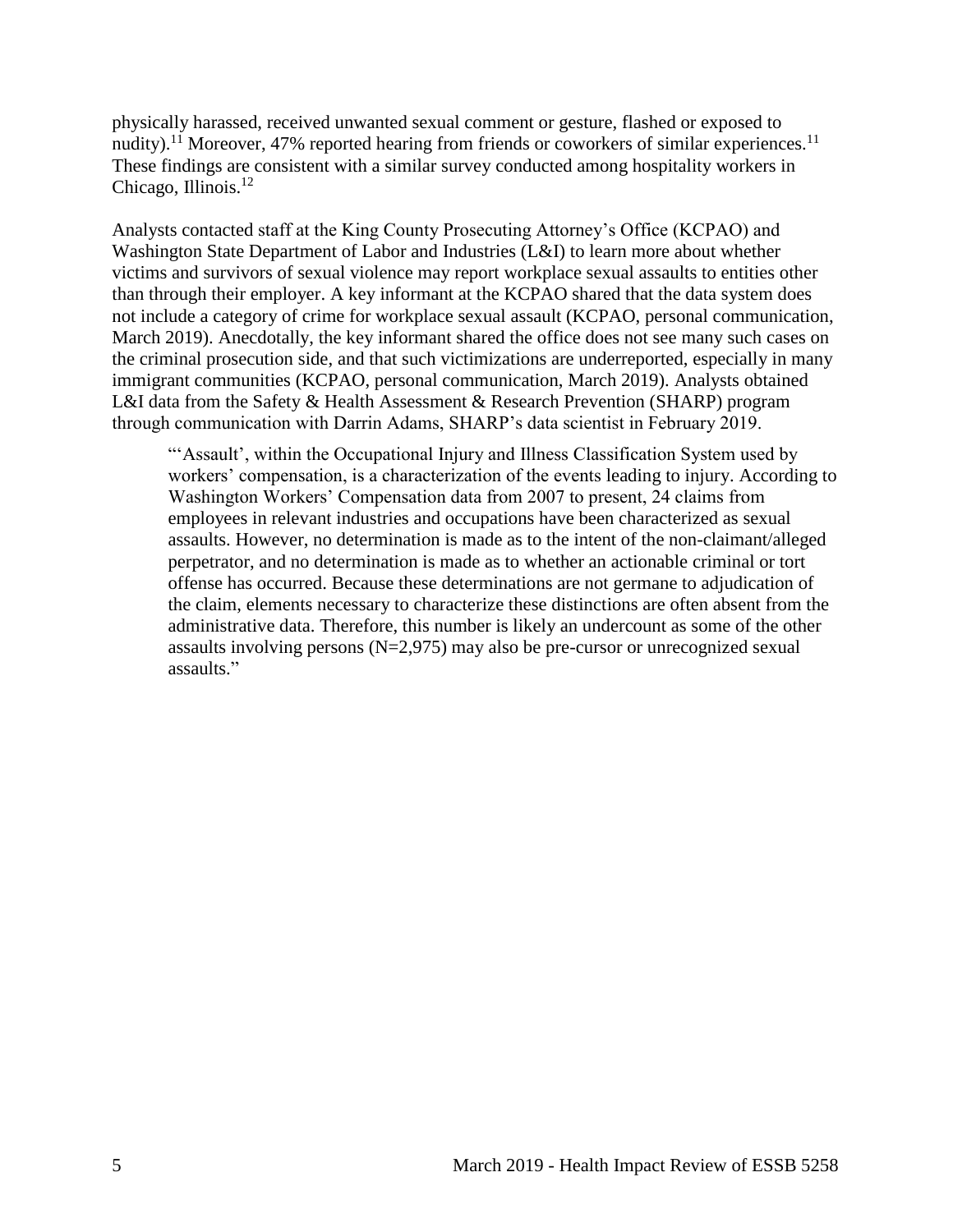physically harassed, received unwanted sexual comment or gesture, flashed or exposed to nudity).[11] Moreover, 47% reported hearing from friends or coworkers of similar experiences.[11] These findings are consistent with a similar survey conducted among hospitality workers in Chicago, Illinois.[12]

Analysts contacted staff at the King County Prosecuting Attorney's Office (KCPAO) and Washington State Department of Labor and Industries (L&I) to learn more about whether victims and survivors of sexual violence may report workplace sexual assaults to entities other than through their employer. A key informant at the KCPAO shared that the data system does not include a category of crime for workplace sexual assault (KCPAO, personal communication, March 2019). Anecdotally, the key informant shared the office does not see many such cases on the criminal prosecution side, and that such victimizations are underreported, especially in many immigrant communities (KCPAO, personal communication, March 2019). Analysts obtained L&I data from the Safety & Health Assessment & Research Prevention (SHARP) program through communication with Darrin Adams, SHARP's data scientist in February 2019.

> "'Assault', within the Occupational Injury and Illness Classification System used by workers' compensation, is a characterization of the events leading to injury. According to Washington Workers' Compensation data from 2007 to present, 24 claims from employees in relevant industries and occupations have been characterized as sexual assaults. However, no determination is made as to the intent of the non-claimant/alleged perpetrator, and no determination is made as to whether an actionable criminal or tort offense has occurred. Because these determinations are not germane to adjudication of the claim, elements necessary to characterize these distinctions are often absent from the administrative data. Therefore, this number is likely an undercount as some of the other assaults involving persons (N=2,975) may also be pre-cursor or unrecognized sexual assaults."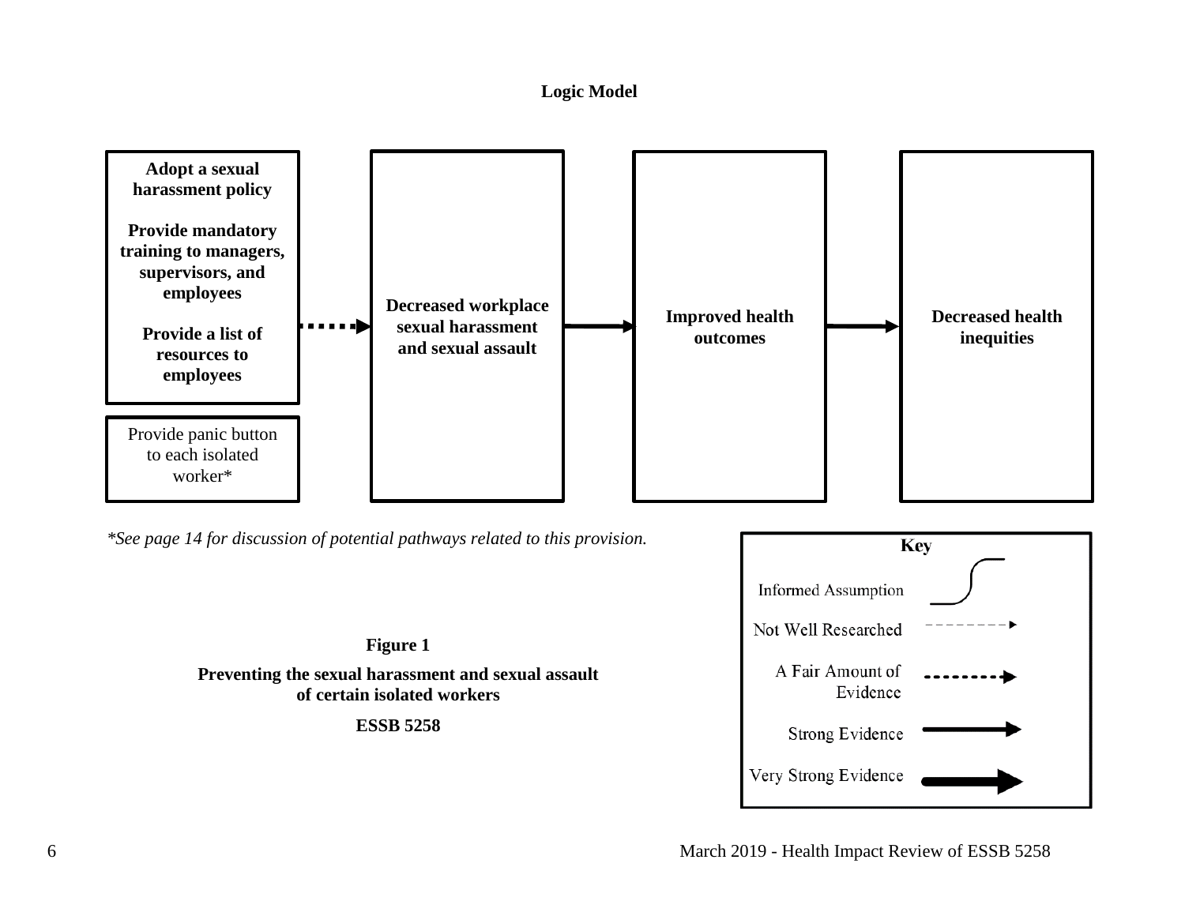**Logic Model**

**Adopt a sexual harassment policy**

**Provide mandatory training to managers, supervisors, and employees**

**Provide a list of resources to employees**

Provide panic button to each isolated worker*

**Decreased workplace sexual harassment and sexual assault**

**Improved health outcomes**

**Decreased health inequities**

*\*See page 14 for discussion of potential pathways related to this provision.*

**Key**

Informed Assumption

Not Well Researched

A Fair Amount of Evidence

Strong Evidence

Very Strong Evidence

**Figure 1**

**Preventing the sexual harassment and sexual assault of certain isolated workers**

**ESSB 5258**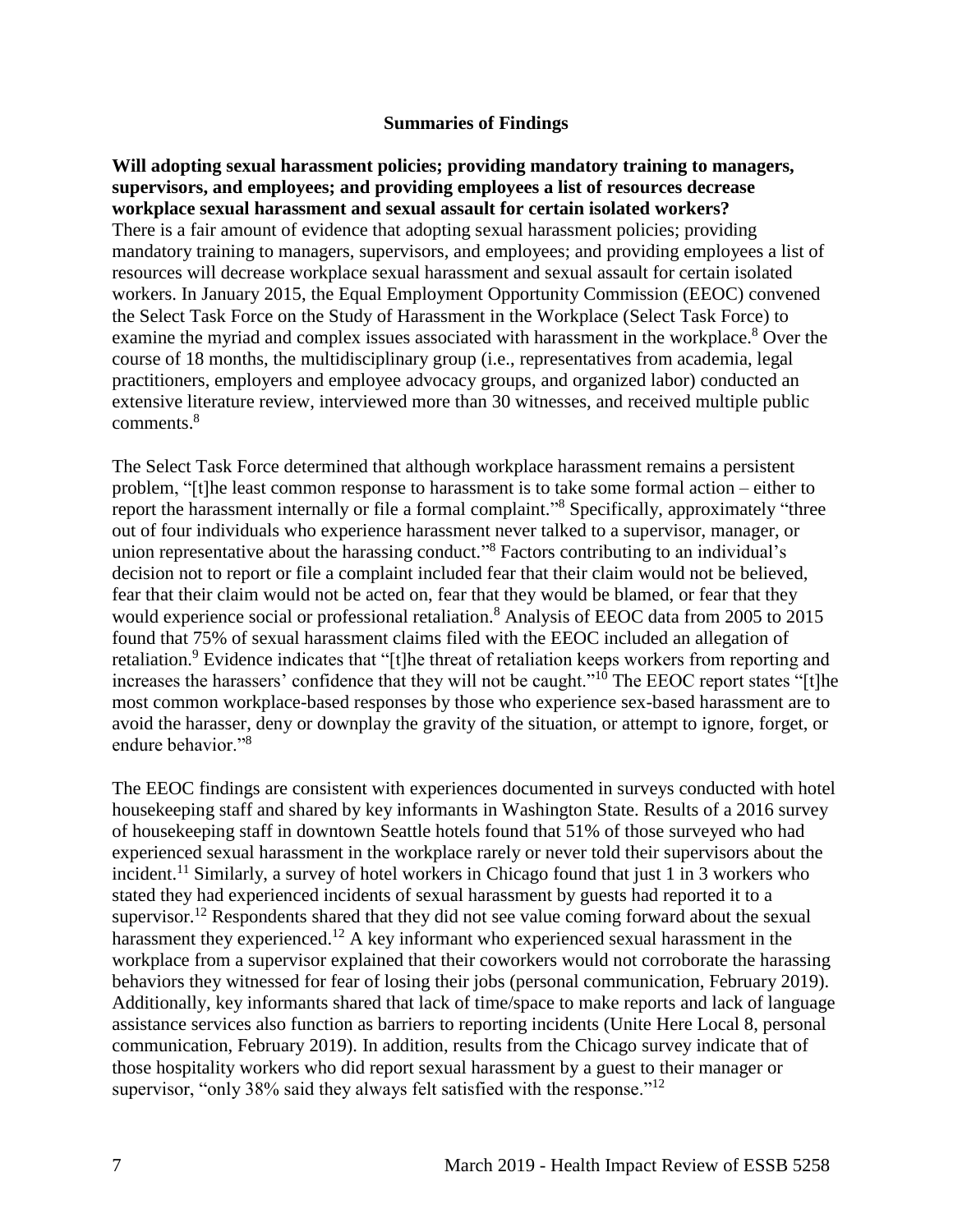## Summaries of Findings

**Will adopting sexual harassment policies; providing mandatory training to managers, supervisors, and employees; and providing employees a list of resources decrease workplace sexual harassment and sexual assault for certain isolated workers?**

There is a fair amount of evidence that adopting sexual harassment policies; providing mandatory training to managers, supervisors, and employees; and providing employees a list of resources will decrease workplace sexual harassment and sexual assault for certain isolated workers. In January 2015, the Equal Employment Opportunity Commission (EEOC) convened the Select Task Force on the Study of Harassment in the Workplace (Select Task Force) to examine the myriad and complex issues associated with harassment in the workplace.[8] Over the course of 18 months, the multidisciplinary group (i.e., representatives from academia, legal practitioners, employers and employee advocacy groups, and organized labor) conducted an extensive literature review, interviewed more than 30 witnesses, and received multiple public comments.[8]

The Select Task Force determined that although workplace harassment remains a persistent problem, "[t]he least common response to harassment is to take some formal action – either to report the harassment internally or file a formal complaint."[8] Specifically, approximately "three out of four individuals who experience harassment never talked to a supervisor, manager, or union representative about the harassing conduct."[8] Factors contributing to an individual's decision not to report or file a complaint included fear that their claim would not be believed, fear that their claim would not be acted on, fear that they would be blamed, or fear that they would experience social or professional retaliation.[8] Analysis of EEOC data from 2005 to 2015 found that 75% of sexual harassment claims filed with the EEOC included an allegation of retaliation.[9] Evidence indicates that "[t]he threat of retaliation keeps workers from reporting and increases the harassers' confidence that they will not be caught."[10] The EEOC report states "[t]he most common workplace-based responses by those who experience sex-based harassment are to avoid the harasser, deny or downplay the gravity of the situation, or attempt to ignore, forget, or endure behavior."[8]

The EEOC findings are consistent with experiences documented in surveys conducted with hotel housekeeping staff and shared by key informants in Washington State. Results of a 2016 survey of housekeeping staff in downtown Seattle hotels found that 51% of those surveyed who had experienced sexual harassment in the workplace rarely or never told their supervisors about the incident.[11] Similarly, a survey of hotel workers in Chicago found that just 1 in 3 workers who stated they had experienced incidents of sexual harassment by guests had reported it to a supervisor.[12] Respondents shared that they did not see value coming forward about the sexual harassment they experienced.[12] A key informant who experienced sexual harassment in the workplace from a supervisor explained that their coworkers would not corroborate the harassing behaviors they witnessed for fear of losing their jobs (personal communication, February 2019). Additionally, key informants shared that lack of time/space to make reports and lack of language assistance services also function as barriers to reporting incidents (Unite Here Local 8, personal communication, February 2019). In addition, results from the Chicago survey indicate that of those hospitality workers who did report sexual harassment by a guest to their manager or supervisor, "only 38% said they always felt satisfied with the response."[12]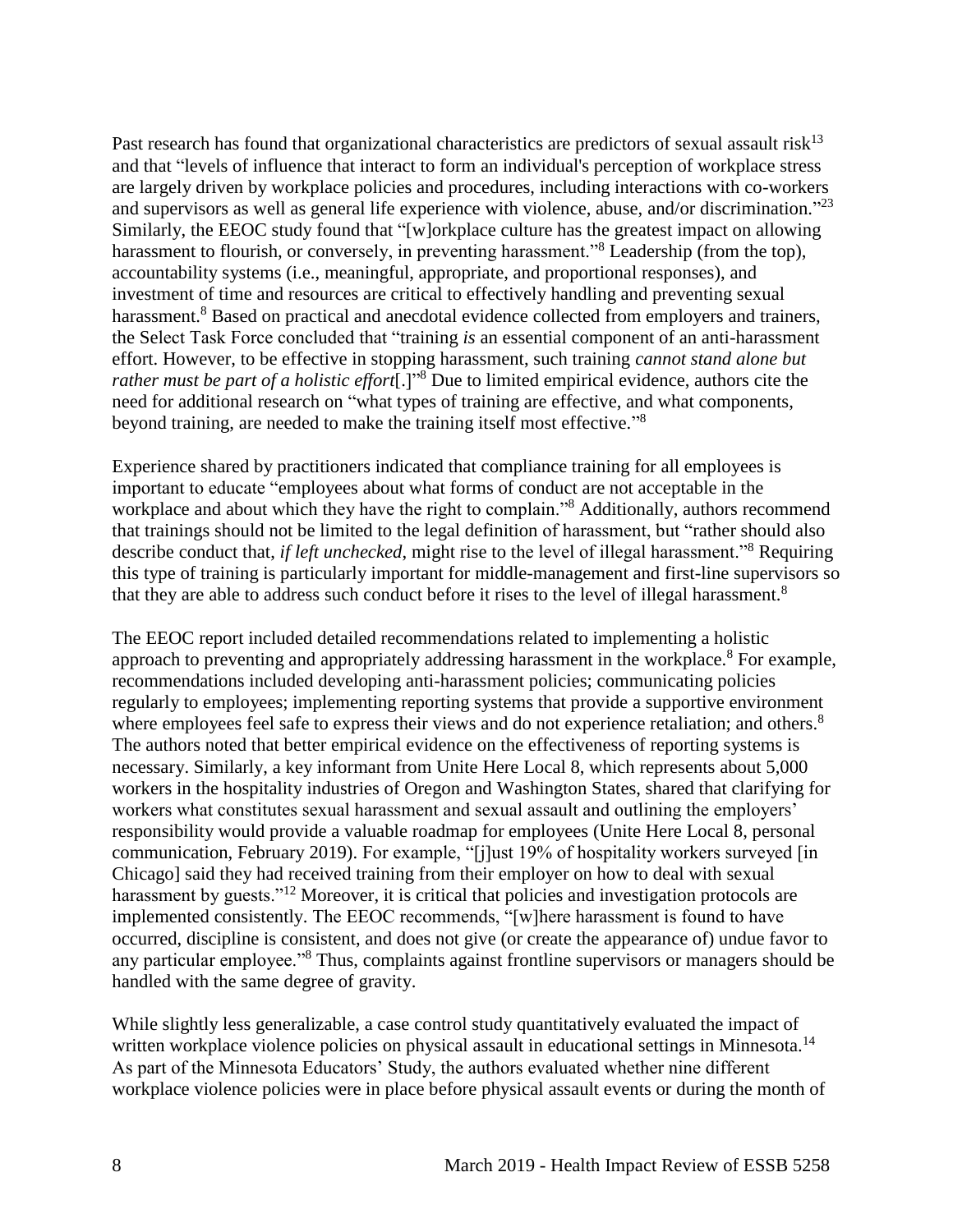Past research has found that organizational characteristics are predictors of sexual assault risk[13] and that "levels of influence that interact to form an individual's perception of workplace stress are largely driven by workplace policies and procedures, including interactions with co-workers and supervisors as well as general life experience with violence, abuse, and/or discrimination."[23] Similarly, the EEOC study found that "[w]orkplace culture has the greatest impact on allowing harassment to flourish, or conversely, in preventing harassment."[8] Leadership (from the top), accountability systems (i.e., meaningful, appropriate, and proportional responses), and investment of time and resources are critical to effectively handling and preventing sexual harassment.[8] Based on practical and anecdotal evidence collected from employers and trainers, the Select Task Force concluded that "training *is* an essential component of an anti-harassment effort. However, to be effective in stopping harassment, such training *cannot stand alone but rather must be part of a holistic effort*[.]"[8] Due to limited empirical evidence, authors cite the need for additional research on "what types of training are effective, and what components, beyond training, are needed to make the training itself most effective."[8]

Experience shared by practitioners indicated that compliance training for all employees is important to educate "employees about what forms of conduct are not acceptable in the workplace and about which they have the right to complain."[8] Additionally, authors recommend that trainings should not be limited to the legal definition of harassment, but "rather should also describe conduct that, *if left unchecked*, might rise to the level of illegal harassment."[8] Requiring this type of training is particularly important for middle-management and first-line supervisors so that they are able to address such conduct before it rises to the level of illegal harassment.[8]

The EEOC report included detailed recommendations related to implementing a holistic approach to preventing and appropriately addressing harassment in the workplace.[8] For example, recommendations included developing anti-harassment policies; communicating policies regularly to employees; implementing reporting systems that provide a supportive environment where employees feel safe to express their views and do not experience retaliation; and others.[8] The authors noted that better empirical evidence on the effectiveness of reporting systems is necessary. Similarly, a key informant from Unite Here Local 8, which represents about 5,000 workers in the hospitality industries of Oregon and Washington States, shared that clarifying for workers what constitutes sexual harassment and sexual assault and outlining the employers' responsibility would provide a valuable roadmap for employees (Unite Here Local 8, personal communication, February 2019). For example, "[j]ust 19% of hospitality workers surveyed [in Chicago] said they had received training from their employer on how to deal with sexual harassment by guests."[12] Moreover, it is critical that policies and investigation protocols are implemented consistently. The EEOC recommends, "[w]here harassment is found to have occurred, discipline is consistent, and does not give (or create the appearance of) undue favor to any particular employee."[8] Thus, complaints against frontline supervisors or managers should be handled with the same degree of gravity.

While slightly less generalizable, a case control study quantitatively evaluated the impact of written workplace violence policies on physical assault in educational settings in Minnesota.[14] As part of the Minnesota Educators' Study, the authors evaluated whether nine different workplace violence policies were in place before physical assault events or during the month of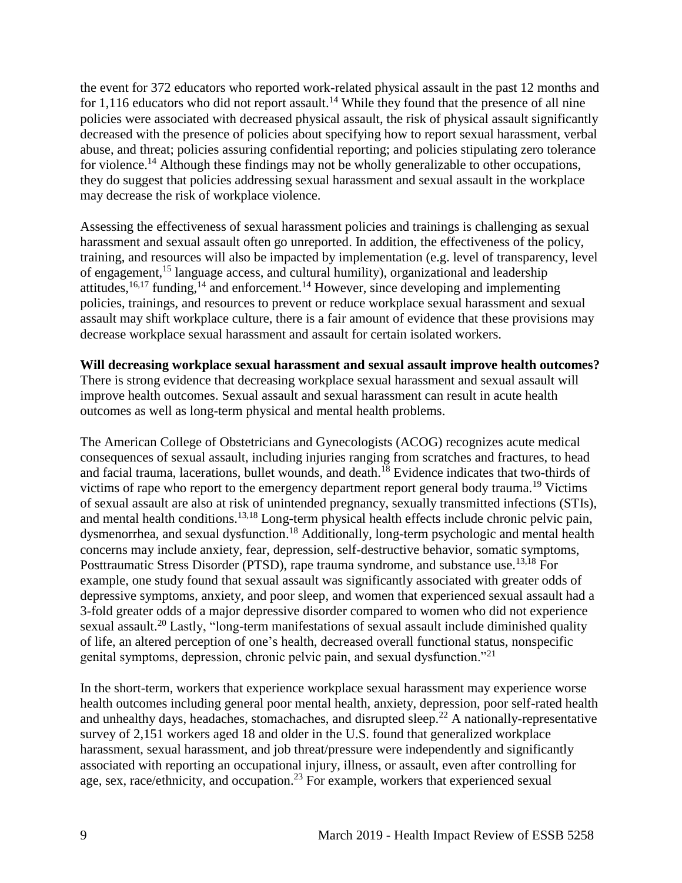the event for 372 educators who reported work-related physical assault in the past 12 months and for 1,116 educators who did not report assault.[14] While they found that the presence of all nine policies were associated with decreased physical assault, the risk of physical assault significantly decreased with the presence of policies about specifying how to report sexual harassment, verbal abuse, and threat; policies assuring confidential reporting; and policies stipulating zero tolerance for violence.[14] Although these findings may not be wholly generalizable to other occupations, they do suggest that policies addressing sexual harassment and sexual assault in the workplace may decrease the risk of workplace violence.

Assessing the effectiveness of sexual harassment policies and trainings is challenging as sexual harassment and sexual assault often go unreported. In addition, the effectiveness of the policy, training, and resources will also be impacted by implementation (e.g. level of transparency, level of engagement,[15] language access, and cultural humility), organizational and leadership attitudes,[16,17] funding,[14] and enforcement.[14] However, since developing and implementing policies, trainings, and resources to prevent or reduce workplace sexual harassment and sexual assault may shift workplace culture, there is a fair amount of evidence that these provisions may decrease workplace sexual harassment and assault for certain isolated workers.

**Will decreasing workplace sexual harassment and sexual assault improve health outcomes?**
There is strong evidence that decreasing workplace sexual harassment and sexual assault will improve health outcomes. Sexual assault and sexual harassment can result in acute health outcomes as well as long-term physical and mental health problems.

The American College of Obstetricians and Gynecologists (ACOG) recognizes acute medical consequences of sexual assault, including injuries ranging from scratches and fractures, to head and facial trauma, lacerations, bullet wounds, and death.[18] Evidence indicates that two-thirds of victims of rape who report to the emergency department report general body trauma.[19] Victims of sexual assault are also at risk of unintended pregnancy, sexually transmitted infections (STIs), and mental health conditions.[13,18] Long-term physical health effects include chronic pelvic pain, dysmenorrhea, and sexual dysfunction.[18] Additionally, long-term psychologic and mental health concerns may include anxiety, fear, depression, self-destructive behavior, somatic symptoms, Posttraumatic Stress Disorder (PTSD), rape trauma syndrome, and substance use.[13,18] For example, one study found that sexual assault was significantly associated with greater odds of depressive symptoms, anxiety, and poor sleep, and women that experienced sexual assault had a 3-fold greater odds of a major depressive disorder compared to women who did not experience sexual assault.[20] Lastly, "long-term manifestations of sexual assault include diminished quality of life, an altered perception of one's health, decreased overall functional status, nonspecific genital symptoms, depression, chronic pelvic pain, and sexual dysfunction."[21]

In the short-term, workers that experience workplace sexual harassment may experience worse health outcomes including general poor mental health, anxiety, depression, poor self-rated health and unhealthy days, headaches, stomachaches, and disrupted sleep.[22] A nationally-representative survey of 2,151 workers aged 18 and older in the U.S. found that generalized workplace harassment, sexual harassment, and job threat/pressure were independently and significantly associated with reporting an occupational injury, illness, or assault, even after controlling for age, sex, race/ethnicity, and occupation.[23] For example, workers that experienced sexual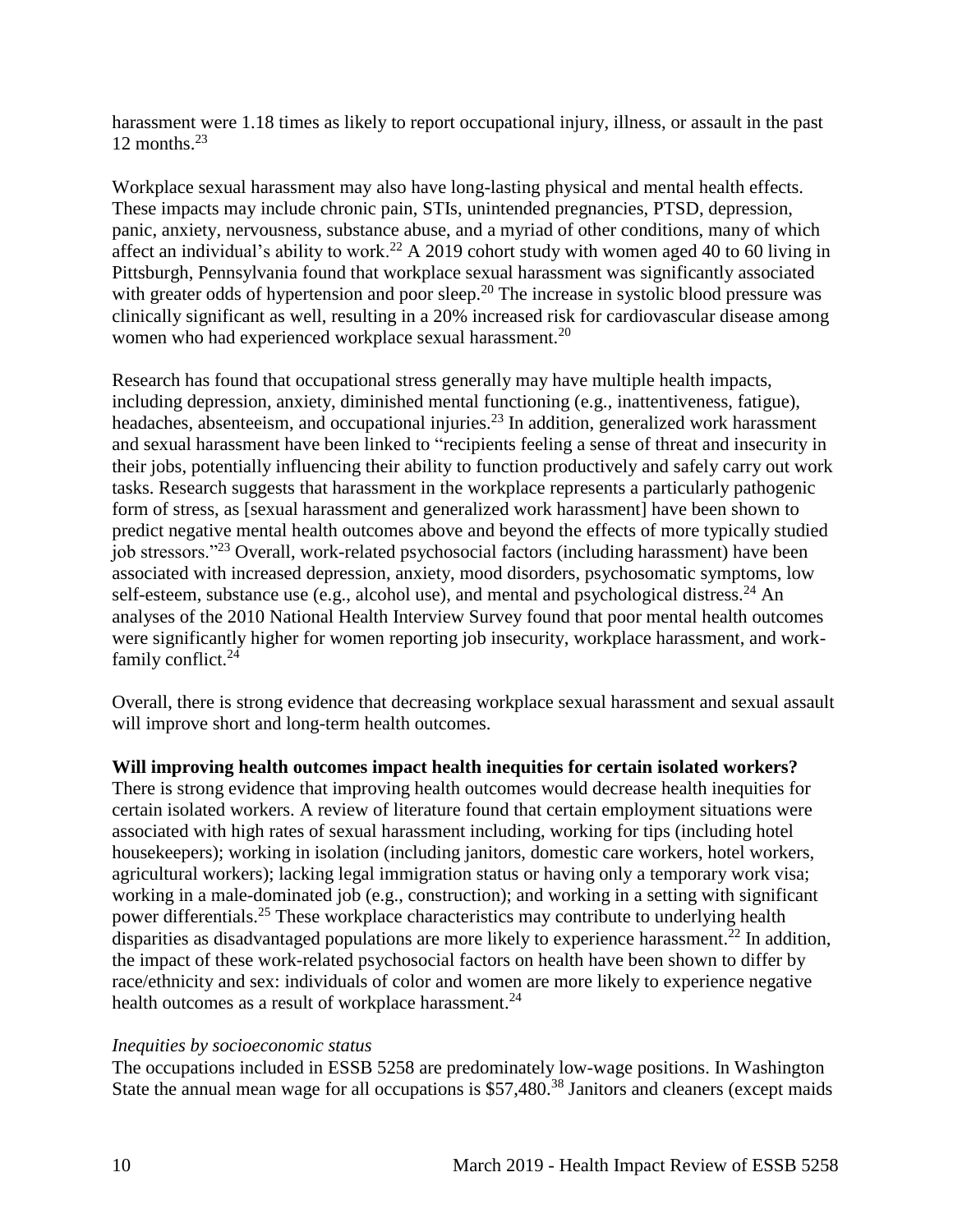harassment were 1.18 times as likely to report occupational injury, illness, or assault in the past 12 months.[23]

Workplace sexual harassment may also have long-lasting physical and mental health effects. These impacts may include chronic pain, STIs, unintended pregnancies, PTSD, depression, panic, anxiety, nervousness, substance abuse, and a myriad of other conditions, many of which affect an individual's ability to work.[22] A 2019 cohort study with women aged 40 to 60 living in Pittsburgh, Pennsylvania found that workplace sexual harassment was significantly associated with greater odds of hypertension and poor sleep.[20] The increase in systolic blood pressure was clinically significant as well, resulting in a 20% increased risk for cardiovascular disease among women who had experienced workplace sexual harassment.[20]

Research has found that occupational stress generally may have multiple health impacts, including depression, anxiety, diminished mental functioning (e.g., inattentiveness, fatigue), headaches, absenteeism, and occupational injuries.[23] In addition, generalized work harassment and sexual harassment have been linked to "recipients feeling a sense of threat and insecurity in their jobs, potentially influencing their ability to function productively and safely carry out work tasks. Research suggests that harassment in the workplace represents a particularly pathogenic form of stress, as [sexual harassment and generalized work harassment] have been shown to predict negative mental health outcomes above and beyond the effects of more typically studied job stressors."[23] Overall, work-related psychosocial factors (including harassment) have been associated with increased depression, anxiety, mood disorders, psychosomatic symptoms, low self-esteem, substance use (e.g., alcohol use), and mental and psychological distress.[24] An analyses of the 2010 National Health Interview Survey found that poor mental health outcomes were significantly higher for women reporting job insecurity, workplace harassment, and work-family conflict.[24]

Overall, there is strong evidence that decreasing workplace sexual harassment and sexual assault will improve short and long-term health outcomes.

**Will improving health outcomes impact health inequities for certain isolated workers?**

There is strong evidence that improving health outcomes would decrease health inequities for certain isolated workers. A review of literature found that certain employment situations were associated with high rates of sexual harassment including, working for tips (including hotel housekeepers); working in isolation (including janitors, domestic care workers, hotel workers, agricultural workers); lacking legal immigration status or having only a temporary work visa; working in a male-dominated job (e.g., construction); and working in a setting with significant power differentials.[25] These workplace characteristics may contribute to underlying health disparities as disadvantaged populations are more likely to experience harassment.[22] In addition, the impact of these work-related psychosocial factors on health have been shown to differ by race/ethnicity and sex: individuals of color and women are more likely to experience negative health outcomes as a result of workplace harassment.[24]

*Inequities by socioeconomic status*

The occupations included in ESSB 5258 are predominately low-wage positions. In Washington State the annual mean wage for all occupations is $57,480.[38] Janitors and cleaners (except maids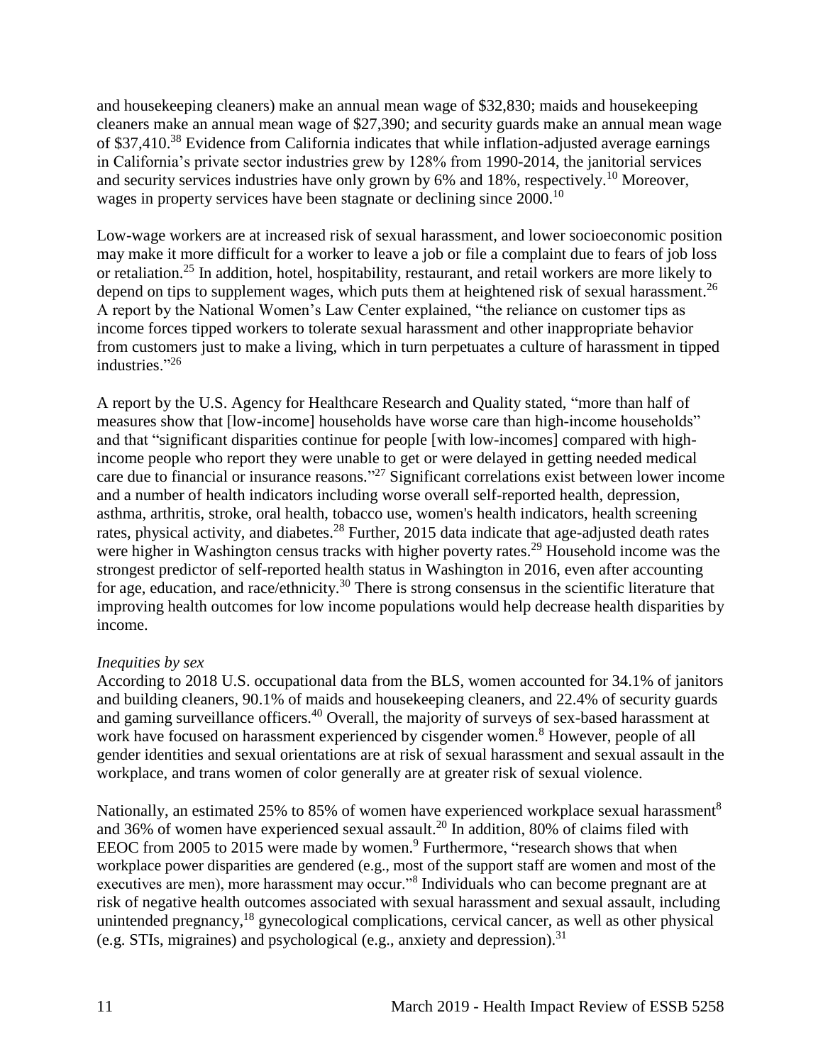and housekeeping cleaners) make an annual mean wage of $32,830; maids and housekeeping cleaners make an annual mean wage of $27,390; and security guards make an annual mean wage of $37,410.[38] Evidence from California indicates that while inflation-adjusted average earnings in California's private sector industries grew by 128% from 1990-2014, the janitorial services and security services industries have only grown by 6% and 18%, respectively.[10] Moreover, wages in property services have been stagnate or declining since 2000.[10]

Low-wage workers are at increased risk of sexual harassment, and lower socioeconomic position may make it more difficult for a worker to leave a job or file a complaint due to fears of job loss or retaliation.[25] In addition, hotel, hospitability, restaurant, and retail workers are more likely to depend on tips to supplement wages, which puts them at heightened risk of sexual harassment.[26] A report by the National Women's Law Center explained, "the reliance on customer tips as income forces tipped workers to tolerate sexual harassment and other inappropriate behavior from customers just to make a living, which in turn perpetuates a culture of harassment in tipped industries."[26]

A report by the U.S. Agency for Healthcare Research and Quality stated, "more than half of measures show that [low-income] households have worse care than high-income households" and that "significant disparities continue for people [with low-incomes] compared with high-income people who report they were unable to get or were delayed in getting needed medical care due to financial or insurance reasons."[27] Significant correlations exist between lower income and a number of health indicators including worse overall self-reported health, depression, asthma, arthritis, stroke, oral health, tobacco use, women's health indicators, health screening rates, physical activity, and diabetes.[28] Further, 2015 data indicate that age-adjusted death rates were higher in Washington census tracks with higher poverty rates.[29] Household income was the strongest predictor of self-reported health status in Washington in 2016, even after accounting for age, education, and race/ethnicity.[30] There is strong consensus in the scientific literature that improving health outcomes for low income populations would help decrease health disparities by income.

*Inequities by sex*

According to 2018 U.S. occupational data from the BLS, women accounted for 34.1% of janitors and building cleaners, 90.1% of maids and housekeeping cleaners, and 22.4% of security guards and gaming surveillance officers.[40] Overall, the majority of surveys of sex-based harassment at work have focused on harassment experienced by cisgender women.[8] However, people of all gender identities and sexual orientations are at risk of sexual harassment and sexual assault in the workplace, and trans women of color generally are at greater risk of sexual violence.

Nationally, an estimated 25% to 85% of women have experienced workplace sexual harassment[8] and 36% of women have experienced sexual assault.[20] In addition, 80% of claims filed with EEOC from 2005 to 2015 were made by women.[9] Furthermore, "research shows that when workplace power disparities are gendered (e.g., most of the support staff are women and most of the executives are men), more harassment may occur."[8] Individuals who can become pregnant are at risk of negative health outcomes associated with sexual harassment and sexual assault, including unintended pregnancy,[18] gynecological complications, cervical cancer, as well as other physical (e.g. STIs, migraines) and psychological (e.g., anxiety and depression).[31]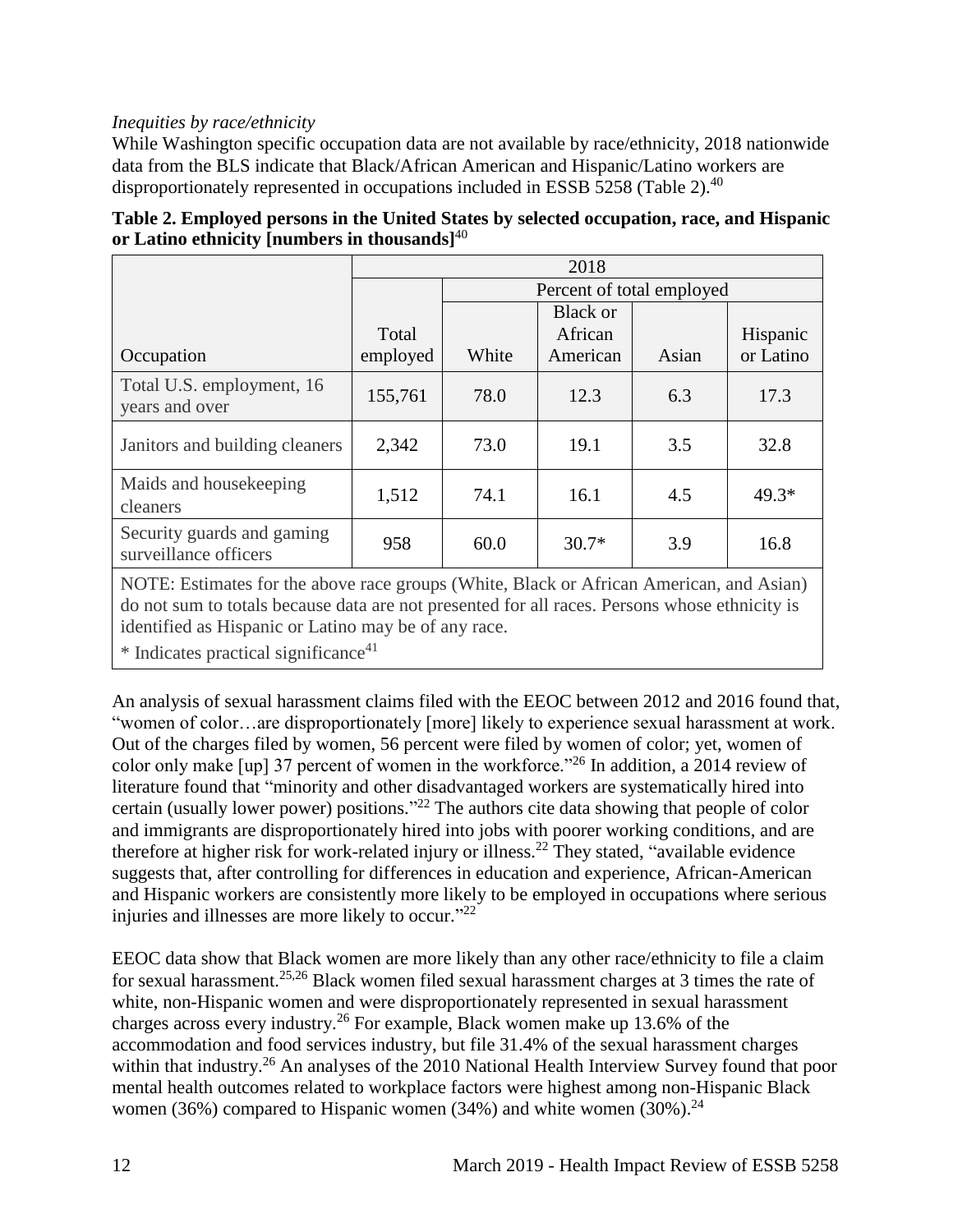*Inequities by race/ethnicity*

While Washington specific occupation data are not available by race/ethnicity, 2018 nationwide data from the BLS indicate that Black/African American and Hispanic/Latino workers are disproportionately represented in occupations included in ESSB 5258 (Table 2).[40]

**Table 2. Employed persons in the United States by selected occupation, race, and Hispanic or Latino ethnicity [numbers in thousands]**[40]

| | 2018 | | | | |
|---|---|---|---|---|---|
| | | Percent of total employed | | | |
| Occupation | Total employed | White | Black or African American | Asian | Hispanic or Latino |
| Total U.S. employment, 16 years and over | 155,761 | 78.0 | 12.3 | 6.3 | 17.3 |
| Janitors and building cleaners | 2,342 | 73.0 | 19.1 | 3.5 | 32.8 |
| Maids and housekeeping cleaners | 1,512 | 74.1 | 16.1 | 4.5 | 49.3* |
| Security guards and gaming surveillance officers | 958 | 60.0 | 30.7* | 3.9 | 16.8 |

NOTE: Estimates for the above race groups (White, Black or African American, and Asian) do not sum to totals because data are not presented for all races. Persons whose ethnicity is identified as Hispanic or Latino may be of any race.

* Indicates practical significance[41]

An analysis of sexual harassment claims filed with the EEOC between 2012 and 2016 found that, "women of color…are disproportionately [more] likely to experience sexual harassment at work. Out of the charges filed by women, 56 percent were filed by women of color; yet, women of color only make [up] 37 percent of women in the workforce."[26] In addition, a 2014 review of literature found that "minority and other disadvantaged workers are systematically hired into certain (usually lower power) positions."[22] The authors cite data showing that people of color and immigrants are disproportionately hired into jobs with poorer working conditions, and are therefore at higher risk for work-related injury or illness.[22] They stated, "available evidence suggests that, after controlling for differences in education and experience, African-American and Hispanic workers are consistently more likely to be employed in occupations where serious injuries and illnesses are more likely to occur."[22]

EEOC data show that Black women are more likely than any other race/ethnicity to file a claim for sexual harassment.[25,26] Black women filed sexual harassment charges at 3 times the rate of white, non-Hispanic women and were disproportionately represented in sexual harassment charges across every industry.[26] For example, Black women make up 13.6% of the accommodation and food services industry, but file 31.4% of the sexual harassment charges within that industry.[26] An analyses of the 2010 National Health Interview Survey found that poor mental health outcomes related to workplace factors were highest among non-Hispanic Black women (36%) compared to Hispanic women (34%) and white women (30%).[24]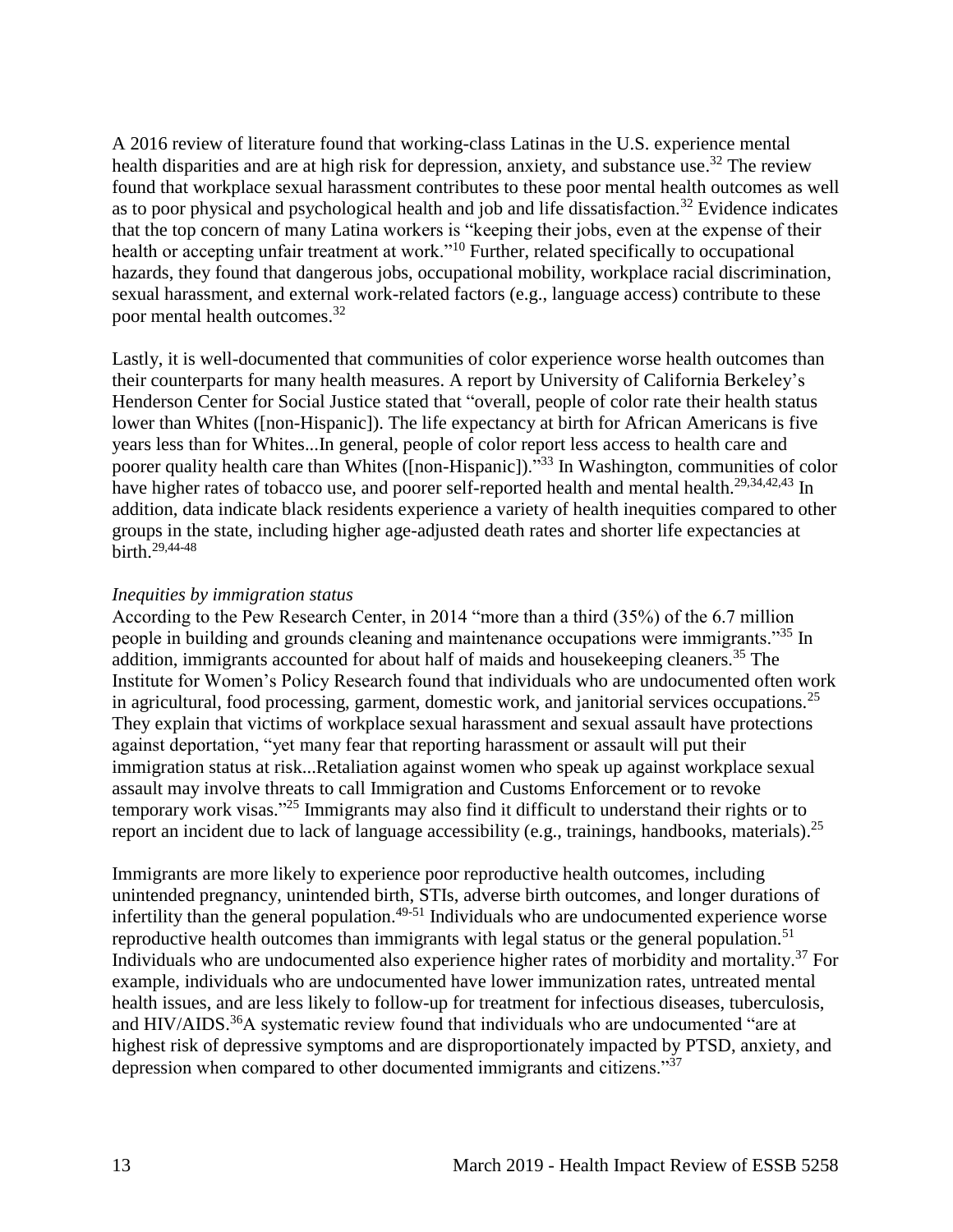A 2016 review of literature found that working-class Latinas in the U.S. experience mental health disparities and are at high risk for depression, anxiety, and substance use.[32] The review found that workplace sexual harassment contributes to these poor mental health outcomes as well as to poor physical and psychological health and job and life dissatisfaction.[32] Evidence indicates that the top concern of many Latina workers is "keeping their jobs, even at the expense of their health or accepting unfair treatment at work."[10] Further, related specifically to occupational hazards, they found that dangerous jobs, occupational mobility, workplace racial discrimination, sexual harassment, and external work-related factors (e.g., language access) contribute to these poor mental health outcomes.[32]

Lastly, it is well-documented that communities of color experience worse health outcomes than their counterparts for many health measures. A report by University of California Berkeley's Henderson Center for Social Justice stated that "overall, people of color rate their health status lower than Whites ([non-Hispanic]). The life expectancy at birth for African Americans is five years less than for Whites...In general, people of color report less access to health care and poorer quality health care than Whites ([non-Hispanic])."[33] In Washington, communities of color have higher rates of tobacco use, and poorer self-reported health and mental health.[29,34,42,43] In addition, data indicate black residents experience a variety of health inequities compared to other groups in the state, including higher age-adjusted death rates and shorter life expectancies at birth.[29,44-48]

*Inequities by immigration status*

According to the Pew Research Center, in 2014 "more than a third (35%) of the 6.7 million people in building and grounds cleaning and maintenance occupations were immigrants."[35] In addition, immigrants accounted for about half of maids and housekeeping cleaners.[35] The Institute for Women's Policy Research found that individuals who are undocumented often work in agricultural, food processing, garment, domestic work, and janitorial services occupations.[25] They explain that victims of workplace sexual harassment and sexual assault have protections against deportation, "yet many fear that reporting harassment or assault will put their immigration status at risk...Retaliation against women who speak up against workplace sexual assault may involve threats to call Immigration and Customs Enforcement or to revoke temporary work visas."[25] Immigrants may also find it difficult to understand their rights or to report an incident due to lack of language accessibility (e.g., trainings, handbooks, materials).[25]

Immigrants are more likely to experience poor reproductive health outcomes, including unintended pregnancy, unintended birth, STIs, adverse birth outcomes, and longer durations of infertility than the general population.[49-51] Individuals who are undocumented experience worse reproductive health outcomes than immigrants with legal status or the general population.[51] Individuals who are undocumented also experience higher rates of morbidity and mortality.[37] For example, individuals who are undocumented have lower immunization rates, untreated mental health issues, and are less likely to follow-up for treatment for infectious diseases, tuberculosis, and HIV/AIDS.[36] A systematic review found that individuals who are undocumented "are at highest risk of depressive symptoms and are disproportionately impacted by PTSD, anxiety, and depression when compared to other documented immigrants and citizens."[37]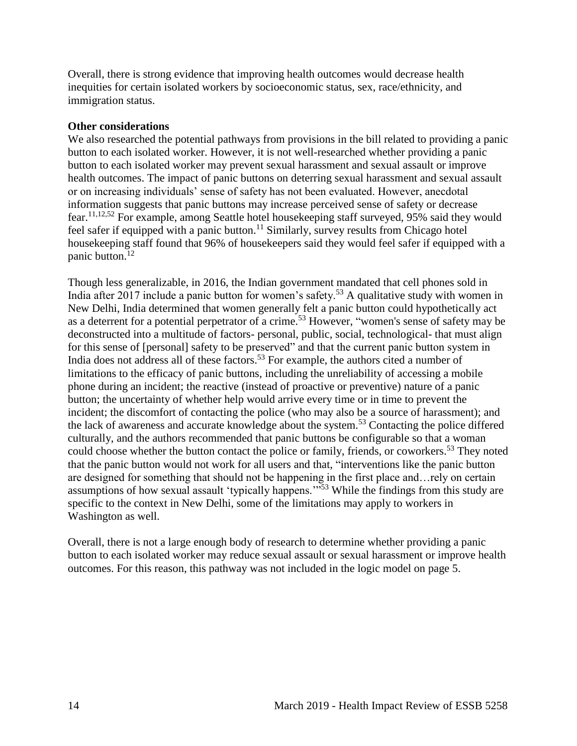Overall, there is strong evidence that improving health outcomes would decrease health inequities for certain isolated workers by socioeconomic status, sex, race/ethnicity, and immigration status.

**Other considerations**

We also researched the potential pathways from provisions in the bill related to providing a panic button to each isolated worker. However, it is not well-researched whether providing a panic button to each isolated worker may prevent sexual harassment and sexual assault or improve health outcomes. The impact of panic buttons on deterring sexual harassment and sexual assault or on increasing individuals' sense of safety has not been evaluated. However, anecdotal information suggests that panic buttons may increase perceived sense of safety or decrease fear.[11,12,52] For example, among Seattle hotel housekeeping staff surveyed, 95% said they would feel safer if equipped with a panic button.[11] Similarly, survey results from Chicago hotel housekeeping staff found that 96% of housekeepers said they would feel safer if equipped with a panic button.[12]

Though less generalizable, in 2016, the Indian government mandated that cell phones sold in India after 2017 include a panic button for women's safety.[53] A qualitative study with women in New Delhi, India determined that women generally felt a panic button could hypothetically act as a deterrent for a potential perpetrator of a crime.[53] However, "women's sense of safety may be deconstructed into a multitude of factors- personal, public, social, technological- that must align for this sense of [personal] safety to be preserved" and that the current panic button system in India does not address all of these factors.[53] For example, the authors cited a number of limitations to the efficacy of panic buttons, including the unreliability of accessing a mobile phone during an incident; the reactive (instead of proactive or preventive) nature of a panic button; the uncertainty of whether help would arrive every time or in time to prevent the incident; the discomfort of contacting the police (who may also be a source of harassment); and the lack of awareness and accurate knowledge about the system.[53] Contacting the police differed culturally, and the authors recommended that panic buttons be configurable so that a woman could choose whether the button contact the police or family, friends, or coworkers.[53] They noted that the panic button would not work for all users and that, "interventions like the panic button are designed for something that should not be happening in the first place and…rely on certain assumptions of how sexual assault 'typically happens.'"[53] While the findings from this study are specific to the context in New Delhi, some of the limitations may apply to workers in Washington as well.

Overall, there is not a large enough body of research to determine whether providing a panic button to each isolated worker may reduce sexual assault or sexual harassment or improve health outcomes. For this reason, this pathway was not included in the logic model on page 5.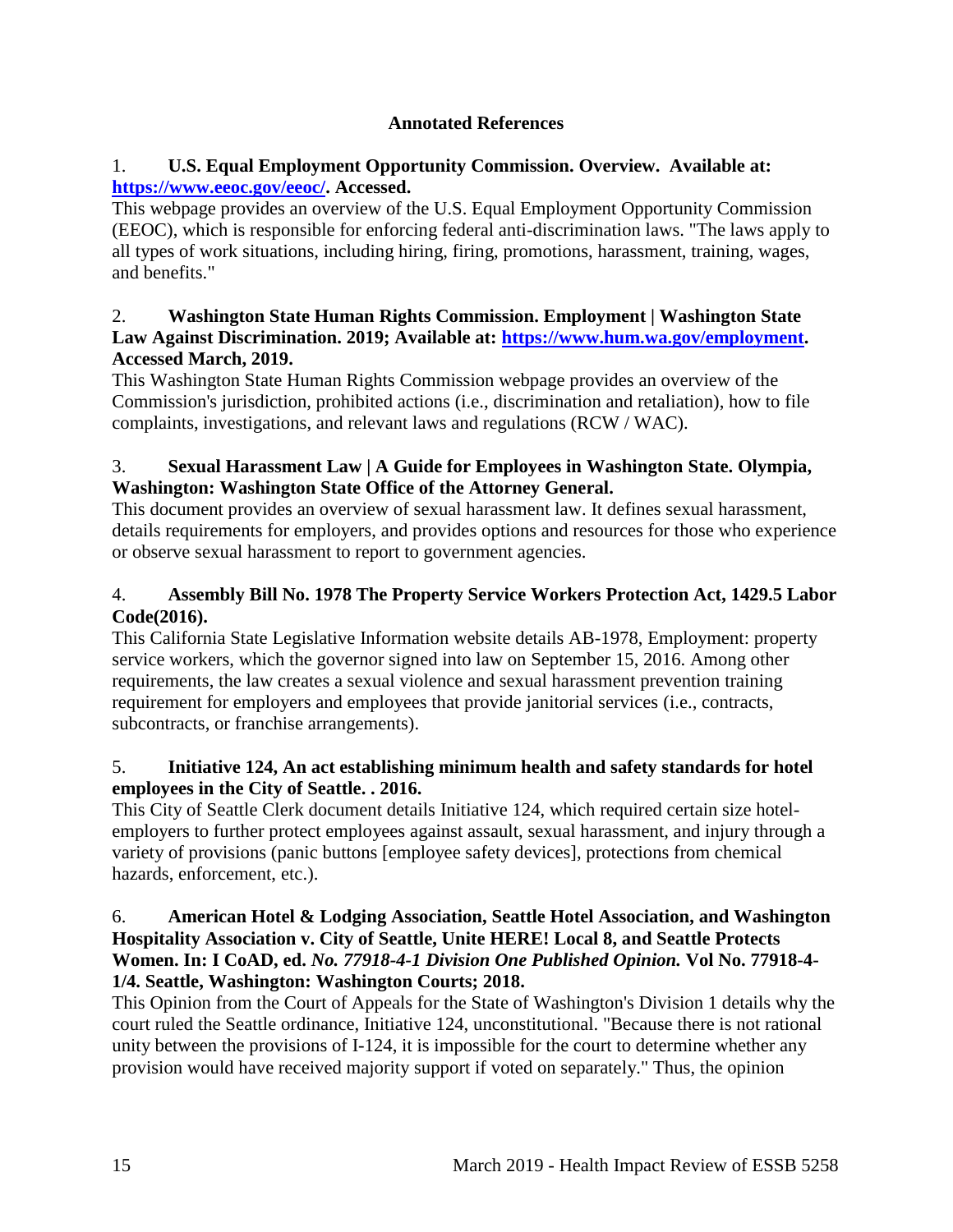**Annotated References**

1. **U.S. Equal Employment Opportunity Commission. Overview. Available at: [https://www.eeoc.gov/eeoc/](https://www.eeoc.gov/eeoc/). Accessed.**
This webpage provides an overview of the U.S. Equal Employment Opportunity Commission (EEOC), which is responsible for enforcing federal anti-discrimination laws. "The laws apply to all types of work situations, including hiring, firing, promotions, harassment, training, wages, and benefits."

2. **Washington State Human Rights Commission. Employment | Washington State Law Against Discrimination. 2019; Available at: [https://www.hum.wa.gov/employment](https://www.hum.wa.gov/employment). Accessed March, 2019.**
This Washington State Human Rights Commission webpage provides an overview of the Commission's jurisdiction, prohibited actions (i.e., discrimination and retaliation), how to file complaints, investigations, and relevant laws and regulations (RCW / WAC).

3. **Sexual Harassment Law | A Guide for Employees in Washington State. Olympia, Washington: Washington State Office of the Attorney General.**
This document provides an overview of sexual harassment law. It defines sexual harassment, details requirements for employers, and provides options and resources for those who experience or observe sexual harassment to report to government agencies.

4. **Assembly Bill No. 1978 The Property Service Workers Protection Act, 1429.5 Labor Code(2016).**
This California State Legislative Information website details AB-1978, Employment: property service workers, which the governor signed into law on September 15, 2016. Among other requirements, the law creates a sexual violence and sexual harassment prevention training requirement for employers and employees that provide janitorial services (i.e., contracts, subcontracts, or franchise arrangements).

5. **Initiative 124, An act establishing minimum health and safety standards for hotel employees in the City of Seattle. . 2016.**
This City of Seattle Clerk document details Initiative 124, which required certain size hotel-employers to further protect employees against assault, sexual harassment, and injury through a variety of provisions (panic buttons [employee safety devices], protections from chemical hazards, enforcement, etc.).

6. **American Hotel & Lodging Association, Seattle Hotel Association, and Washington Hospitality Association v. City of Seattle, Unite HERE! Local 8, and Seattle Protects Women. In: I CoAD, ed. *No. 77918-4-1 Division One Published Opinion.* Vol No. 77918-4-1/4. Seattle, Washington: Washington Courts; 2018.**
This Opinion from the Court of Appeals for the State of Washington's Division 1 details why the court ruled the Seattle ordinance, Initiative 124, unconstitutional. "Because there is not rational unity between the provisions of I-124, it is impossible for the court to determine whether any provision would have received majority support if voted on separately." Thus, the opinion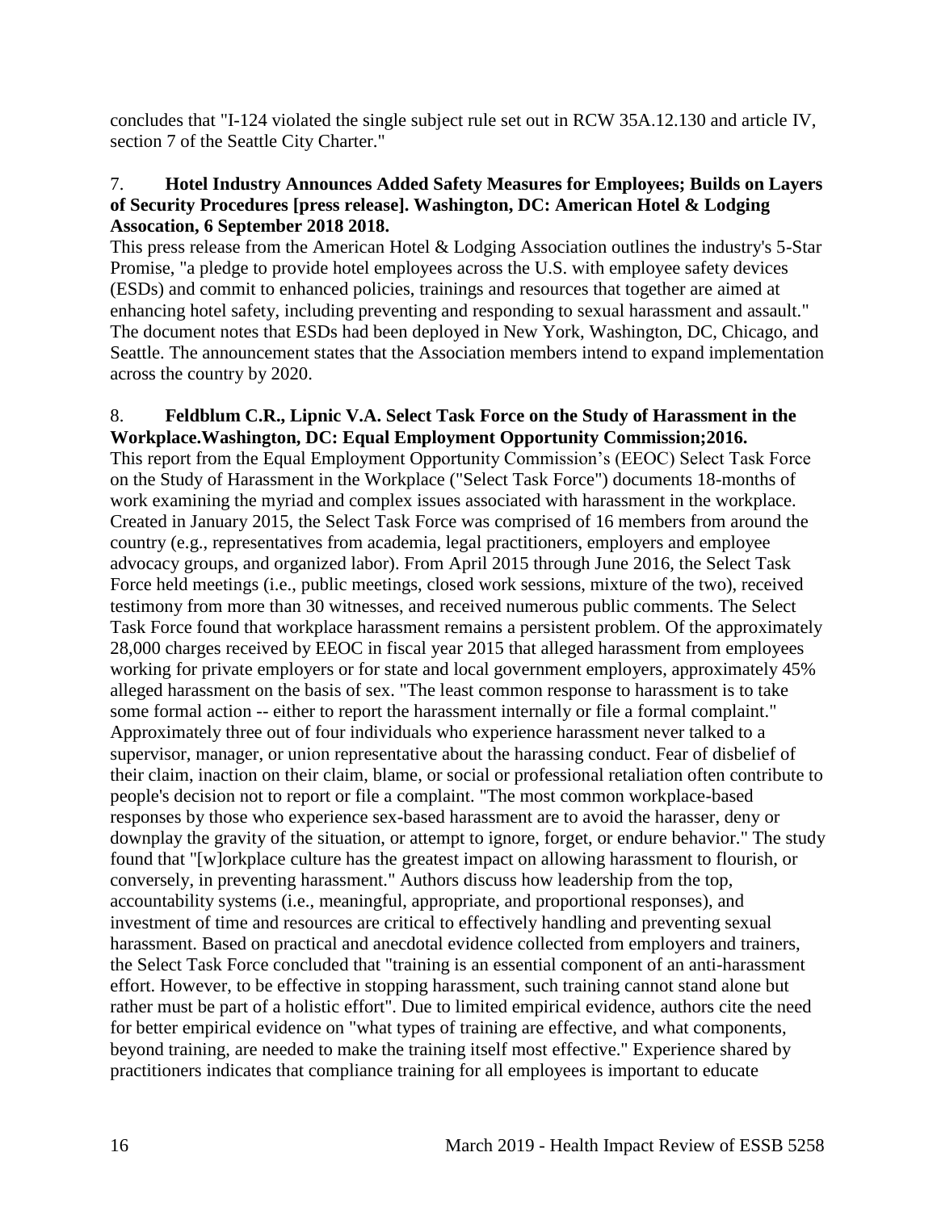concludes that "I-124 violated the single subject rule set out in RCW 35A.12.130 and article IV, section 7 of the Seattle City Charter."

7. **Hotel Industry Announces Added Safety Measures for Employees; Builds on Layers of Security Procedures [press release]. Washington, DC: American Hotel & Lodging Assocation, 6 September 2018 2018.**

This press release from the American Hotel & Lodging Association outlines the industry's 5-Star Promise, "a pledge to provide hotel employees across the U.S. with employee safety devices (ESDs) and commit to enhanced policies, trainings and resources that together are aimed at enhancing hotel safety, including preventing and responding to sexual harassment and assault." The document notes that ESDs had been deployed in New York, Washington, DC, Chicago, and Seattle. The announcement states that the Association members intend to expand implementation across the country by 2020.

8. **Feldblum C.R., Lipnic V.A. Select Task Force on the Study of Harassment in the Workplace.Washington, DC: Equal Employment Opportunity Commission;2016.**

This report from the Equal Employment Opportunity Commission's (EEOC) Select Task Force on the Study of Harassment in the Workplace ("Select Task Force") documents 18-months of work examining the myriad and complex issues associated with harassment in the workplace. Created in January 2015, the Select Task Force was comprised of 16 members from around the country (e.g., representatives from academia, legal practitioners, employers and employee advocacy groups, and organized labor). From April 2015 through June 2016, the Select Task Force held meetings (i.e., public meetings, closed work sessions, mixture of the two), received testimony from more than 30 witnesses, and received numerous public comments. The Select Task Force found that workplace harassment remains a persistent problem. Of the approximately 28,000 charges received by EEOC in fiscal year 2015 that alleged harassment from employees working for private employers or for state and local government employers, approximately 45% alleged harassment on the basis of sex. "The least common response to harassment is to take some formal action -- either to report the harassment internally or file a formal complaint." Approximately three out of four individuals who experience harassment never talked to a supervisor, manager, or union representative about the harassing conduct. Fear of disbelief of their claim, inaction on their claim, blame, or social or professional retaliation often contribute to people's decision not to report or file a complaint. "The most common workplace-based responses by those who experience sex-based harassment are to avoid the harasser, deny or downplay the gravity of the situation, or attempt to ignore, forget, or endure behavior." The study found that "[w]orkplace culture has the greatest impact on allowing harassment to flourish, or conversely, in preventing harassment." Authors discuss how leadership from the top, accountability systems (i.e., meaningful, appropriate, and proportional responses), and investment of time and resources are critical to effectively handling and preventing sexual harassment. Based on practical and anecdotal evidence collected from employers and trainers, the Select Task Force concluded that "training is an essential component of an anti-harassment effort. However, to be effective in stopping harassment, such training cannot stand alone but rather must be part of a holistic effort". Due to limited empirical evidence, authors cite the need for better empirical evidence on "what types of training are effective, and what components, beyond training, are needed to make the training itself most effective." Experience shared by practitioners indicates that compliance training for all employees is important to educate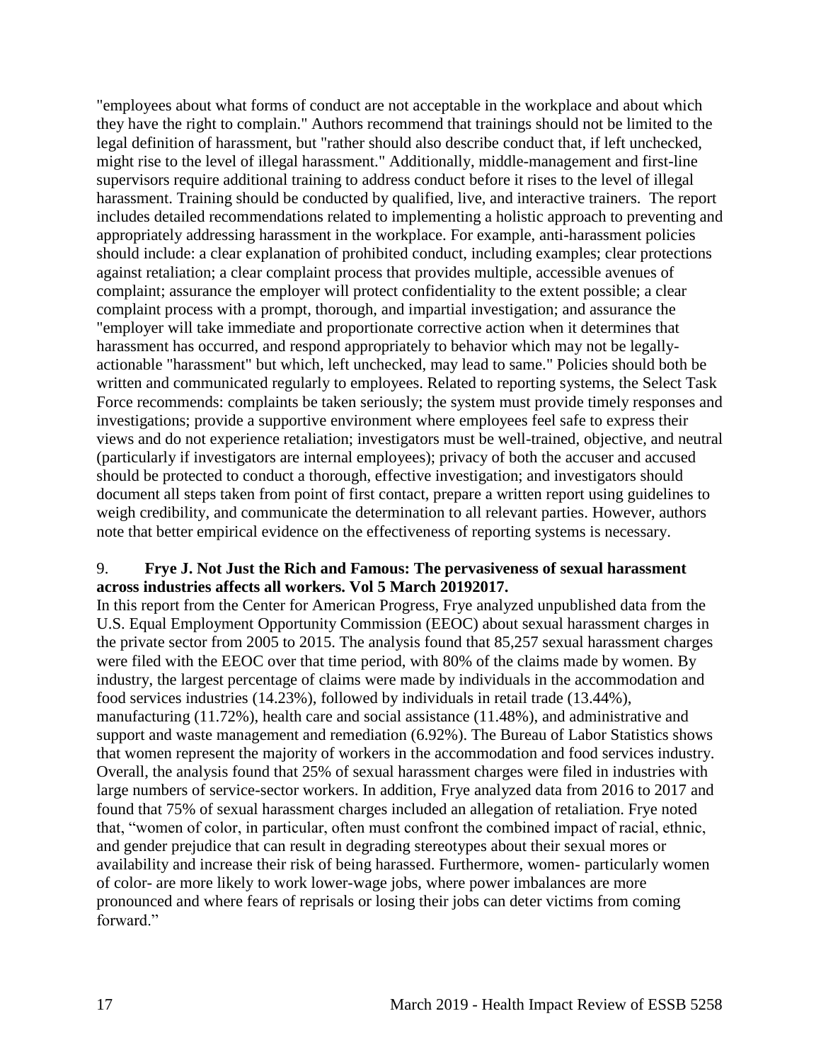"employees about what forms of conduct are not acceptable in the workplace and about which they have the right to complain." Authors recommend that trainings should not be limited to the legal definition of harassment, but "rather should also describe conduct that, if left unchecked, might rise to the level of illegal harassment." Additionally, middle-management and first-line supervisors require additional training to address conduct before it rises to the level of illegal harassment. Training should be conducted by qualified, live, and interactive trainers. The report includes detailed recommendations related to implementing a holistic approach to preventing and appropriately addressing harassment in the workplace. For example, anti-harassment policies should include: a clear explanation of prohibited conduct, including examples; clear protections against retaliation; a clear complaint process that provides multiple, accessible avenues of complaint; assurance the employer will protect confidentiality to the extent possible; a clear complaint process with a prompt, thorough, and impartial investigation; and assurance the "employer will take immediate and proportionate corrective action when it determines that harassment has occurred, and respond appropriately to behavior which may not be legally-actionable "harassment" but which, left unchecked, may lead to same." Policies should both be written and communicated regularly to employees. Related to reporting systems, the Select Task Force recommends: complaints be taken seriously; the system must provide timely responses and investigations; provide a supportive environment where employees feel safe to express their views and do not experience retaliation; investigators must be well-trained, objective, and neutral (particularly if investigators are internal employees); privacy of both the accuser and accused should be protected to conduct a thorough, effective investigation; and investigators should document all steps taken from point of first contact, prepare a written report using guidelines to weigh credibility, and communicate the determination to all relevant parties. However, authors note that better empirical evidence on the effectiveness of reporting systems is necessary.

9. **Frye J. Not Just the Rich and Famous: The pervasiveness of sexual harassment across industries affects all workers. Vol 5 March 20192017.**

In this report from the Center for American Progress, Frye analyzed unpublished data from the U.S. Equal Employment Opportunity Commission (EEOC) about sexual harassment charges in the private sector from 2005 to 2015. The analysis found that 85,257 sexual harassment charges were filed with the EEOC over that time period, with 80% of the claims made by women. By industry, the largest percentage of claims were made by individuals in the accommodation and food services industries (14.23%), followed by individuals in retail trade (13.44%), manufacturing (11.72%), health care and social assistance (11.48%), and administrative and support and waste management and remediation (6.92%). The Bureau of Labor Statistics shows that women represent the majority of workers in the accommodation and food services industry. Overall, the analysis found that 25% of sexual harassment charges were filed in industries with large numbers of service-sector workers. In addition, Frye analyzed data from 2016 to 2017 and found that 75% of sexual harassment charges included an allegation of retaliation. Frye noted that, "women of color, in particular, often must confront the combined impact of racial, ethnic, and gender prejudice that can result in degrading stereotypes about their sexual mores or availability and increase their risk of being harassed. Furthermore, women- particularly women of color- are more likely to work lower-wage jobs, where power imbalances are more pronounced and where fears of reprisals or losing their jobs can deter victims from coming forward."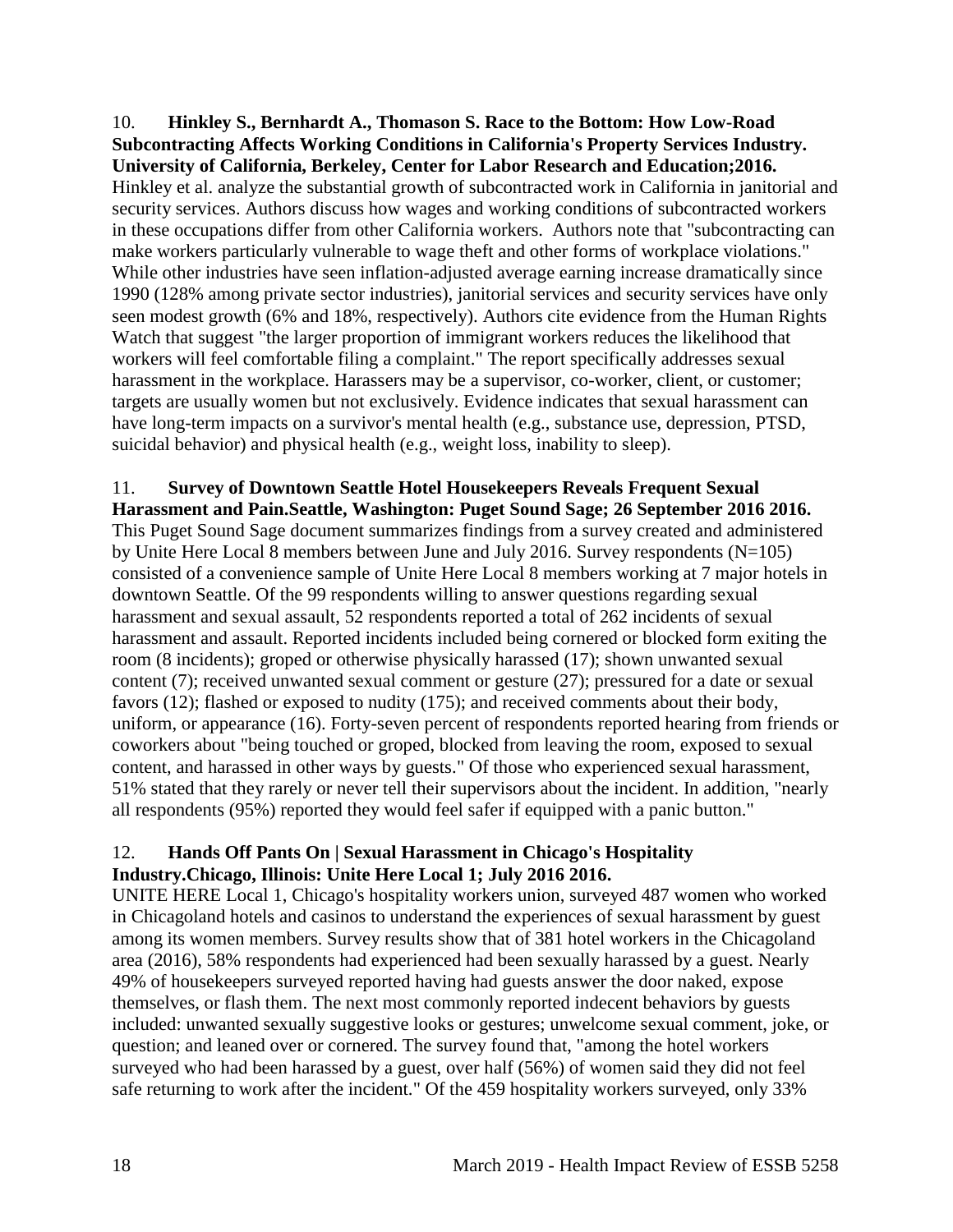10. **Hinkley S., Bernhardt A., Thomason S. Race to the Bottom: How Low-Road Subcontracting Affects Working Conditions in California's Property Services Industry. University of California, Berkeley, Center for Labor Research and Education;2016.**
Hinkley et al. analyze the substantial growth of subcontracted work in California in janitorial and security services. Authors discuss how wages and working conditions of subcontracted workers in these occupations differ from other California workers. Authors note that "subcontracting can make workers particularly vulnerable to wage theft and other forms of workplace violations." While other industries have seen inflation-adjusted average earning increase dramatically since 1990 (128% among private sector industries), janitorial services and security services have only seen modest growth (6% and 18%, respectively). Authors cite evidence from the Human Rights Watch that suggest "the larger proportion of immigrant workers reduces the likelihood that workers will feel comfortable filing a complaint." The report specifically addresses sexual harassment in the workplace. Harassers may be a supervisor, co-worker, client, or customer; targets are usually women but not exclusively. Evidence indicates that sexual harassment can have long-term impacts on a survivor's mental health (e.g., substance use, depression, PTSD, suicidal behavior) and physical health (e.g., weight loss, inability to sleep).

11. **Survey of Downtown Seattle Hotel Housekeepers Reveals Frequent Sexual Harassment and Pain.Seattle, Washington: Puget Sound Sage; 26 September 2016 2016.**
This Puget Sound Sage document summarizes findings from a survey created and administered by Unite Here Local 8 members between June and July 2016. Survey respondents (N=105) consisted of a convenience sample of Unite Here Local 8 members working at 7 major hotels in downtown Seattle. Of the 99 respondents willing to answer questions regarding sexual harassment and sexual assault, 52 respondents reported a total of 262 incidents of sexual harassment and assault. Reported incidents included being cornered or blocked form exiting the room (8 incidents); groped or otherwise physically harassed (17); shown unwanted sexual content (7); received unwanted sexual comment or gesture (27); pressured for a date or sexual favors (12); flashed or exposed to nudity (175); and received comments about their body, uniform, or appearance (16). Forty-seven percent of respondents reported hearing from friends or coworkers about "being touched or groped, blocked from leaving the room, exposed to sexual content, and harassed in other ways by guests." Of those who experienced sexual harassment, 51% stated that they rarely or never tell their supervisors about the incident. In addition, "nearly all respondents (95%) reported they would feel safer if equipped with a panic button."

12. **Hands Off Pants On | Sexual Harassment in Chicago's Hospitality Industry.Chicago, Illinois: Unite Here Local 1; July 2016 2016.**
UNITE HERE Local 1, Chicago's hospitality workers union, surveyed 487 women who worked in Chicagoland hotels and casinos to understand the experiences of sexual harassment by guest among its women members. Survey results show that of 381 hotel workers in the Chicagoland area (2016), 58% respondents had experienced had been sexually harassed by a guest. Nearly 49% of housekeepers surveyed reported having had guests answer the door naked, expose themselves, or flash them. The next most commonly reported indecent behaviors by guests included: unwanted sexually suggestive looks or gestures; unwelcome sexual comment, joke, or question; and leaned over or cornered. The survey found that, "among the hotel workers surveyed who had been harassed by a guest, over half (56%) of women said they did not feel safe returning to work after the incident." Of the 459 hospitality workers surveyed, only 33%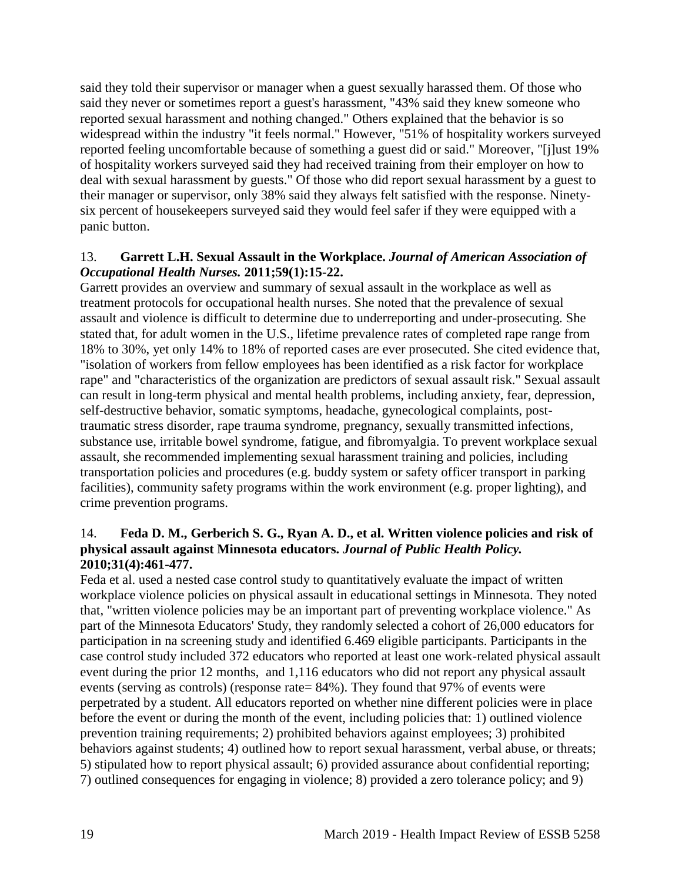said they told their supervisor or manager when a guest sexually harassed them. Of those who said they never or sometimes report a guest's harassment, "43% said they knew someone who reported sexual harassment and nothing changed." Others explained that the behavior is so widespread within the industry "it feels normal." However, "51% of hospitality workers surveyed reported feeling uncomfortable because of something a guest did or said." Moreover, "[j]ust 19% of hospitality workers surveyed said they had received training from their employer on how to deal with sexual harassment by guests." Of those who did report sexual harassment by a guest to their manager or supervisor, only 38% said they always felt satisfied with the response. Ninety-six percent of housekeepers surveyed said they would feel safer if they were equipped with a panic button.

13. **Garrett L.H. Sexual Assault in the Workplace.** ***Journal of American Association of Occupational Health Nurses.*** **2011;59(1):15-22.**
Garrett provides an overview and summary of sexual assault in the workplace as well as treatment protocols for occupational health nurses. She noted that the prevalence of sexual assault and violence is difficult to determine due to underreporting and under-prosecuting. She stated that, for adult women in the U.S., lifetime prevalence rates of completed rape range from 18% to 30%, yet only 14% to 18% of reported cases are ever prosecuted. She cited evidence that, "isolation of workers from fellow employees has been identified as a risk factor for workplace rape" and "characteristics of the organization are predictors of sexual assault risk." Sexual assault can result in long-term physical and mental health problems, including anxiety, fear, depression, self-destructive behavior, somatic symptoms, headache, gynecological complaints, post-traumatic stress disorder, rape trauma syndrome, pregnancy, sexually transmitted infections, substance use, irritable bowel syndrome, fatigue, and fibromyalgia. To prevent workplace sexual assault, she recommended implementing sexual harassment training and policies, including transportation policies and procedures (e.g. buddy system or safety officer transport in parking facilities), community safety programs within the work environment (e.g. proper lighting), and crime prevention programs.

14. **Feda D. M., Gerberich S. G., Ryan A. D., et al. Written violence policies and risk of physical assault against Minnesota educators.** ***Journal of Public Health Policy.*** **2010;31(4):461-477.**
Feda et al. used a nested case control study to quantitatively evaluate the impact of written workplace violence policies on physical assault in educational settings in Minnesota. They noted that, "written violence policies may be an important part of preventing workplace violence." As part of the Minnesota Educators' Study, they randomly selected a cohort of 26,000 educators for participation in na screening study and identified 6.469 eligible participants. Participants in the case control study included 372 educators who reported at least one work-related physical assault event during the prior 12 months, and 1,116 educators who did not report any physical assault events (serving as controls) (response rate= 84%). They found that 97% of events were perpetrated by a student. All educators reported on whether nine different policies were in place before the event or during the month of the event, including policies that: 1) outlined violence prevention training requirements; 2) prohibited behaviors against employees; 3) prohibited behaviors against students; 4) outlined how to report sexual harassment, verbal abuse, or threats; 5) stipulated how to report physical assault; 6) provided assurance about confidential reporting; 7) outlined consequences for engaging in violence; 8) provided a zero tolerance policy; and 9)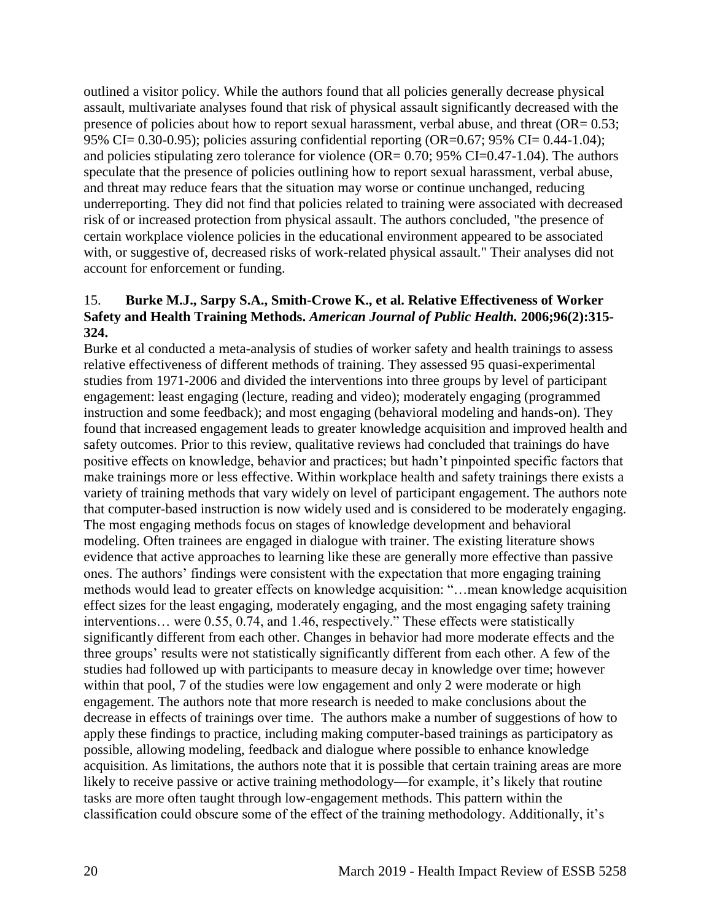outlined a visitor policy. While the authors found that all policies generally decrease physical assault, multivariate analyses found that risk of physical assault significantly decreased with the presence of policies about how to report sexual harassment, verbal abuse, and threat (OR= 0.53; 95% CI= 0.30-0.95); policies assuring confidential reporting (OR=0.67; 95% CI= 0.44-1.04); and policies stipulating zero tolerance for violence (OR= 0.70; 95% CI=0.47-1.04). The authors speculate that the presence of policies outlining how to report sexual harassment, verbal abuse, and threat may reduce fears that the situation may worse or continue unchanged, reducing underreporting. They did not find that policies related to training were associated with decreased risk of or increased protection from physical assault. The authors concluded, "the presence of certain workplace violence policies in the educational environment appeared to be associated with, or suggestive of, decreased risks of work-related physical assault." Their analyses did not account for enforcement or funding.

15. **Burke M.J., Sarpy S.A., Smith-Crowe K., et al. Relative Effectiveness of Worker Safety and Health Training Methods.** ***American Journal of Public Health.*** **2006;96(2):315-324.**

Burke et al conducted a meta-analysis of studies of worker safety and health trainings to assess relative effectiveness of different methods of training. They assessed 95 quasi-experimental studies from 1971-2006 and divided the interventions into three groups by level of participant engagement: least engaging (lecture, reading and video); moderately engaging (programmed instruction and some feedback); and most engaging (behavioral modeling and hands-on). They found that increased engagement leads to greater knowledge acquisition and improved health and safety outcomes. Prior to this review, qualitative reviews had concluded that trainings do have positive effects on knowledge, behavior and practices; but hadn't pinpointed specific factors that make trainings more or less effective. Within workplace health and safety trainings there exists a variety of training methods that vary widely on level of participant engagement. The authors note that computer-based instruction is now widely used and is considered to be moderately engaging. The most engaging methods focus on stages of knowledge development and behavioral modeling. Often trainees are engaged in dialogue with trainer. The existing literature shows evidence that active approaches to learning like these are generally more effective than passive ones. The authors' findings were consistent with the expectation that more engaging training methods would lead to greater effects on knowledge acquisition: "…mean knowledge acquisition effect sizes for the least engaging, moderately engaging, and the most engaging safety training interventions… were 0.55, 0.74, and 1.46, respectively." These effects were statistically significantly different from each other. Changes in behavior had more moderate effects and the three groups' results were not statistically significantly different from each other. A few of the studies had followed up with participants to measure decay in knowledge over time; however within that pool, 7 of the studies were low engagement and only 2 were moderate or high engagement. The authors note that more research is needed to make conclusions about the decrease in effects of trainings over time. The authors make a number of suggestions of how to apply these findings to practice, including making computer-based trainings as participatory as possible, allowing modeling, feedback and dialogue where possible to enhance knowledge acquisition. As limitations, the authors note that it is possible that certain training areas are more likely to receive passive or active training methodology—for example, it's likely that routine tasks are more often taught through low-engagement methods. This pattern within the classification could obscure some of the effect of the training methodology. Additionally, it's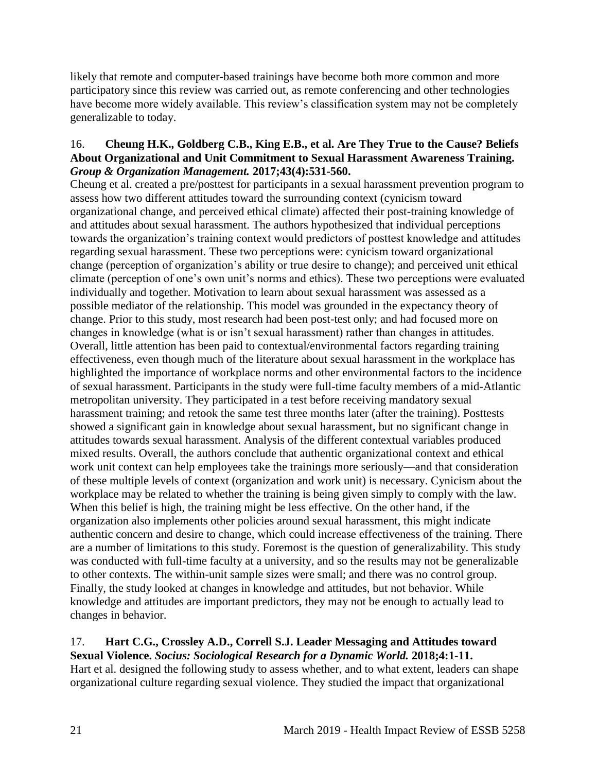likely that remote and computer-based trainings have become both more common and more participatory since this review was carried out, as remote conferencing and other technologies have become more widely available. This review's classification system may not be completely generalizable to today.

16. **Cheung H.K., Goldberg C.B., King E.B., et al. Are They True to the Cause? Beliefs About Organizational and Unit Commitment to Sexual Harassment Awareness Training.** ***Group & Organization Management.*** **2017;43(4):531-560.**

Cheung et al. created a pre/posttest for participants in a sexual harassment prevention program to assess how two different attitudes toward the surrounding context (cynicism toward organizational change, and perceived ethical climate) affected their post-training knowledge of and attitudes about sexual harassment. The authors hypothesized that individual perceptions towards the organization's training context would predictors of posttest knowledge and attitudes regarding sexual harassment. These two perceptions were: cynicism toward organizational change (perception of organization's ability or true desire to change); and perceived unit ethical climate (perception of one's own unit's norms and ethics). These two perceptions were evaluated individually and together. Motivation to learn about sexual harassment was assessed as a possible mediator of the relationship. This model was grounded in the expectancy theory of change. Prior to this study, most research had been post-test only; and had focused more on changes in knowledge (what is or isn't sexual harassment) rather than changes in attitudes. Overall, little attention has been paid to contextual/environmental factors regarding training effectiveness, even though much of the literature about sexual harassment in the workplace has highlighted the importance of workplace norms and other environmental factors to the incidence of sexual harassment. Participants in the study were full-time faculty members of a mid-Atlantic metropolitan university. They participated in a test before receiving mandatory sexual harassment training; and retook the same test three months later (after the training). Posttests showed a significant gain in knowledge about sexual harassment, but no significant change in attitudes towards sexual harassment. Analysis of the different contextual variables produced mixed results. Overall, the authors conclude that authentic organizational context and ethical work unit context can help employees take the trainings more seriously—and that consideration of these multiple levels of context (organization and work unit) is necessary. Cynicism about the workplace may be related to whether the training is being given simply to comply with the law. When this belief is high, the training might be less effective. On the other hand, if the organization also implements other policies around sexual harassment, this might indicate authentic concern and desire to change, which could increase effectiveness of the training. There are a number of limitations to this study. Foremost is the question of generalizability. This study was conducted with full-time faculty at a university, and so the results may not be generalizable to other contexts. The within-unit sample sizes were small; and there was no control group. Finally, the study looked at changes in knowledge and attitudes, but not behavior. While knowledge and attitudes are important predictors, they may not be enough to actually lead to changes in behavior.

17. **Hart C.G., Crossley A.D., Correll S.J. Leader Messaging and Attitudes toward Sexual Violence.** ***Socius: Sociological Research for a Dynamic World.*** **2018;4:1-11.**

Hart et al. designed the following study to assess whether, and to what extent, leaders can shape organizational culture regarding sexual violence. They studied the impact that organizational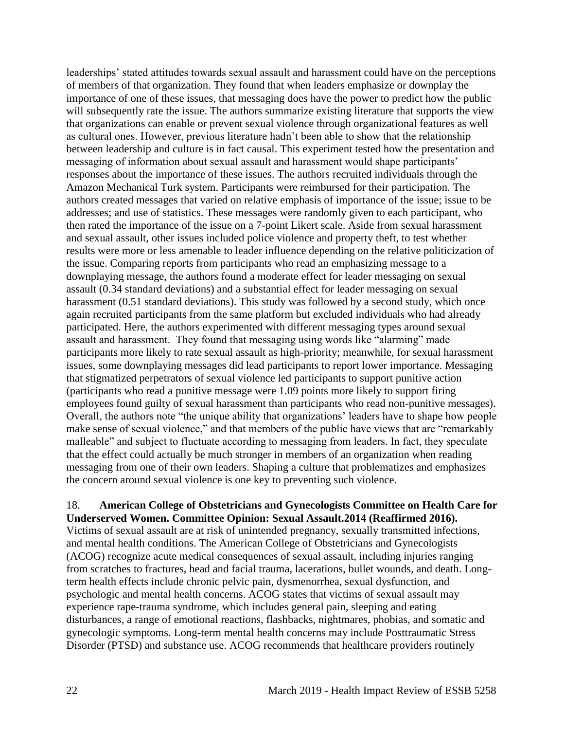leaderships' stated attitudes towards sexual assault and harassment could have on the perceptions of members of that organization. They found that when leaders emphasize or downplay the importance of one of these issues, that messaging does have the power to predict how the public will subsequently rate the issue. The authors summarize existing literature that supports the view that organizations can enable or prevent sexual violence through organizational features as well as cultural ones. However, previous literature hadn't been able to show that the relationship between leadership and culture is in fact causal. This experiment tested how the presentation and messaging of information about sexual assault and harassment would shape participants' responses about the importance of these issues. The authors recruited individuals through the Amazon Mechanical Turk system. Participants were reimbursed for their participation. The authors created messages that varied on relative emphasis of importance of the issue; issue to be addresses; and use of statistics. These messages were randomly given to each participant, who then rated the importance of the issue on a 7-point Likert scale. Aside from sexual harassment and sexual assault, other issues included police violence and property theft, to test whether results were more or less amenable to leader influence depending on the relative politicization of the issue. Comparing reports from participants who read an emphasizing message to a downplaying message, the authors found a moderate effect for leader messaging on sexual assault (0.34 standard deviations) and a substantial effect for leader messaging on sexual harassment (0.51 standard deviations). This study was followed by a second study, which once again recruited participants from the same platform but excluded individuals who had already participated. Here, the authors experimented with different messaging types around sexual assault and harassment. They found that messaging using words like "alarming" made participants more likely to rate sexual assault as high-priority; meanwhile, for sexual harassment issues, some downplaying messages did lead participants to report lower importance. Messaging that stigmatized perpetrators of sexual violence led participants to support punitive action (participants who read a punitive message were 1.09 points more likely to support firing employees found guilty of sexual harassment than participants who read non-punitive messages). Overall, the authors note "the unique ability that organizations' leaders have to shape how people make sense of sexual violence," and that members of the public have views that are "remarkably malleable" and subject to fluctuate according to messaging from leaders. In fact, they speculate that the effect could actually be much stronger in members of an organization when reading messaging from one of their own leaders. Shaping a culture that problematizes and emphasizes the concern around sexual violence is one key to preventing such violence.

18. **American College of Obstetricians and Gynecologists Committee on Health Care for Underserved Women. Committee Opinion: Sexual Assault.2014 (Reaffirmed 2016).**
Victims of sexual assault are at risk of unintended pregnancy, sexually transmitted infections, and mental health conditions. The American College of Obstetricians and Gynecologists (ACOG) recognize acute medical consequences of sexual assault, including injuries ranging from scratches to fractures, head and facial trauma, lacerations, bullet wounds, and death. Long-term health effects include chronic pelvic pain, dysmenorrhea, sexual dysfunction, and psychologic and mental health concerns. ACOG states that victims of sexual assault may experience rape-trauma syndrome, which includes general pain, sleeping and eating disturbances, a range of emotional reactions, flashbacks, nightmares, phobias, and somatic and gynecologic symptoms. Long-term mental health concerns may include Posttraumatic Stress Disorder (PTSD) and substance use. ACOG recommends that healthcare providers routinely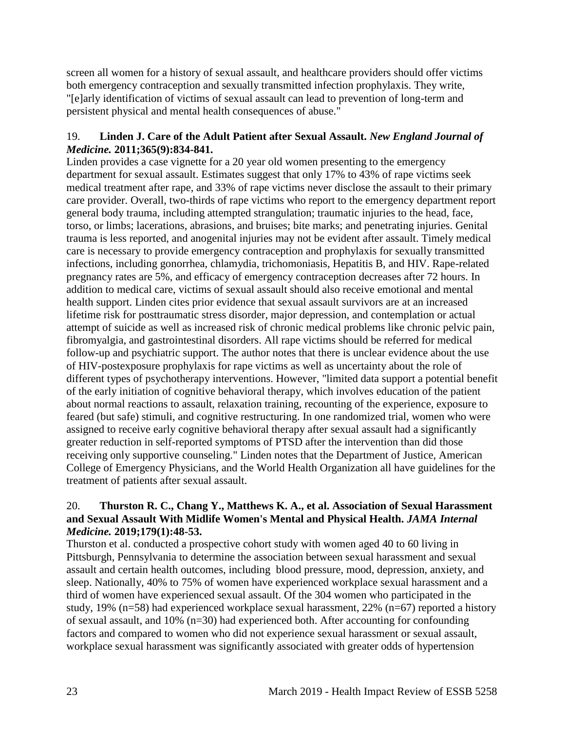screen all women for a history of sexual assault, and healthcare providers should offer victims both emergency contraception and sexually transmitted infection prophylaxis. They write, "[e]arly identification of victims of sexual assault can lead to prevention of long-term and persistent physical and mental health consequences of abuse."

19. **Linden J. Care of the Adult Patient after Sexual Assault.** ***New England Journal of Medicine.*** **2011;365(9):834-841.**

Linden provides a case vignette for a 20 year old women presenting to the emergency department for sexual assault. Estimates suggest that only 17% to 43% of rape victims seek medical treatment after rape, and 33% of rape victims never disclose the assault to their primary care provider. Overall, two-thirds of rape victims who report to the emergency department report general body trauma, including attempted strangulation; traumatic injuries to the head, face, torso, or limbs; lacerations, abrasions, and bruises; bite marks; and penetrating injuries. Genital trauma is less reported, and anogenital injuries may not be evident after assault. Timely medical care is necessary to provide emergency contraception and prophylaxis for sexually transmitted infections, including gonorrhea, chlamydia, trichomoniasis, Hepatitis B, and HIV. Rape-related pregnancy rates are 5%, and efficacy of emergency contraception decreases after 72 hours. In addition to medical care, victims of sexual assault should also receive emotional and mental health support. Linden cites prior evidence that sexual assault survivors are at an increased lifetime risk for posttraumatic stress disorder, major depression, and contemplation or actual attempt of suicide as well as increased risk of chronic medical problems like chronic pelvic pain, fibromyalgia, and gastrointestinal disorders. All rape victims should be referred for medical follow-up and psychiatric support. The author notes that there is unclear evidence about the use of HIV-postexposure prophylaxis for rape victims as well as uncertainty about the role of different types of psychotherapy interventions. However, "limited data support a potential benefit of the early initiation of cognitive behavioral therapy, which involves education of the patient about normal reactions to assault, relaxation training, recounting of the experience, exposure to feared (but safe) stimuli, and cognitive restructuring. In one randomized trial, women who were assigned to receive early cognitive behavioral therapy after sexual assault had a significantly greater reduction in self-reported symptoms of PTSD after the intervention than did those receiving only supportive counseling." Linden notes that the Department of Justice, American College of Emergency Physicians, and the World Health Organization all have guidelines for the treatment of patients after sexual assault.

20. **Thurston R. C., Chang Y., Matthews K. A., et al. Association of Sexual Harassment and Sexual Assault With Midlife Women's Mental and Physical Health.** ***JAMA Internal Medicine.*** **2019;179(1):48-53.**

Thurston et al. conducted a prospective cohort study with women aged 40 to 60 living in Pittsburgh, Pennsylvania to determine the association between sexual harassment and sexual assault and certain health outcomes, including blood pressure, mood, depression, anxiety, and sleep. Nationally, 40% to 75% of women have experienced workplace sexual harassment and a third of women have experienced sexual assault. Of the 304 women who participated in the study, 19% (n=58) had experienced workplace sexual harassment, 22% (n=67) reported a history of sexual assault, and 10% (n=30) had experienced both. After accounting for confounding factors and compared to women who did not experience sexual harassment or sexual assault, workplace sexual harassment was significantly associated with greater odds of hypertension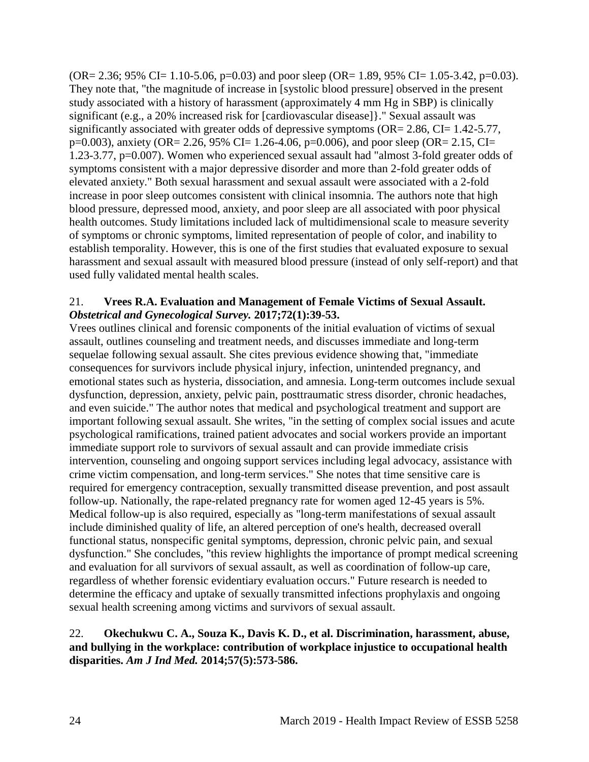(OR= 2.36; 95% CI= 1.10-5.06, p=0.03) and poor sleep (OR= 1.89, 95% CI= 1.05-3.42, p=0.03). They note that, "the magnitude of increase in [systolic blood pressure] observed in the present study associated with a history of harassment (approximately 4 mm Hg in SBP) is clinically significant (e.g., a 20% increased risk for [cardiovascular disease]}." Sexual assault was significantly associated with greater odds of depressive symptoms (OR= 2.86, CI= 1.42-5.77, p=0.003), anxiety (OR= 2.26, 95% CI= 1.26-4.06, p=0.006), and poor sleep (OR= 2.15, CI= 1.23-3.77, p=0.007). Women who experienced sexual assault had "almost 3-fold greater odds of symptoms consistent with a major depressive disorder and more than 2-fold greater odds of elevated anxiety." Both sexual harassment and sexual assault were associated with a 2-fold increase in poor sleep outcomes consistent with clinical insomnia. The authors note that high blood pressure, depressed mood, anxiety, and poor sleep are all associated with poor physical health outcomes. Study limitations included lack of multidimensional scale to measure severity of symptoms or chronic symptoms, limited representation of people of color, and inability to establish temporality. However, this is one of the first studies that evaluated exposure to sexual harassment and sexual assault with measured blood pressure (instead of only self-report) and that used fully validated mental health scales.

21. **Vrees R.A. Evaluation and Management of Female Victims of Sexual Assault. *Obstetrical and Gynecological Survey.* 2017;72(1):39-53.**

Vrees outlines clinical and forensic components of the initial evaluation of victims of sexual assault, outlines counseling and treatment needs, and discusses immediate and long-term sequelae following sexual assault. She cites previous evidence showing that, "immediate consequences for survivors include physical injury, infection, unintended pregnancy, and emotional states such as hysteria, dissociation, and amnesia. Long-term outcomes include sexual dysfunction, depression, anxiety, pelvic pain, posttraumatic stress disorder, chronic headaches, and even suicide." The author notes that medical and psychological treatment and support are important following sexual assault. She writes, "in the setting of complex social issues and acute psychological ramifications, trained patient advocates and social workers provide an important immediate support role to survivors of sexual assault and can provide immediate crisis intervention, counseling and ongoing support services including legal advocacy, assistance with crime victim compensation, and long-term services." She notes that time sensitive care is required for emergency contraception, sexually transmitted disease prevention, and post assault follow-up. Nationally, the rape-related pregnancy rate for women aged 12-45 years is 5%. Medical follow-up is also required, especially as "long-term manifestations of sexual assault include diminished quality of life, an altered perception of one's health, decreased overall functional status, nonspecific genital symptoms, depression, chronic pelvic pain, and sexual dysfunction." She concludes, "this review highlights the importance of prompt medical screening and evaluation for all survivors of sexual assault, as well as coordination of follow-up care, regardless of whether forensic evidentiary evaluation occurs." Future research is needed to determine the efficacy and uptake of sexually transmitted infections prophylaxis and ongoing sexual health screening among victims and survivors of sexual assault.

22. **Okechukwu C. A., Souza K., Davis K. D., et al. Discrimination, harassment, abuse, and bullying in the workplace: contribution of workplace injustice to occupational health disparities. *Am J Ind Med.* 2014;57(5):573-586.**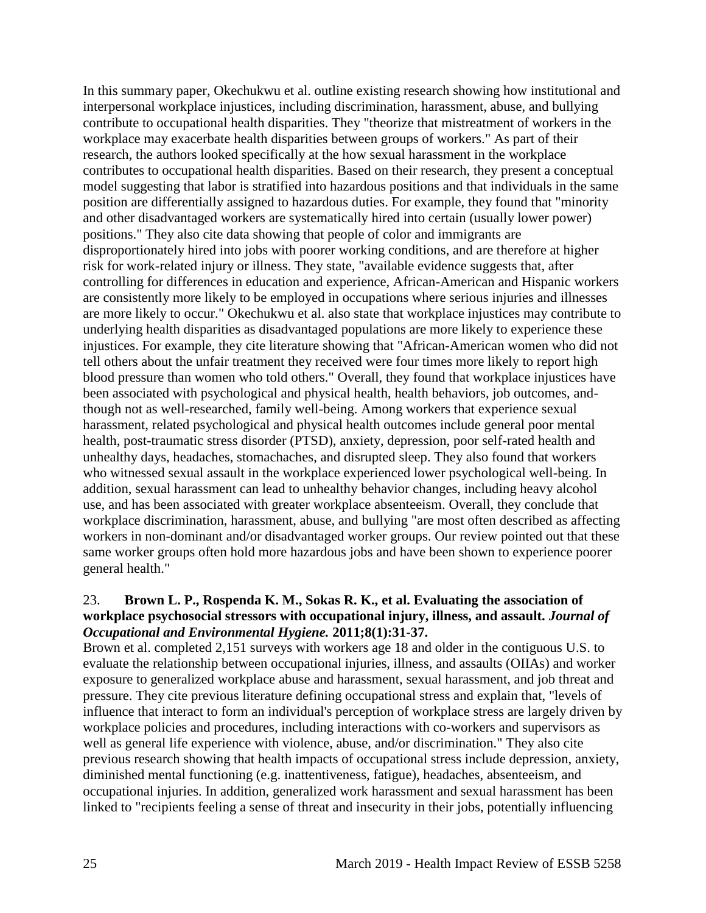In this summary paper, Okechukwu et al. outline existing research showing how institutional and interpersonal workplace injustices, including discrimination, harassment, abuse, and bullying contribute to occupational health disparities. They "theorize that mistreatment of workers in the workplace may exacerbate health disparities between groups of workers." As part of their research, the authors looked specifically at the how sexual harassment in the workplace contributes to occupational health disparities. Based on their research, they present a conceptual model suggesting that labor is stratified into hazardous positions and that individuals in the same position are differentially assigned to hazardous duties. For example, they found that "minority and other disadvantaged workers are systematically hired into certain (usually lower power) positions." They also cite data showing that people of color and immigrants are disproportionately hired into jobs with poorer working conditions, and are therefore at higher risk for work-related injury or illness. They state, "available evidence suggests that, after controlling for differences in education and experience, African-American and Hispanic workers are consistently more likely to be employed in occupations where serious injuries and illnesses are more likely to occur." Okechukwu et al. also state that workplace injustices may contribute to underlying health disparities as disadvantaged populations are more likely to experience these injustices. For example, they cite literature showing that "African-American women who did not tell others about the unfair treatment they received were four times more likely to report high blood pressure than women who told others." Overall, they found that workplace injustices have been associated with psychological and physical health, health behaviors, job outcomes, and-though not as well-researched, family well-being. Among workers that experience sexual harassment, related psychological and physical health outcomes include general poor mental health, post-traumatic stress disorder (PTSD), anxiety, depression, poor self-rated health and unhealthy days, headaches, stomachaches, and disrupted sleep. They also found that workers who witnessed sexual assault in the workplace experienced lower psychological well-being. In addition, sexual harassment can lead to unhealthy behavior changes, including heavy alcohol use, and has been associated with greater workplace absenteeism. Overall, they conclude that workplace discrimination, harassment, abuse, and bullying "are most often described as affecting workers in non-dominant and/or disadvantaged worker groups. Our review pointed out that these same worker groups often hold more hazardous jobs and have been shown to experience poorer general health."

23. **Brown L. P., Rospenda K. M., Sokas R. K., et al. Evaluating the association of workplace psychosocial stressors with occupational injury, illness, and assault. *Journal of Occupational and Environmental Hygiene.* 2011;8(1):31-37.**

Brown et al. completed 2,151 surveys with workers age 18 and older in the contiguous U.S. to evaluate the relationship between occupational injuries, illness, and assaults (OIIAs) and worker exposure to generalized workplace abuse and harassment, sexual harassment, and job threat and pressure. They cite previous literature defining occupational stress and explain that, "levels of influence that interact to form an individual's perception of workplace stress are largely driven by workplace policies and procedures, including interactions with co-workers and supervisors as well as general life experience with violence, abuse, and/or discrimination." They also cite previous research showing that health impacts of occupational stress include depression, anxiety, diminished mental functioning (e.g. inattentiveness, fatigue), headaches, absenteeism, and occupational injuries. In addition, generalized work harassment and sexual harassment has been linked to "recipients feeling a sense of threat and insecurity in their jobs, potentially influencing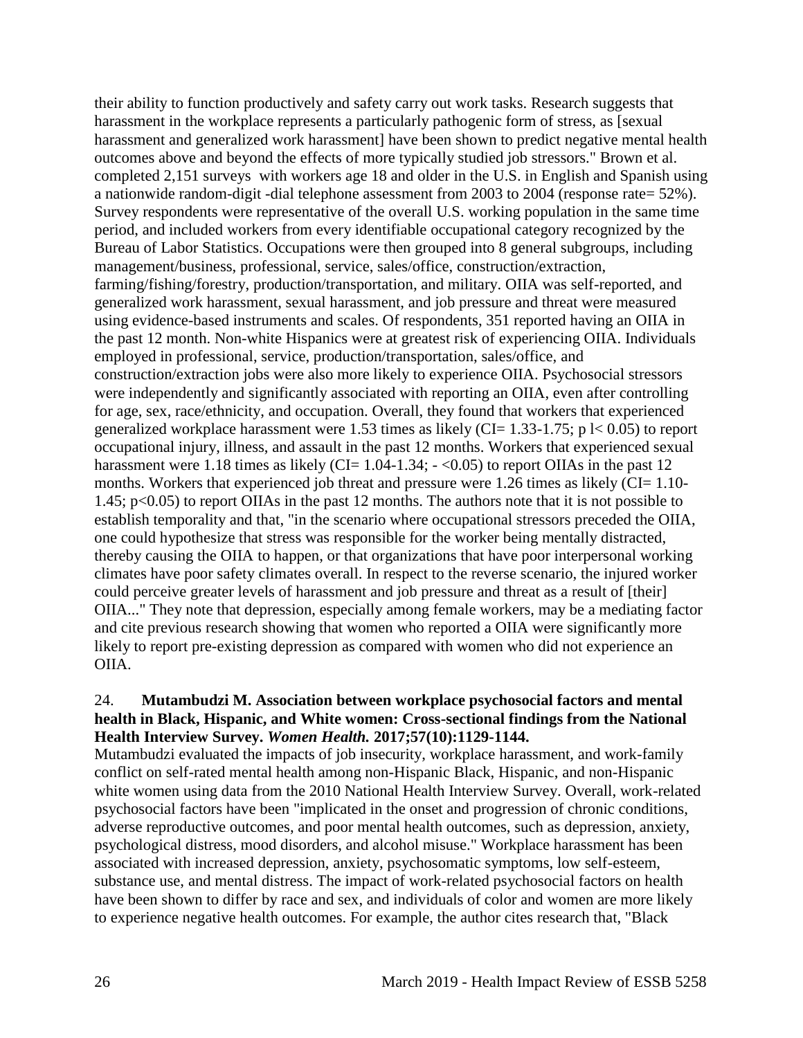their ability to function productively and safety carry out work tasks. Research suggests that harassment in the workplace represents a particularly pathogenic form of stress, as [sexual harassment and generalized work harassment] have been shown to predict negative mental health outcomes above and beyond the effects of more typically studied job stressors." Brown et al. completed 2,151 surveys with workers age 18 and older in the U.S. in English and Spanish using a nationwide random-digit -dial telephone assessment from 2003 to 2004 (response rate= 52%). Survey respondents were representative of the overall U.S. working population in the same time period, and included workers from every identifiable occupational category recognized by the Bureau of Labor Statistics. Occupations were then grouped into 8 general subgroups, including management/business, professional, service, sales/office, construction/extraction, farming/fishing/forestry, production/transportation, and military. OIIA was self-reported, and generalized work harassment, sexual harassment, and job pressure and threat were measured using evidence-based instruments and scales. Of respondents, 351 reported having an OIIA in the past 12 month. Non-white Hispanics were at greatest risk of experiencing OIIA. Individuals employed in professional, service, production/transportation, sales/office, and construction/extraction jobs were also more likely to experience OIIA. Psychosocial stressors were independently and significantly associated with reporting an OIIA, even after controlling for age, sex, race/ethnicity, and occupation. Overall, they found that workers that experienced generalized workplace harassment were 1.53 times as likely (CI= 1.33-1.75; p l< 0.05) to report occupational injury, illness, and assault in the past 12 months. Workers that experienced sexual harassment were 1.18 times as likely (CI= 1.04-1.34; - <0.05) to report OIIAs in the past 12 months. Workers that experienced job threat and pressure were 1.26 times as likely (CI= 1.10-1.45; p<0.05) to report OIIAs in the past 12 months. The authors note that it is not possible to establish temporality and that, "in the scenario where occupational stressors preceded the OIIA, one could hypothesize that stress was responsible for the worker being mentally distracted, thereby causing the OIIA to happen, or that organizations that have poor interpersonal working climates have poor safety climates overall. In respect to the reverse scenario, the injured worker could perceive greater levels of harassment and job pressure and threat as a result of [their] OIIA..." They note that depression, especially among female workers, may be a mediating factor and cite previous research showing that women who reported a OIIA were significantly more likely to report pre-existing depression as compared with women who did not experience an OIIA.

24. **Mutambudzi M. Association between workplace psychosocial factors and mental health in Black, Hispanic, and White women: Cross-sectional findings from the National Health Interview Survey. *Women Health.* 2017;57(10):1129-1144.**

Mutambudzi evaluated the impacts of job insecurity, workplace harassment, and work-family conflict on self-rated mental health among non-Hispanic Black, Hispanic, and non-Hispanic white women using data from the 2010 National Health Interview Survey. Overall, work-related psychosocial factors have been "implicated in the onset and progression of chronic conditions, adverse reproductive outcomes, and poor mental health outcomes, such as depression, anxiety, psychological distress, mood disorders, and alcohol misuse." Workplace harassment has been associated with increased depression, anxiety, psychosomatic symptoms, low self-esteem, substance use, and mental distress. The impact of work-related psychosocial factors on health have been shown to differ by race and sex, and individuals of color and women are more likely to experience negative health outcomes. For example, the author cites research that, "Black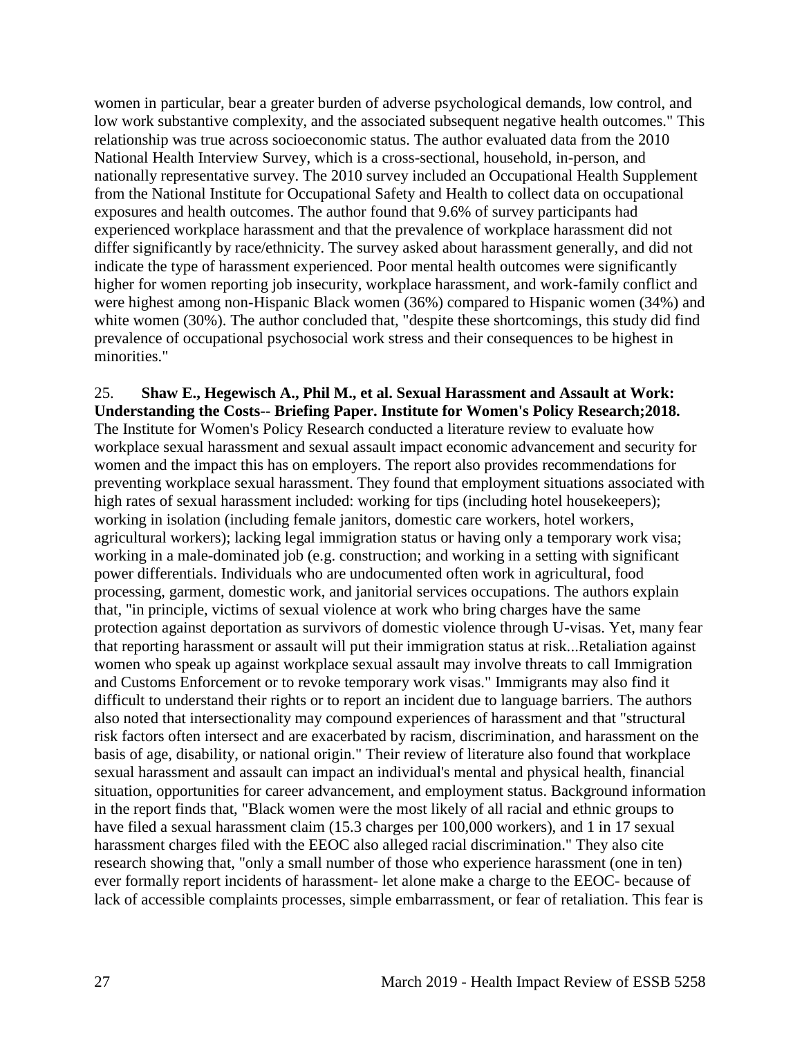women in particular, bear a greater burden of adverse psychological demands, low control, and low work substantive complexity, and the associated subsequent negative health outcomes." This relationship was true across socioeconomic status. The author evaluated data from the 2010 National Health Interview Survey, which is a cross-sectional, household, in-person, and nationally representative survey. The 2010 survey included an Occupational Health Supplement from the National Institute for Occupational Safety and Health to collect data on occupational exposures and health outcomes. The author found that 9.6% of survey participants had experienced workplace harassment and that the prevalence of workplace harassment did not differ significantly by race/ethnicity. The survey asked about harassment generally, and did not indicate the type of harassment experienced. Poor mental health outcomes were significantly higher for women reporting job insecurity, workplace harassment, and work-family conflict and were highest among non-Hispanic Black women (36%) compared to Hispanic women (34%) and white women (30%). The author concluded that, "despite these shortcomings, this study did find prevalence of occupational psychosocial work stress and their consequences to be highest in minorities."

25. **Shaw E., Hegewisch A., Phil M., et al. Sexual Harassment and Assault at Work: Understanding the Costs-- Briefing Paper. Institute for Women's Policy Research;2018.** The Institute for Women's Policy Research conducted a literature review to evaluate how workplace sexual harassment and sexual assault impact economic advancement and security for women and the impact this has on employers. The report also provides recommendations for preventing workplace sexual harassment. They found that employment situations associated with high rates of sexual harassment included: working for tips (including hotel housekeepers); working in isolation (including female janitors, domestic care workers, hotel workers, agricultural workers); lacking legal immigration status or having only a temporary work visa; working in a male-dominated job (e.g. construction; and working in a setting with significant power differentials. Individuals who are undocumented often work in agricultural, food processing, garment, domestic work, and janitorial services occupations. The authors explain that, "in principle, victims of sexual violence at work who bring charges have the same protection against deportation as survivors of domestic violence through U-visas. Yet, many fear that reporting harassment or assault will put their immigration status at risk...Retaliation against women who speak up against workplace sexual assault may involve threats to call Immigration and Customs Enforcement or to revoke temporary work visas." Immigrants may also find it difficult to understand their rights or to report an incident due to language barriers. The authors also noted that intersectionality may compound experiences of harassment and that "structural risk factors often intersect and are exacerbated by racism, discrimination, and harassment on the basis of age, disability, or national origin." Their review of literature also found that workplace sexual harassment and assault can impact an individual's mental and physical health, financial situation, opportunities for career advancement, and employment status. Background information in the report finds that, "Black women were the most likely of all racial and ethnic groups to have filed a sexual harassment claim (15.3 charges per 100,000 workers), and 1 in 17 sexual harassment charges filed with the EEOC also alleged racial discrimination." They also cite research showing that, "only a small number of those who experience harassment (one in ten) ever formally report incidents of harassment- let alone make a charge to the EEOC- because of lack of accessible complaints processes, simple embarrassment, or fear of retaliation. This fear is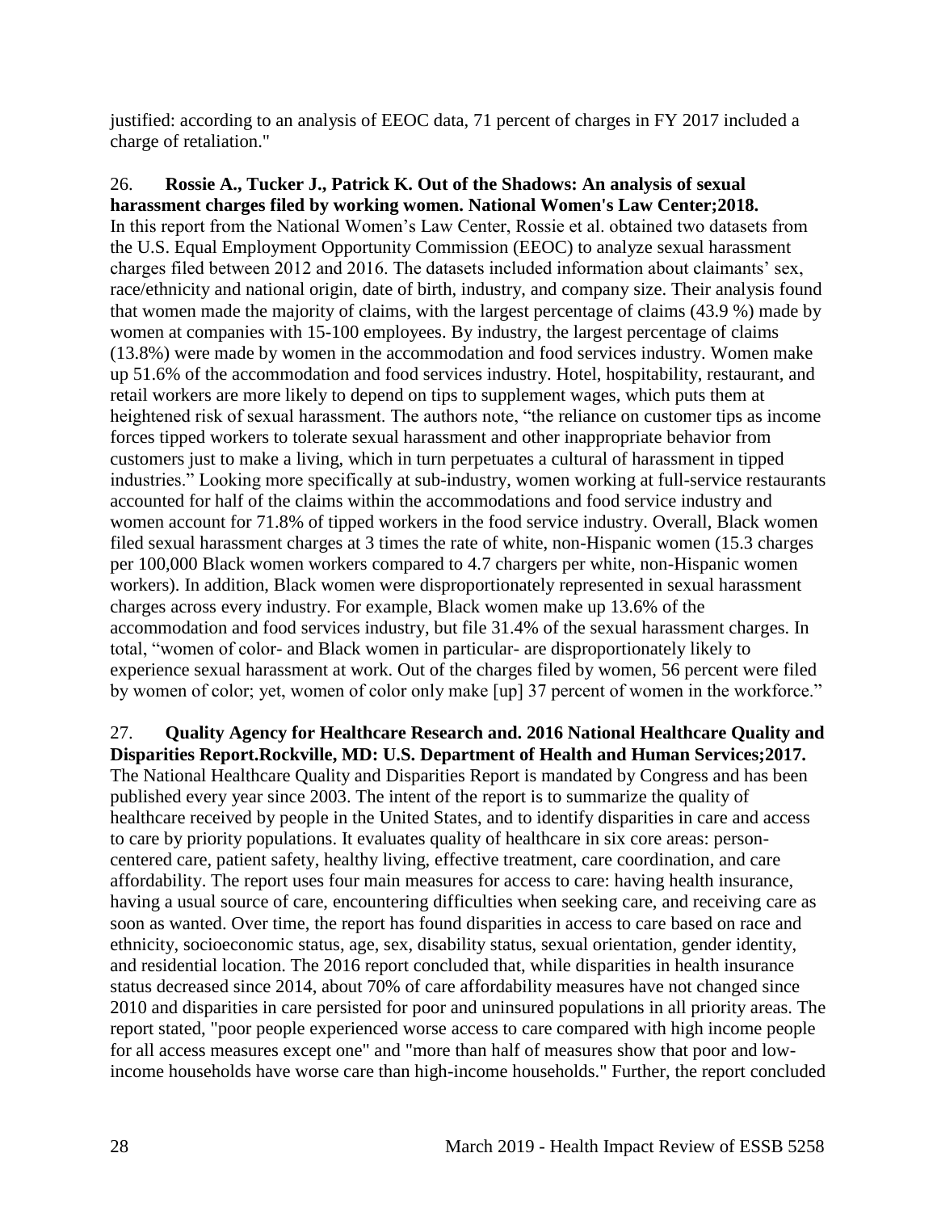justified: according to an analysis of EEOC data, 71 percent of charges in FY 2017 included a charge of retaliation."

26. **Rossie A., Tucker J., Patrick K. Out of the Shadows: An analysis of sexual harassment charges filed by working women. National Women's Law Center;2018.**
In this report from the National Women's Law Center, Rossie et al. obtained two datasets from the U.S. Equal Employment Opportunity Commission (EEOC) to analyze sexual harassment charges filed between 2012 and 2016. The datasets included information about claimants' sex, race/ethnicity and national origin, date of birth, industry, and company size. Their analysis found that women made the majority of claims, with the largest percentage of claims (43.9 %) made by women at companies with 15-100 employees. By industry, the largest percentage of claims (13.8%) were made by women in the accommodation and food services industry. Women make up 51.6% of the accommodation and food services industry. Hotel, hospitability, restaurant, and retail workers are more likely to depend on tips to supplement wages, which puts them at heightened risk of sexual harassment. The authors note, "the reliance on customer tips as income forces tipped workers to tolerate sexual harassment and other inappropriate behavior from customers just to make a living, which in turn perpetuates a cultural of harassment in tipped industries." Looking more specifically at sub-industry, women working at full-service restaurants accounted for half of the claims within the accommodations and food service industry and women account for 71.8% of tipped workers in the food service industry. Overall, Black women filed sexual harassment charges at 3 times the rate of white, non-Hispanic women (15.3 charges per 100,000 Black women workers compared to 4.7 chargers per white, non-Hispanic women workers). In addition, Black women were disproportionately represented in sexual harassment charges across every industry. For example, Black women make up 13.6% of the accommodation and food services industry, but file 31.4% of the sexual harassment charges. In total, "women of color- and Black women in particular- are disproportionately likely to experience sexual harassment at work. Out of the charges filed by women, 56 percent were filed by women of color; yet, women of color only make [up] 37 percent of women in the workforce."

27. **Quality Agency for Healthcare Research and. 2016 National Healthcare Quality and Disparities Report.Rockville, MD: U.S. Department of Health and Human Services;2017.**
The National Healthcare Quality and Disparities Report is mandated by Congress and has been published every year since 2003. The intent of the report is to summarize the quality of healthcare received by people in the United States, and to identify disparities in care and access to care by priority populations. It evaluates quality of healthcare in six core areas: person-centered care, patient safety, healthy living, effective treatment, care coordination, and care affordability. The report uses four main measures for access to care: having health insurance, having a usual source of care, encountering difficulties when seeking care, and receiving care as soon as wanted. Over time, the report has found disparities in access to care based on race and ethnicity, socioeconomic status, age, sex, disability status, sexual orientation, gender identity, and residential location. The 2016 report concluded that, while disparities in health insurance status decreased since 2014, about 70% of care affordability measures have not changed since 2010 and disparities in care persisted for poor and uninsured populations in all priority areas. The report stated, "poor people experienced worse access to care compared with high income people for all access measures except one" and "more than half of measures show that poor and low-income households have worse care than high-income households." Further, the report concluded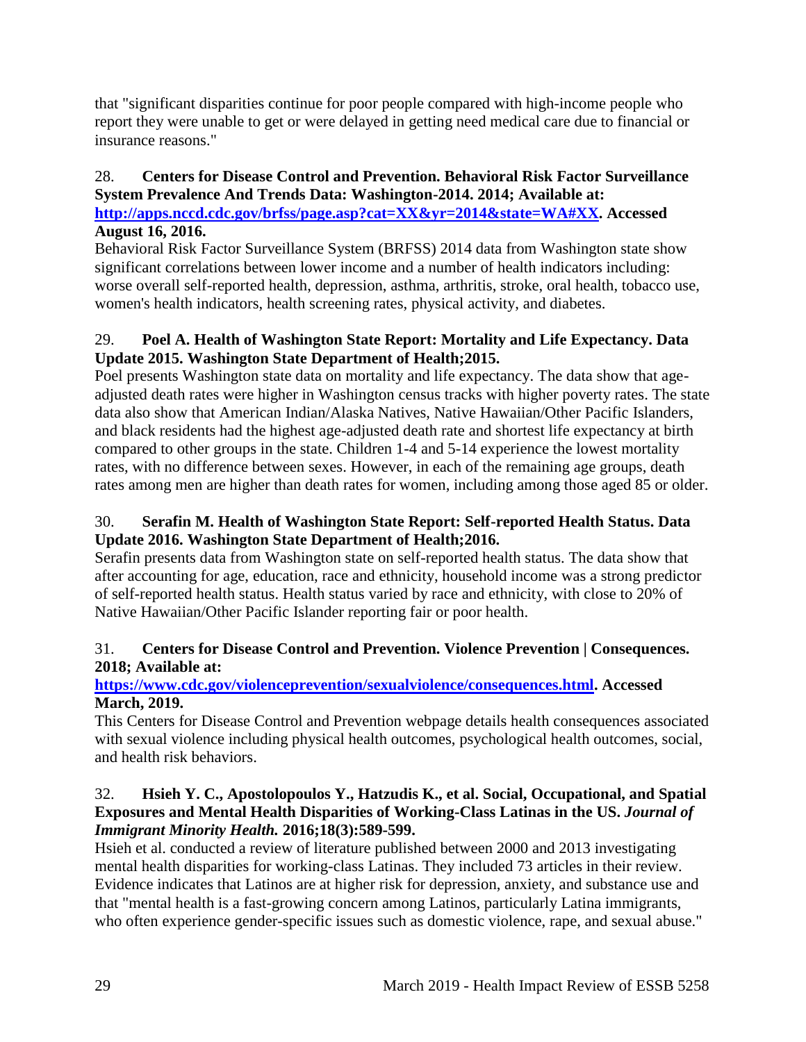that "significant disparities continue for poor people compared with high-income people who report they were unable to get or were delayed in getting need medical care due to financial or insurance reasons."

28. **Centers for Disease Control and Prevention. Behavioral Risk Factor Surveillance System Prevalence And Trends Data: Washington-2014. 2014; Available at: [http://apps.nccd.cdc.gov/brfss/page.asp?cat=XX&yr=2014&state=WA#XX](http://apps.nccd.cdc.gov/brfss/page.asp?cat=XX&yr=2014&state=WA#XX). Accessed August 16, 2016.**
Behavioral Risk Factor Surveillance System (BRFSS) 2014 data from Washington state show significant correlations between lower income and a number of health indicators including: worse overall self-reported health, depression, asthma, arthritis, stroke, oral health, tobacco use, women's health indicators, health screening rates, physical activity, and diabetes.

29. **Poel A. Health of Washington State Report: Mortality and Life Expectancy. Data Update 2015. Washington State Department of Health;2015.**
Poel presents Washington state data on mortality and life expectancy. The data show that age-adjusted death rates were higher in Washington census tracks with higher poverty rates. The state data also show that American Indian/Alaska Natives, Native Hawaiian/Other Pacific Islanders, and black residents had the highest age-adjusted death rate and shortest life expectancy at birth compared to other groups in the state. Children 1-4 and 5-14 experience the lowest mortality rates, with no difference between sexes. However, in each of the remaining age groups, death rates among men are higher than death rates for women, including among those aged 85 or older.

30. **Serafin M. Health of Washington State Report: Self-reported Health Status. Data Update 2016. Washington State Department of Health;2016.**
Serafin presents data from Washington state on self-reported health status. The data show that after accounting for age, education, race and ethnicity, household income was a strong predictor of self-reported health status. Health status varied by race and ethnicity, with close to 20% of Native Hawaiian/Other Pacific Islander reporting fair or poor health.

31. **Centers for Disease Control and Prevention. Violence Prevention | Consequences. 2018; Available at: [https://www.cdc.gov/violenceprevention/sexualviolence/consequences.html](https://www.cdc.gov/violenceprevention/sexualviolence/consequences.html). Accessed March, 2019.**
This Centers for Disease Control and Prevention webpage details health consequences associated with sexual violence including physical health outcomes, psychological health outcomes, social, and health risk behaviors.

32. **Hsieh Y. C., Apostolopoulos Y., Hatzudis K., et al. Social, Occupational, and Spatial Exposures and Mental Health Disparities of Working-Class Latinas in the US. *Journal of Immigrant Minority Health.* 2016;18(3):589-599.**
Hsieh et al. conducted a review of literature published between 2000 and 2013 investigating mental health disparities for working-class Latinas. They included 73 articles in their review. Evidence indicates that Latinos are at higher risk for depression, anxiety, and substance use and that "mental health is a fast-growing concern among Latinos, particularly Latina immigrants, who often experience gender-specific issues such as domestic violence, rape, and sexual abuse."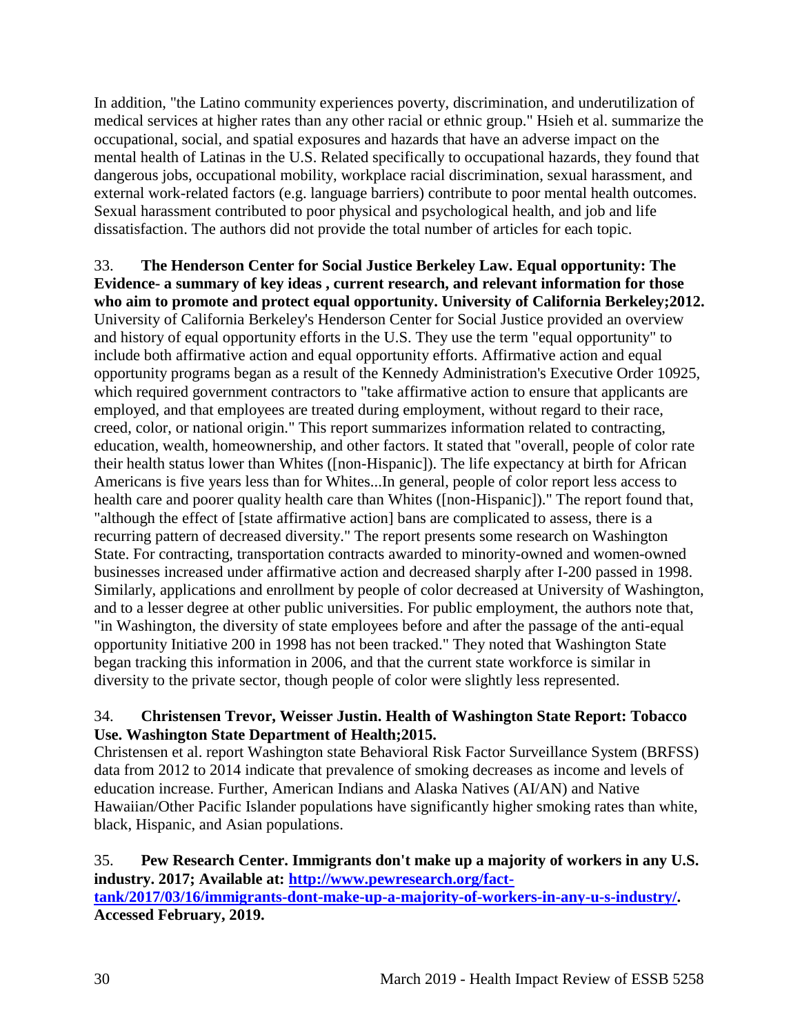In addition, "the Latino community experiences poverty, discrimination, and underutilization of medical services at higher rates than any other racial or ethnic group." Hsieh et al. summarize the occupational, social, and spatial exposures and hazards that have an adverse impact on the mental health of Latinas in the U.S. Related specifically to occupational hazards, they found that dangerous jobs, occupational mobility, workplace racial discrimination, sexual harassment, and external work-related factors (e.g. language barriers) contribute to poor mental health outcomes. Sexual harassment contributed to poor physical and psychological health, and job and life dissatisfaction. The authors did not provide the total number of articles for each topic.

33. **The Henderson Center for Social Justice Berkeley Law. Equal opportunity: The Evidence- a summary of key ideas , current research, and relevant information for those who aim to promote and protect equal opportunity. University of California Berkeley;2012.**
University of California Berkeley's Henderson Center for Social Justice provided an overview and history of equal opportunity efforts in the U.S. They use the term "equal opportunity" to include both affirmative action and equal opportunity efforts. Affirmative action and equal opportunity programs began as a result of the Kennedy Administration's Executive Order 10925, which required government contractors to "take affirmative action to ensure that applicants are employed, and that employees are treated during employment, without regard to their race, creed, color, or national origin." This report summarizes information related to contracting, education, wealth, homeownership, and other factors. It stated that "overall, people of color rate their health status lower than Whites ([non-Hispanic]). The life expectancy at birth for African Americans is five years less than for Whites...In general, people of color report less access to health care and poorer quality health care than Whites ([non-Hispanic])." The report found that, "although the effect of [state affirmative action] bans are complicated to assess, there is a recurring pattern of decreased diversity." The report presents some research on Washington State. For contracting, transportation contracts awarded to minority-owned and women-owned businesses increased under affirmative action and decreased sharply after I-200 passed in 1998. Similarly, applications and enrollment by people of color decreased at University of Washington, and to a lesser degree at other public universities. For public employment, the authors note that, "in Washington, the diversity of state employees before and after the passage of the anti-equal opportunity Initiative 200 in 1998 has not been tracked." They noted that Washington State began tracking this information in 2006, and that the current state workforce is similar in diversity to the private sector, though people of color were slightly less represented.

34. **Christensen Trevor, Weisser Justin. Health of Washington State Report: Tobacco Use. Washington State Department of Health;2015.**
Christensen et al. report Washington state Behavioral Risk Factor Surveillance System (BRFSS) data from 2012 to 2014 indicate that prevalence of smoking decreases as income and levels of education increase. Further, American Indians and Alaska Natives (AI/AN) and Native Hawaiian/Other Pacific Islander populations have significantly higher smoking rates than white, black, Hispanic, and Asian populations.

35. **Pew Research Center. Immigrants don't make up a majority of workers in any U.S. industry. 2017; Available at: [http://www.pewresearch.org/fact-tank/2017/03/16/immigrants-dont-make-up-a-majority-of-workers-in-any-u-s-industry/](http://www.pewresearch.org/fact-tank/2017/03/16/immigrants-dont-make-up-a-majority-of-workers-in-any-u-s-industry/). Accessed February, 2019.**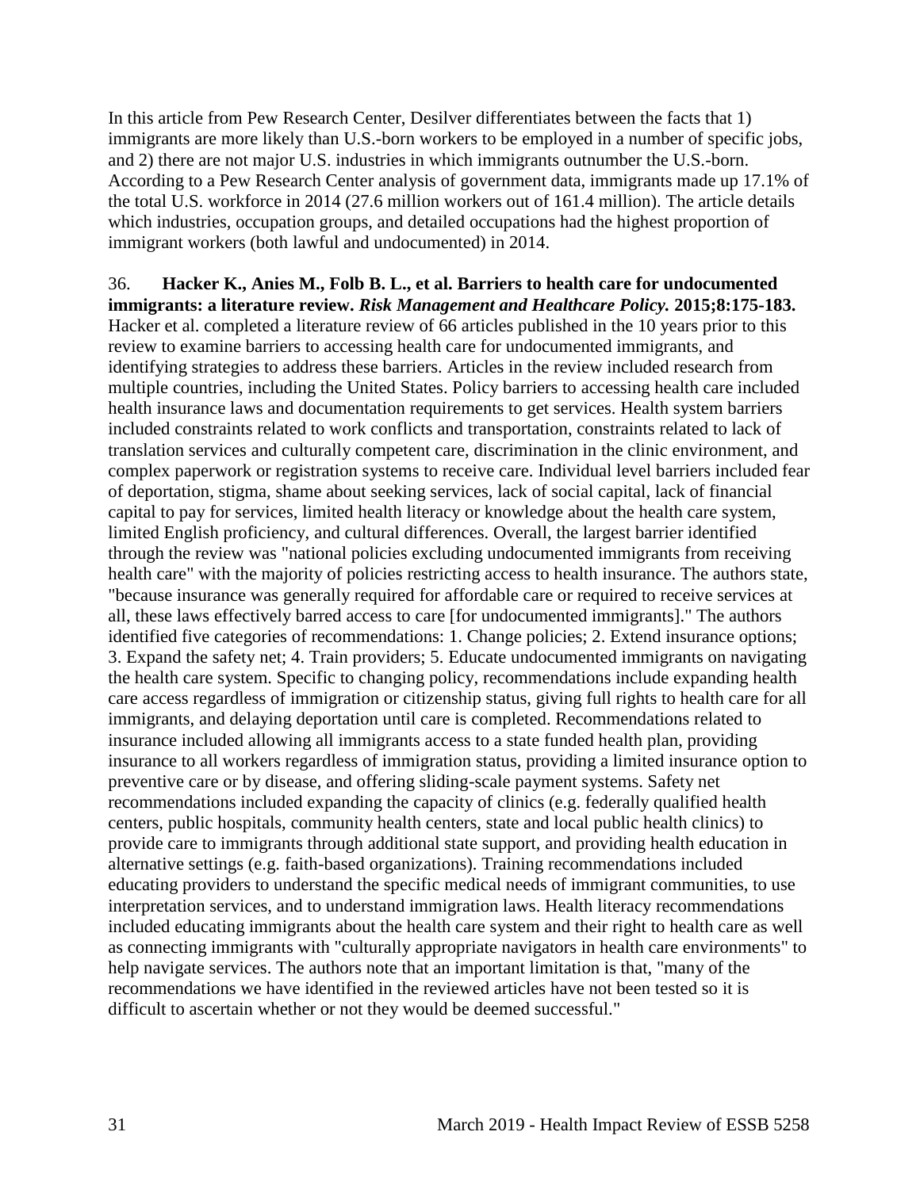In this article from Pew Research Center, Desilver differentiates between the facts that 1) immigrants are more likely than U.S.-born workers to be employed in a number of specific jobs, and 2) there are not major U.S. industries in which immigrants outnumber the U.S.-born. According to a Pew Research Center analysis of government data, immigrants made up 17.1% of the total U.S. workforce in 2014 (27.6 million workers out of 161.4 million). The article details which industries, occupation groups, and detailed occupations had the highest proportion of immigrant workers (both lawful and undocumented) in 2014.

36. **Hacker K., Anies M., Folb B. L., et al. Barriers to health care for undocumented immigrants: a literature review. *Risk Management and Healthcare Policy.* 2015;8:175-183.**
Hacker et al. completed a literature review of 66 articles published in the 10 years prior to this review to examine barriers to accessing health care for undocumented immigrants, and identifying strategies to address these barriers. Articles in the review included research from multiple countries, including the United States. Policy barriers to accessing health care included health insurance laws and documentation requirements to get services. Health system barriers included constraints related to work conflicts and transportation, constraints related to lack of translation services and culturally competent care, discrimination in the clinic environment, and complex paperwork or registration systems to receive care. Individual level barriers included fear of deportation, stigma, shame about seeking services, lack of social capital, lack of financial capital to pay for services, limited health literacy or knowledge about the health care system, limited English proficiency, and cultural differences. Overall, the largest barrier identified through the review was "national policies excluding undocumented immigrants from receiving health care" with the majority of policies restricting access to health insurance. The authors state, "because insurance was generally required for affordable care or required to receive services at all, these laws effectively barred access to care [for undocumented immigrants]." The authors identified five categories of recommendations: 1. Change policies; 2. Extend insurance options; 3. Expand the safety net; 4. Train providers; 5. Educate undocumented immigrants on navigating the health care system. Specific to changing policy, recommendations include expanding health care access regardless of immigration or citizenship status, giving full rights to health care for all immigrants, and delaying deportation until care is completed. Recommendations related to insurance included allowing all immigrants access to a state funded health plan, providing insurance to all workers regardless of immigration status, providing a limited insurance option to preventive care or by disease, and offering sliding-scale payment systems. Safety net recommendations included expanding the capacity of clinics (e.g. federally qualified health centers, public hospitals, community health centers, state and local public health clinics) to provide care to immigrants through additional state support, and providing health education in alternative settings (e.g. faith-based organizations). Training recommendations included educating providers to understand the specific medical needs of immigrant communities, to use interpretation services, and to understand immigration laws. Health literacy recommendations included educating immigrants about the health care system and their right to health care as well as connecting immigrants with "culturally appropriate navigators in health care environments" to help navigate services. The authors note that an important limitation is that, "many of the recommendations we have identified in the reviewed articles have not been tested so it is difficult to ascertain whether or not they would be deemed successful."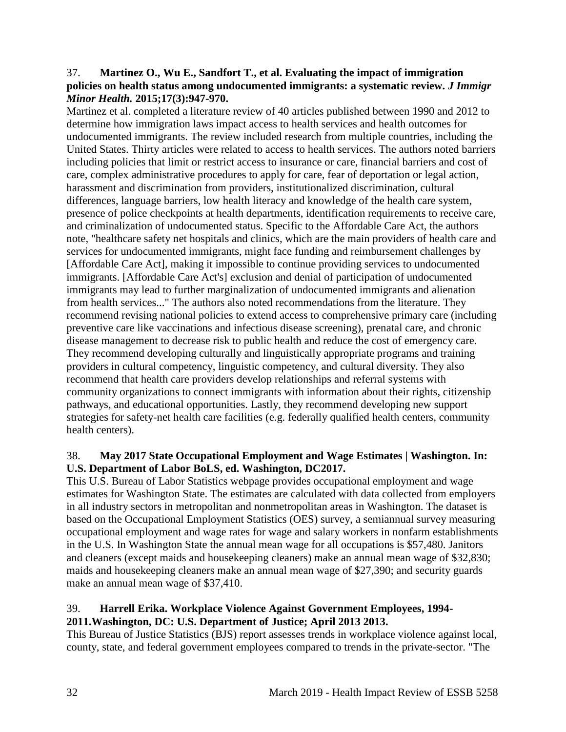37. **Martinez O., Wu E., Sandfort T., et al. Evaluating the impact of immigration policies on health status among undocumented immigrants: a systematic review.** ***J Immigr Minor Health.*** **2015;17(3):947-970.**

Martinez et al. completed a literature review of 40 articles published between 1990 and 2012 to determine how immigration laws impact access to health services and health outcomes for undocumented immigrants. The review included research from multiple countries, including the United States. Thirty articles were related to access to health services. The authors noted barriers including policies that limit or restrict access to insurance or care, financial barriers and cost of care, complex administrative procedures to apply for care, fear of deportation or legal action, harassment and discrimination from providers, institutionalized discrimination, cultural differences, language barriers, low health literacy and knowledge of the health care system, presence of police checkpoints at health departments, identification requirements to receive care, and criminalization of undocumented status. Specific to the Affordable Care Act, the authors note, "healthcare safety net hospitals and clinics, which are the main providers of health care and services for undocumented immigrants, might face funding and reimbursement challenges by [Affordable Care Act], making it impossible to continue providing services to undocumented immigrants. [Affordable Care Act's] exclusion and denial of participation of undocumented immigrants may lead to further marginalization of undocumented immigrants and alienation from health services..." The authors also noted recommendations from the literature. They recommend revising national policies to extend access to comprehensive primary care (including preventive care like vaccinations and infectious disease screening), prenatal care, and chronic disease management to decrease risk to public health and reduce the cost of emergency care. They recommend developing culturally and linguistically appropriate programs and training providers in cultural competency, linguistic competency, and cultural diversity. They also recommend that health care providers develop relationships and referral systems with community organizations to connect immigrants with information about their rights, citizenship pathways, and educational opportunities. Lastly, they recommend developing new support strategies for safety-net health care facilities (e.g. federally qualified health centers, community health centers).

38. **May 2017 State Occupational Employment and Wage Estimates | Washington. In: U.S. Department of Labor BoLS, ed. Washington, DC2017.**

This U.S. Bureau of Labor Statistics webpage provides occupational employment and wage estimates for Washington State. The estimates are calculated with data collected from employers in all industry sectors in metropolitan and nonmetropolitan areas in Washington. The dataset is based on the Occupational Employment Statistics (OES) survey, a semiannual survey measuring occupational employment and wage rates for wage and salary workers in nonfarm establishments in the U.S. In Washington State the annual mean wage for all occupations is $57,480. Janitors and cleaners (except maids and housekeeping cleaners) make an annual mean wage of $32,830; maids and housekeeping cleaners make an annual mean wage of $27,390; and security guards make an annual mean wage of $37,410.

39. **Harrell Erika. Workplace Violence Against Government Employees, 1994-2011.Washington, DC: U.S. Department of Justice; April 2013 2013.**

This Bureau of Justice Statistics (BJS) report assesses trends in workplace violence against local, county, state, and federal government employees compared to trends in the private-sector. "The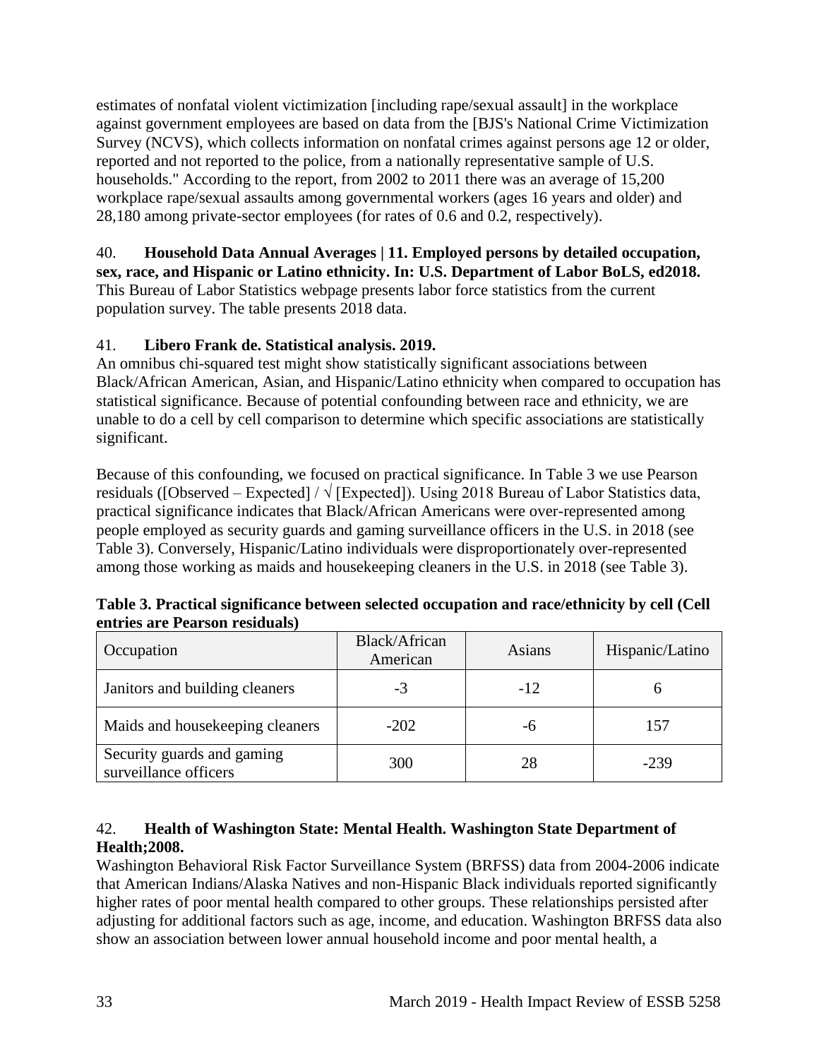estimates of nonfatal violent victimization [including rape/sexual assault] in the workplace against government employees are based on data from the [BJS's National Crime Victimization Survey (NCVS), which collects information on nonfatal crimes against persons age 12 or older, reported and not reported to the police, from a nationally representative sample of U.S. households." According to the report, from 2002 to 2011 there was an average of 15,200 workplace rape/sexual assaults among governmental workers (ages 16 years and older) and 28,180 among private-sector employees (for rates of 0.6 and 0.2, respectively).

40. **Household Data Annual Averages | 11. Employed persons by detailed occupation, sex, race, and Hispanic or Latino ethnicity. In: U.S. Department of Labor BoLS, ed2018.**
This Bureau of Labor Statistics webpage presents labor force statistics from the current population survey. The table presents 2018 data.

41. **Libero Frank de. Statistical analysis. 2019.**
An omnibus chi-squared test might show statistically significant associations between Black/African American, Asian, and Hispanic/Latino ethnicity when compared to occupation has statistical significance. Because of potential confounding between race and ethnicity, we are unable to do a cell by cell comparison to determine which specific associations are statistically significant.

Because of this confounding, we focused on practical significance. In Table 3 we use Pearson residuals ([Observed – Expected] / √ [Expected]). Using 2018 Bureau of Labor Statistics data, practical significance indicates that Black/African Americans were over-represented among people employed as security guards and gaming surveillance officers in the U.S. in 2018 (see Table 3). Conversely, Hispanic/Latino individuals were disproportionately over-represented among those working as maids and housekeeping cleaners in the U.S. in 2018 (see Table 3).

**Table 3. Practical significance between selected occupation and race/ethnicity by cell (Cell entries are Pearson residuals)**

| Occupation | Black/African American | Asians | Hispanic/Latino |
|---|---|---|---|
| Janitors and building cleaners | -3 | -12 | 6 |
| Maids and housekeeping cleaners | -202 | -6 | 157 |
| Security guards and gaming surveillance officers | 300 | 28 | -239 |

42. **Health of Washington State: Mental Health. Washington State Department of Health;2008.**
Washington Behavioral Risk Factor Surveillance System (BRFSS) data from 2004-2006 indicate that American Indians/Alaska Natives and non-Hispanic Black individuals reported significantly higher rates of poor mental health compared to other groups. These relationships persisted after adjusting for additional factors such as age, income, and education. Washington BRFSS data also show an association between lower annual household income and poor mental health, a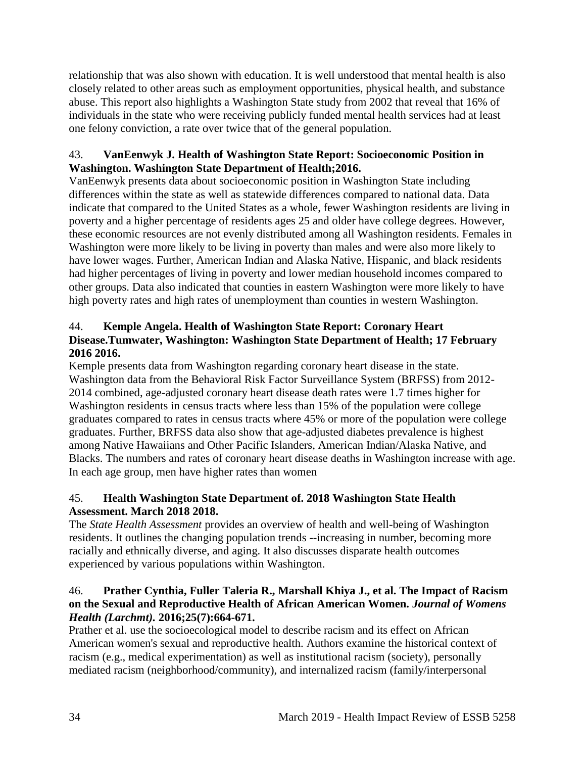relationship that was also shown with education. It is well understood that mental health is also closely related to other areas such as employment opportunities, physical health, and substance abuse. This report also highlights a Washington State study from 2002 that reveal that 16% of individuals in the state who were receiving publicly funded mental health services had at least one felony conviction, a rate over twice that of the general population.

43. **VanEenwyk J. Health of Washington State Report: Socioeconomic Position in Washington. Washington State Department of Health;2016.**
VanEenwyk presents data about socioeconomic position in Washington State including differences within the state as well as statewide differences compared to national data. Data indicate that compared to the United States as a whole, fewer Washington residents are living in poverty and a higher percentage of residents ages 25 and older have college degrees. However, these economic resources are not evenly distributed among all Washington residents. Females in Washington were more likely to be living in poverty than males and were also more likely to have lower wages. Further, American Indian and Alaska Native, Hispanic, and black residents had higher percentages of living in poverty and lower median household incomes compared to other groups. Data also indicated that counties in eastern Washington were more likely to have high poverty rates and high rates of unemployment than counties in western Washington.

44. **Kemple Angela. Health of Washington State Report: Coronary Heart Disease.Tumwater, Washington: Washington State Department of Health; 17 February 2016 2016.**
Kemple presents data from Washington regarding coronary heart disease in the state. Washington data from the Behavioral Risk Factor Surveillance System (BRFSS) from 2012-2014 combined, age-adjusted coronary heart disease death rates were 1.7 times higher for Washington residents in census tracts where less than 15% of the population were college graduates compared to rates in census tracts where 45% or more of the population were college graduates. Further, BRFSS data also show that age-adjusted diabetes prevalence is highest among Native Hawaiians and Other Pacific Islanders, American Indian/Alaska Native, and Blacks. The numbers and rates of coronary heart disease deaths in Washington increase with age. In each age group, men have higher rates than women

45. **Health Washington State Department of. 2018 Washington State Health Assessment. March 2018 2018.**
The *State Health Assessment* provides an overview of health and well-being of Washington residents. It outlines the changing population trends --increasing in number, becoming more racially and ethnically diverse, and aging. It also discusses disparate health outcomes experienced by various populations within Washington.

46. **Prather Cynthia, Fuller Taleria R., Marshall Khiya J., et al. The Impact of Racism on the Sexual and Reproductive Health of African American Women. *Journal of Womens Health (Larchmt).* 2016;25(7):664-671.**
Prather et al. use the socioecological model to describe racism and its effect on African American women's sexual and reproductive health. Authors examine the historical context of racism (e.g., medical experimentation) as well as institutional racism (society), personally mediated racism (neighborhood/community), and internalized racism (family/interpersonal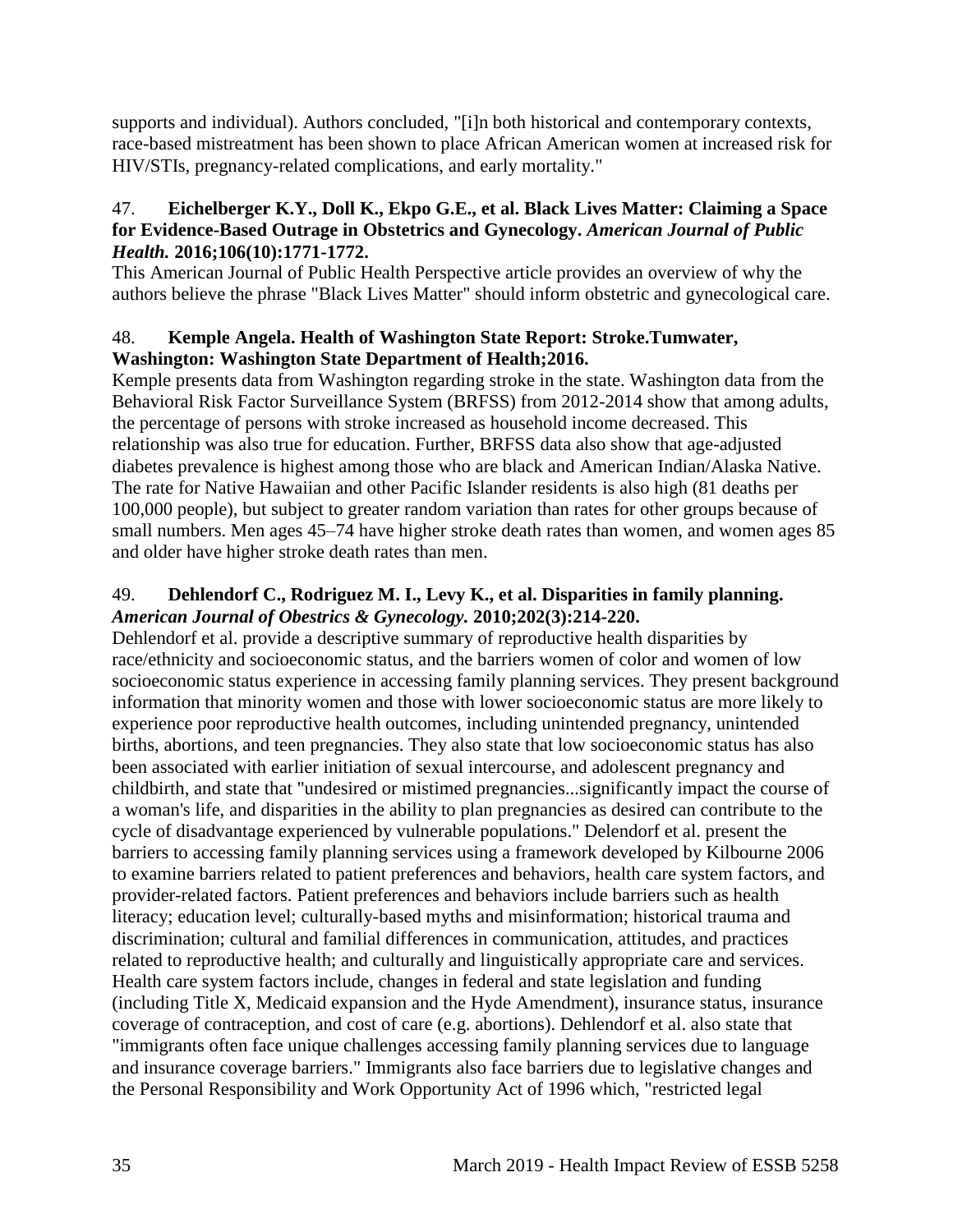supports and individual). Authors concluded, "[i]n both historical and contemporary contexts, race-based mistreatment has been shown to place African American women at increased risk for HIV/STIs, pregnancy-related complications, and early mortality."

47. **Eichelberger K.Y., Doll K., Ekpo G.E., et al. Black Lives Matter: Claiming a Space for Evidence-Based Outrage in Obstetrics and Gynecology.** ***American Journal of Public Health.*** **2016;106(10):1771-1772.**
This American Journal of Public Health Perspective article provides an overview of why the authors believe the phrase "Black Lives Matter" should inform obstetric and gynecological care.

48. **Kemple Angela. Health of Washington State Report: Stroke.Tumwater, Washington: Washington State Department of Health;2016.**
Kemple presents data from Washington regarding stroke in the state. Washington data from the Behavioral Risk Factor Surveillance System (BRFSS) from 2012-2014 show that among adults, the percentage of persons with stroke increased as household income decreased. This relationship was also true for education. Further, BRFSS data also show that age-adjusted diabetes prevalence is highest among those who are black and American Indian/Alaska Native. The rate for Native Hawaiian and other Pacific Islander residents is also high (81 deaths per 100,000 people), but subject to greater random variation than rates for other groups because of small numbers. Men ages 45–74 have higher stroke death rates than women, and women ages 85 and older have higher stroke death rates than men.

49. **Dehlendorf C., Rodriguez M. I., Levy K., et al. Disparities in family planning.** ***American Journal of Obestrics & Gynecology.*** **2010;202(3):214-220.**
Dehlendorf et al. provide a descriptive summary of reproductive health disparities by race/ethnicity and socioeconomic status, and the barriers women of color and women of low socioeconomic status experience in accessing family planning services. They present background information that minority women and those with lower socioeconomic status are more likely to experience poor reproductive health outcomes, including unintended pregnancy, unintended births, abortions, and teen pregnancies. They also state that low socioeconomic status has also been associated with earlier initiation of sexual intercourse, and adolescent pregnancy and childbirth, and state that "undesired or mistimed pregnancies...significantly impact the course of a woman's life, and disparities in the ability to plan pregnancies as desired can contribute to the cycle of disadvantage experienced by vulnerable populations." Delendorf et al. present the barriers to accessing family planning services using a framework developed by Kilbourne 2006 to examine barriers related to patient preferences and behaviors, health care system factors, and provider-related factors. Patient preferences and behaviors include barriers such as health literacy; education level; culturally-based myths and misinformation; historical trauma and discrimination; cultural and familial differences in communication, attitudes, and practices related to reproductive health; and culturally and linguistically appropriate care and services. Health care system factors include, changes in federal and state legislation and funding (including Title X, Medicaid expansion and the Hyde Amendment), insurance status, insurance coverage of contraception, and cost of care (e.g. abortions). Dehlendorf et al. also state that "immigrants often face unique challenges accessing family planning services due to language and insurance coverage barriers." Immigrants also face barriers due to legislative changes and the Personal Responsibility and Work Opportunity Act of 1996 which, "restricted legal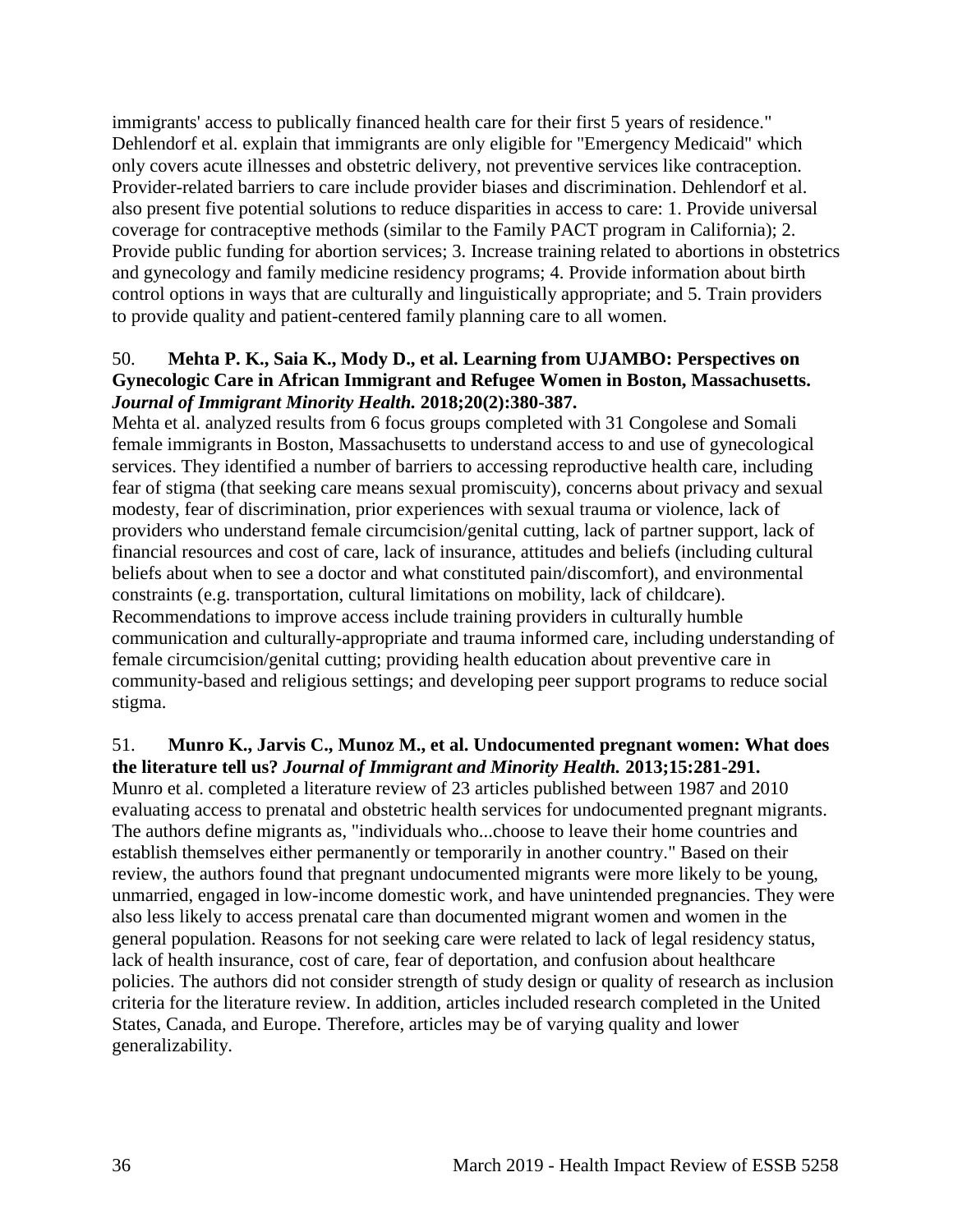immigrants' access to publically financed health care for their first 5 years of residence." Dehlendorf et al. explain that immigrants are only eligible for "Emergency Medicaid" which only covers acute illnesses and obstetric delivery, not preventive services like contraception. Provider-related barriers to care include provider biases and discrimination. Dehlendorf et al. also present five potential solutions to reduce disparities in access to care: 1. Provide universal coverage for contraceptive methods (similar to the Family PACT program in California); 2. Provide public funding for abortion services; 3. Increase training related to abortions in obstetrics and gynecology and family medicine residency programs; 4. Provide information about birth control options in ways that are culturally and linguistically appropriate; and 5. Train providers to provide quality and patient-centered family planning care to all women.

50. **Mehta P. K., Saia K., Mody D., et al. Learning from UJAMBO: Perspectives on Gynecologic Care in African Immigrant and Refugee Women in Boston, Massachusetts.** ***Journal of Immigrant Minority Health.*** **2018;20(2):380-387.**

Mehta et al. analyzed results from 6 focus groups completed with 31 Congolese and Somali female immigrants in Boston, Massachusetts to understand access to and use of gynecological services. They identified a number of barriers to accessing reproductive health care, including fear of stigma (that seeking care means sexual promiscuity), concerns about privacy and sexual modesty, fear of discrimination, prior experiences with sexual trauma or violence, lack of providers who understand female circumcision/genital cutting, lack of partner support, lack of financial resources and cost of care, lack of insurance, attitudes and beliefs (including cultural beliefs about when to see a doctor and what constituted pain/discomfort), and environmental constraints (e.g. transportation, cultural limitations on mobility, lack of childcare). Recommendations to improve access include training providers in culturally humble communication and culturally-appropriate and trauma informed care, including understanding of female circumcision/genital cutting; providing health education about preventive care in community-based and religious settings; and developing peer support programs to reduce social stigma.

51. **Munro K., Jarvis C., Munoz M., et al. Undocumented pregnant women: What does the literature tell us?** ***Journal of Immigrant and Minority Health.*** **2013;15:281-291.**

Munro et al. completed a literature review of 23 articles published between 1987 and 2010 evaluating access to prenatal and obstetric health services for undocumented pregnant migrants. The authors define migrants as, "individuals who...choose to leave their home countries and establish themselves either permanently or temporarily in another country." Based on their review, the authors found that pregnant undocumented migrants were more likely to be young, unmarried, engaged in low-income domestic work, and have unintended pregnancies. They were also less likely to access prenatal care than documented migrant women and women in the general population. Reasons for not seeking care were related to lack of legal residency status, lack of health insurance, cost of care, fear of deportation, and confusion about healthcare policies. The authors did not consider strength of study design or quality of research as inclusion criteria for the literature review. In addition, articles included research completed in the United States, Canada, and Europe. Therefore, articles may be of varying quality and lower generalizability.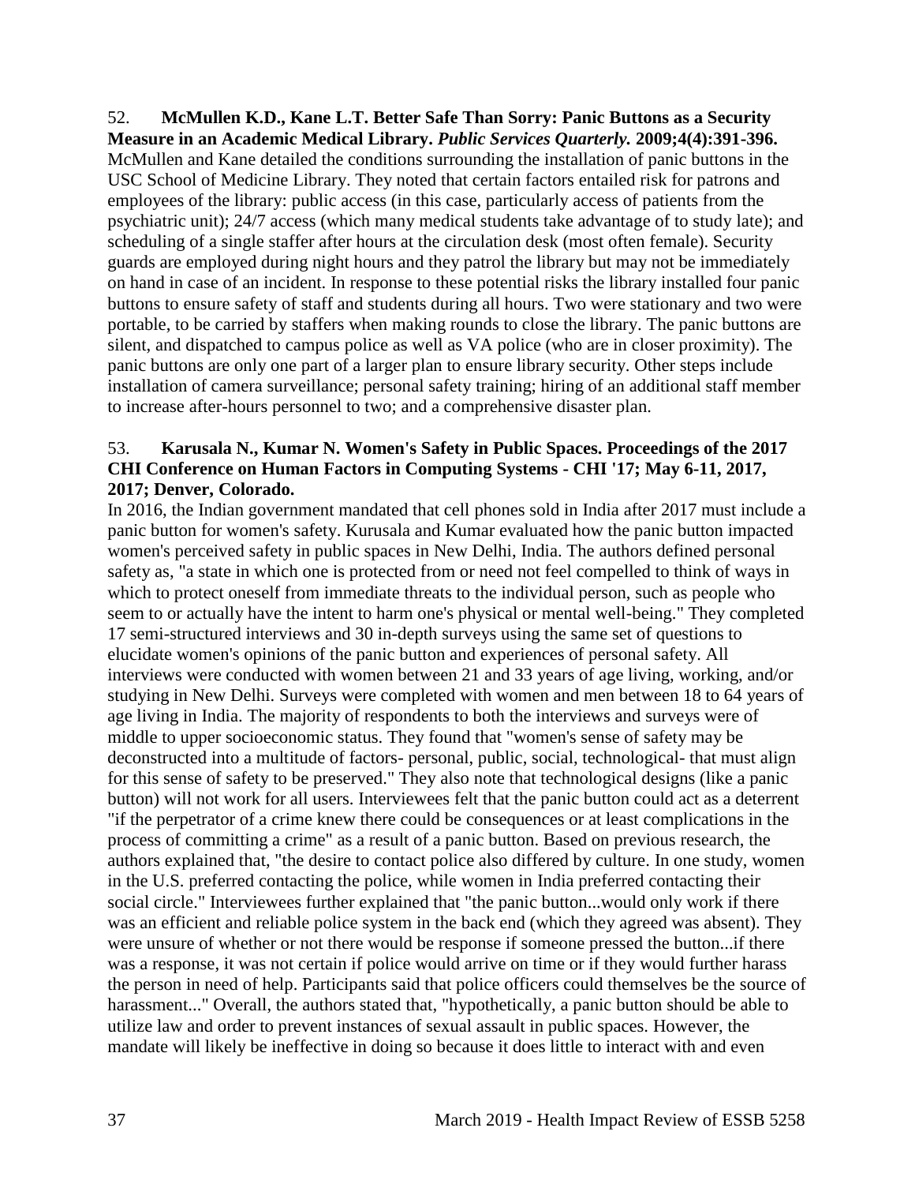52. **McMullen K.D., Kane L.T. Better Safe Than Sorry: Panic Buttons as a Security Measure in an Academic Medical Library.** ***Public Services Quarterly.*** **2009;4(4):391-396.**
McMullen and Kane detailed the conditions surrounding the installation of panic buttons in the USC School of Medicine Library. They noted that certain factors entailed risk for patrons and employees of the library: public access (in this case, particularly access of patients from the psychiatric unit); 24/7 access (which many medical students take advantage of to study late); and scheduling of a single staffer after hours at the circulation desk (most often female). Security guards are employed during night hours and they patrol the library but may not be immediately on hand in case of an incident. In response to these potential risks the library installed four panic buttons to ensure safety of staff and students during all hours. Two were stationary and two were portable, to be carried by staffers when making rounds to close the library. The panic buttons are silent, and dispatched to campus police as well as VA police (who are in closer proximity). The panic buttons are only one part of a larger plan to ensure library security. Other steps include installation of camera surveillance; personal safety training; hiring of an additional staff member to increase after-hours personnel to two; and a comprehensive disaster plan.

53. **Karusala N., Kumar N. Women's Safety in Public Spaces. Proceedings of the 2017 CHI Conference on Human Factors in Computing Systems - CHI '17; May 6-11, 2017, 2017; Denver, Colorado.**
In 2016, the Indian government mandated that cell phones sold in India after 2017 must include a panic button for women's safety. Kurusala and Kumar evaluated how the panic button impacted women's perceived safety in public spaces in New Delhi, India. The authors defined personal safety as, "a state in which one is protected from or need not feel compelled to think of ways in which to protect oneself from immediate threats to the individual person, such as people who seem to or actually have the intent to harm one's physical or mental well-being." They completed 17 semi-structured interviews and 30 in-depth surveys using the same set of questions to elucidate women's opinions of the panic button and experiences of personal safety. All interviews were conducted with women between 21 and 33 years of age living, working, and/or studying in New Delhi. Surveys were completed with women and men between 18 to 64 years of age living in India. The majority of respondents to both the interviews and surveys were of middle to upper socioeconomic status. They found that "women's sense of safety may be deconstructed into a multitude of factors- personal, public, social, technological- that must align for this sense of safety to be preserved." They also note that technological designs (like a panic button) will not work for all users. Interviewees felt that the panic button could act as a deterrent "if the perpetrator of a crime knew there could be consequences or at least complications in the process of committing a crime" as a result of a panic button. Based on previous research, the authors explained that, "the desire to contact police also differed by culture. In one study, women in the U.S. preferred contacting the police, while women in India preferred contacting their social circle." Interviewees further explained that "the panic button...would only work if there was an efficient and reliable police system in the back end (which they agreed was absent). They were unsure of whether or not there would be response if someone pressed the button...if there was a response, it was not certain if police would arrive on time or if they would further harass the person in need of help. Participants said that police officers could themselves be the source of harassment..." Overall, the authors stated that, "hypothetically, a panic button should be able to utilize law and order to prevent instances of sexual assault in public spaces. However, the mandate will likely be ineffective in doing so because it does little to interact with and even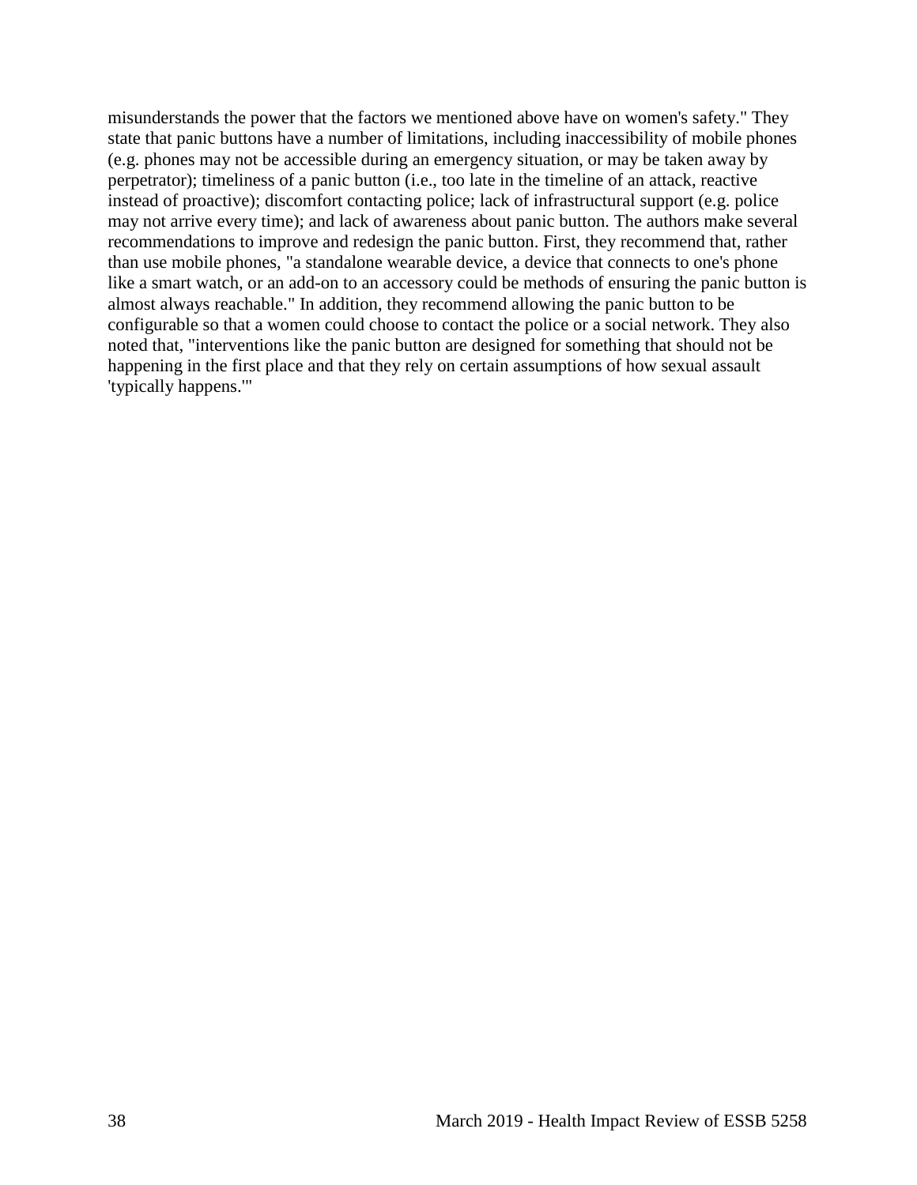misunderstands the power that the factors we mentioned above have on women's safety." They state that panic buttons have a number of limitations, including inaccessibility of mobile phones (e.g. phones may not be accessible during an emergency situation, or may be taken away by perpetrator); timeliness of a panic button (i.e., too late in the timeline of an attack, reactive instead of proactive); discomfort contacting police; lack of infrastructural support (e.g. police may not arrive every time); and lack of awareness about panic button. The authors make several recommendations to improve and redesign the panic button. First, they recommend that, rather than use mobile phones, "a standalone wearable device, a device that connects to one's phone like a smart watch, or an add-on to an accessory could be methods of ensuring the panic button is almost always reachable." In addition, they recommend allowing the panic button to be configurable so that a women could choose to contact the police or a social network. They also noted that, "interventions like the panic button are designed for something that should not be happening in the first place and that they rely on certain assumptions of how sexual assault 'typically happens.'"